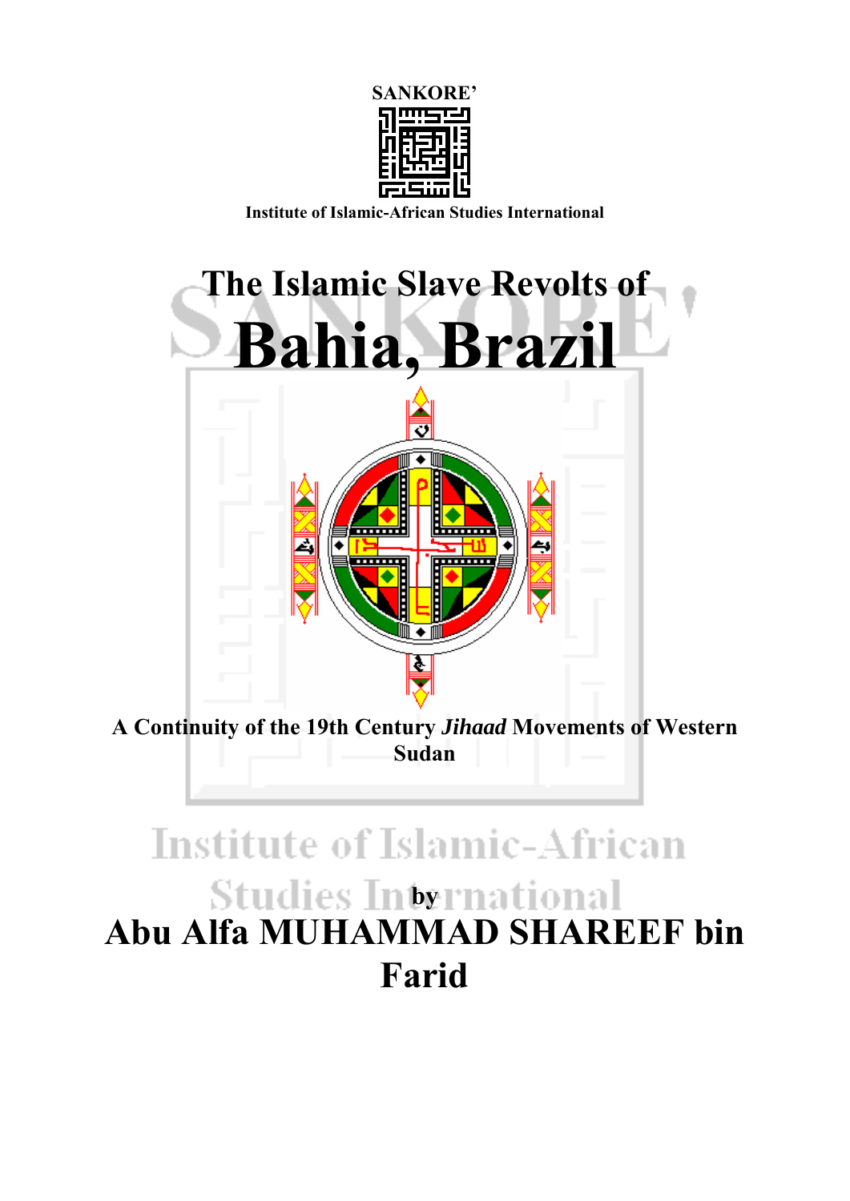SANKORE'

Institute of Islamic-African Studies International

# The Islamic Slave Revolts of Bahia, Brazil

**A Continuity of the 19th Century *Jihaad* Movements of Western Sudan**

by

**Abu Alfa MUHAMMAD SHAREEF bin Farid**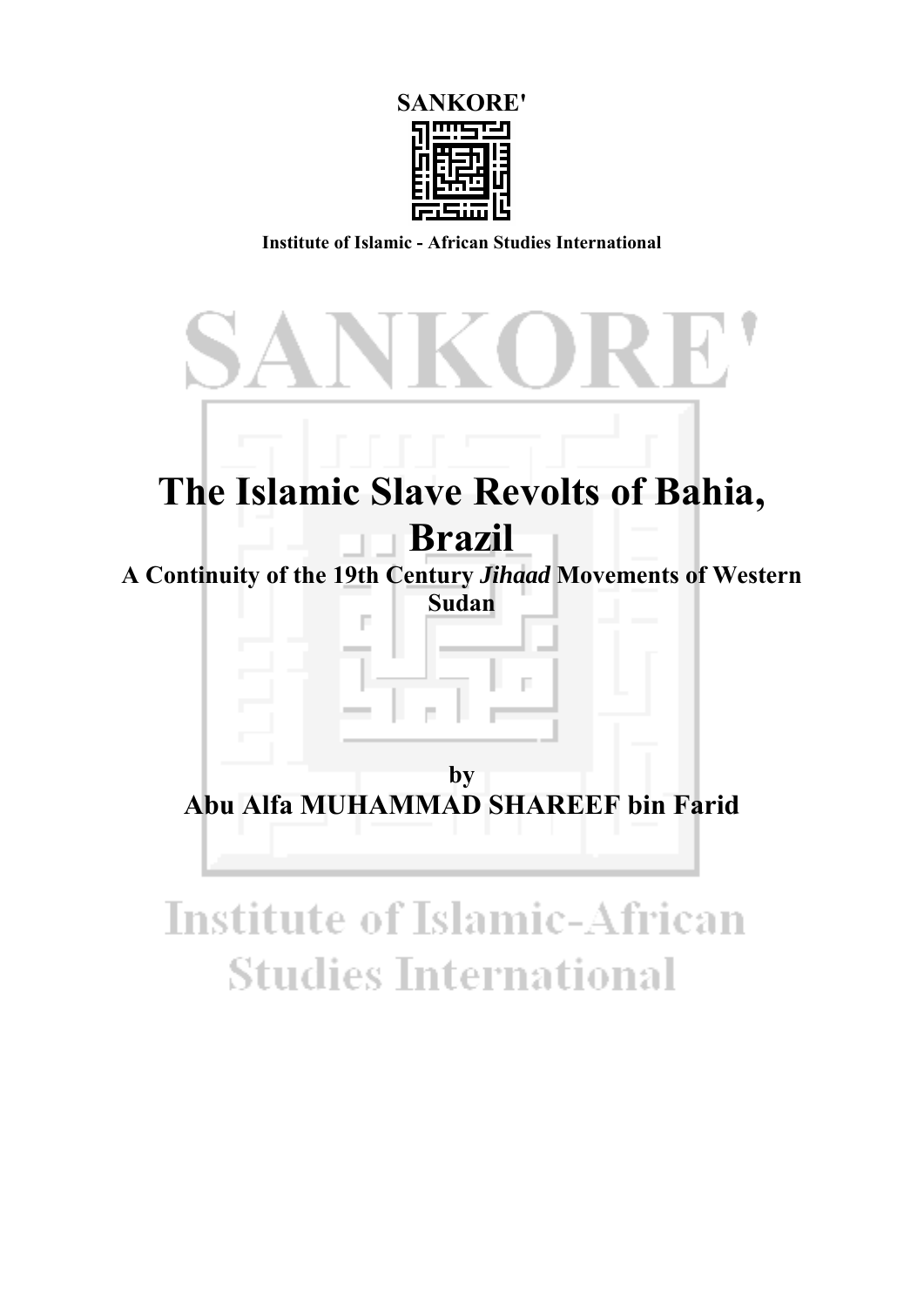**SANKORE'**

**Institute of Islamic - African Studies International**

# The Islamic Slave Revolts of Bahia, Brazil

**A Continuity of the 19th Century *Jihaad* Movements of Western Sudan**

**by**

**Abu Alfa MUHAMMAD SHAREEF bin Farid**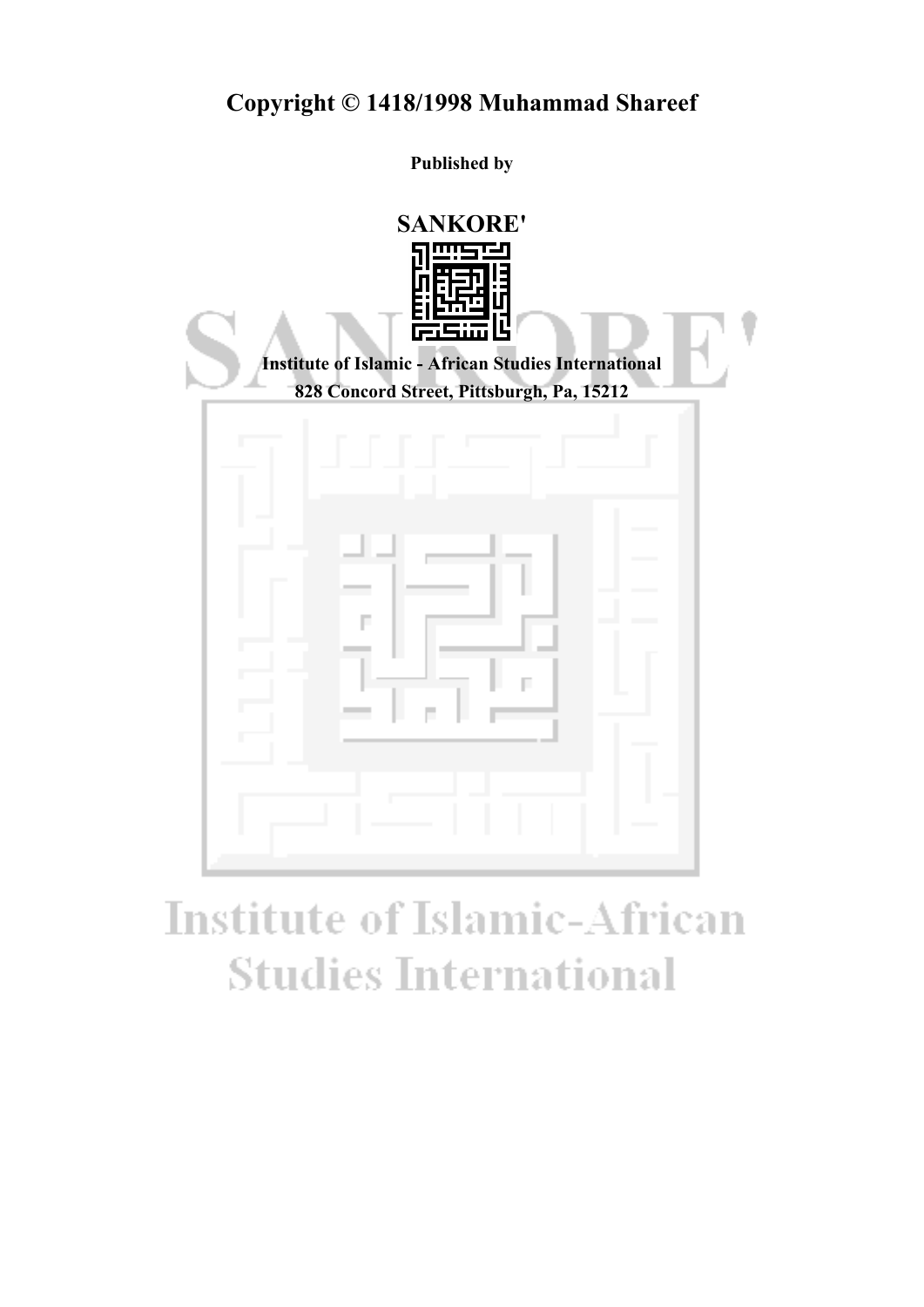**Copyright © 1418/1998 Muhammad Shareef**

**Published by**

**SANKORE'**

**Institute of Islamic - African Studies International**
**828 Concord Street, Pittsburgh, Pa, 15212**

Institute of Islamic-African Studies International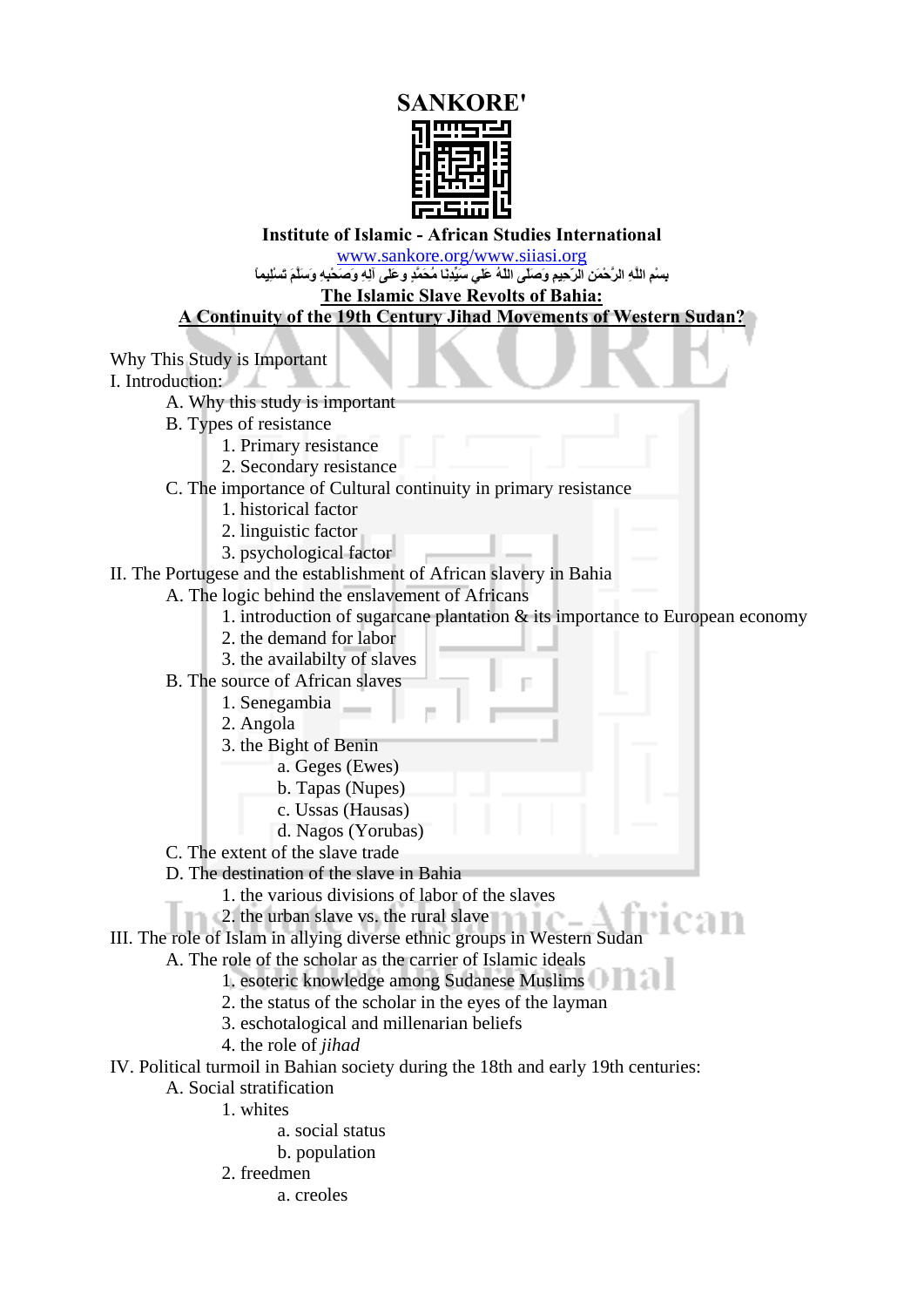# SANKORE'

**Institute of Islamic - African Studies International**

www.sankore.org/www.siiasi.org

**بِسْمِ اللَّهِ الرَّحْمَنِ الرَّحِيمِ وَصَلَّى اللَّهُ عَلَي سَيِّدِنَا مُحَمَّدٍ وعلى آلِهِ وَصَحْبِهِ وَسَلَّمَ تَسْلِيماً**

## The Islamic Slave Revolts of Bahia: A Continuity of the 19th Century Jihad Movements of Western Sudan?

Why This Study is Important

I. Introduction:
- A. Why this study is important
- B. Types of resistance
  - 1. Primary resistance
  - 2. Secondary resistance
- C. The importance of Cultural continuity in primary resistance
  - 1. historical factor
  - 2. linguistic factor
  - 3. psychological factor

II. The Portugese and the establishment of African slavery in Bahia
- A. The logic behind the enslavement of Africans
  - 1. introduction of sugarcane plantation & its importance to European economy
  - 2. the demand for labor
  - 3. the availabilty of slaves
- B. The source of African slaves
  - 1. Senegambia
  - 2. Angola
  - 3. the Bight of Benin
    - a. Geges (Ewes)
    - b. Tapas (Nupes)
    - c. Ussas (Hausas)
    - d. Nagos (Yorubas)
- C. The extent of the slave trade
- D. The destination of the slave in Bahia
  - 1. the various divisions of labor of the slaves
  - 2. the urban slave vs. the rural slave

III. The role of Islam in allying diverse ethnic groups in Western Sudan
- A. The role of the scholar as the carrier of Islamic ideals
  - 1. esoteric knowledge among Sudanese Muslims
  - 2. the status of the scholar in the eyes of the layman
  - 3. eschotalogical and millenarian beliefs
  - 4. the role of *jihad*

IV. Political turmoil in Bahian society during the 18th and early 19th centuries:
- A. Social stratification
  - 1. whites
    - a. social status
    - b. population
  - 2. freedmen
    - a. creoles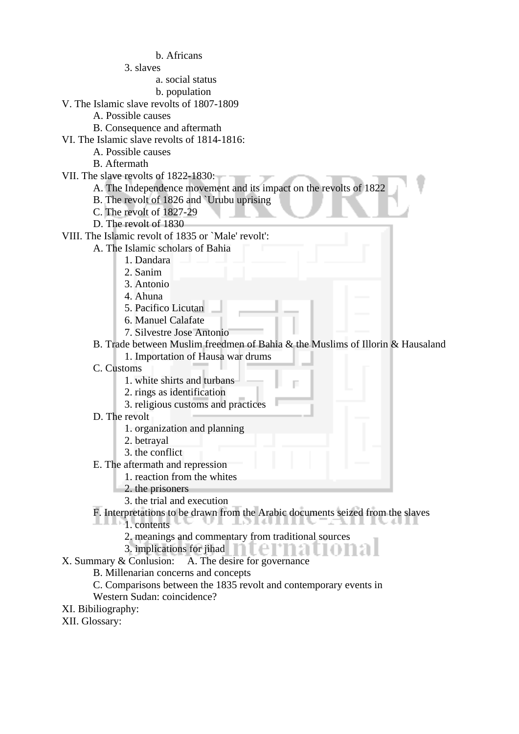b. Africans
    3. slaves
        a. social status
        b. population

V. The Islamic slave revolts of 1807-1809
  A. Possible causes
  B. Consequence and aftermath

VI. The Islamic slave revolts of 1814-1816:
  A. Possible causes
  B. Aftermath

VII. The slave revolts of 1822-1830:
  A. The Independence movement and its impact on the revolts of 1822
  B. The revolt of 1826 and `Urubu uprising
  C. The revolt of 1827-29
  D. The revolt of 1830

VIII. The Islamic revolt of 1835 or `Male' revolt':
  A. The Islamic scholars of Bahia
    1. Dandara
    2. Sanim
    3. Antonio
    4. Ahuna
    5. Pacifico Licutan
    6. Manuel Calafate
    7. Silvestre Jose Antonio
  B. Trade between Muslim freedmen of Bahia & the Muslims of Illorin & Hausaland
    1. Importation of Hausa war drums
  C. Customs
    1. white shirts and turbans
    2. rings as identification
    3. religious customs and practices
  D. The revolt
    1. organization and planning
    2. betrayal
    3. the conflict
  E. The aftermath and repression
    1. reaction from the whites
    2. the prisoners
    3. the trial and execution
  F. Interpretations to be drawn from the Arabic documents seized from the slaves
    1. contents
    2. meanings and commentary from traditional sources
    3. implications for jihad

X. Summary & Conlusion:   A. The desire for governance
  B. Millenarian concerns and concepts
  C. Comparisons between the 1835 revolt and contemporary events in
  Western Sudan: coincidence?

XI. Bibiliography:

XII. Glossary: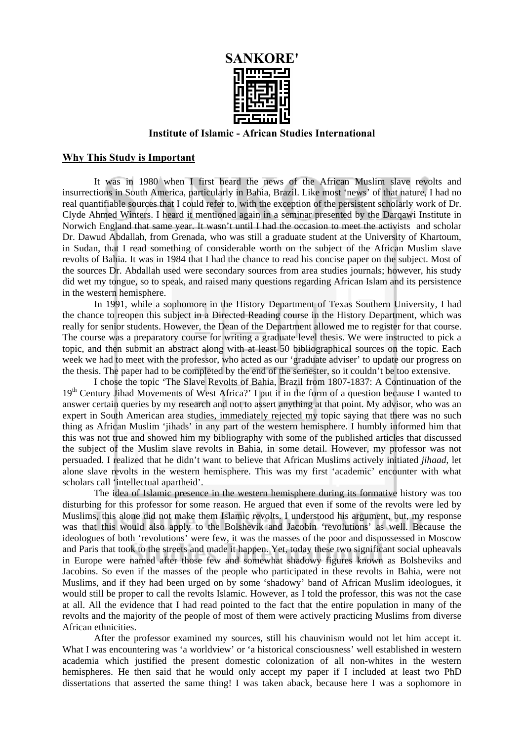# SANKORE'

### Institute of Islamic - African Studies International

**Why This Study is Important**

It was in 1980 when I first heard the news of the African Muslim slave revolts and insurrections in South America, particularly in Bahia, Brazil. Like most 'news' of that nature, I had no real quantifiable sources that I could refer to, with the exception of the persistent scholarly work of Dr. Clyde Ahmed Winters. I heard it mentioned again in a seminar presented by the Darqawi Institute in Norwich England that same year. It wasn't until I had the occasion to meet the activists and scholar Dr. Dawud Abdallah, from Grenada, who was still a graduate student at the University of Khartoum, in Sudan, that I read something of considerable worth on the subject of the African Muslim slave revolts of Bahia. It was in 1984 that I had the chance to read his concise paper on the subject. Most of the sources Dr. Abdallah used were secondary sources from area studies journals; however, his study did wet my tongue, so to speak, and raised many questions regarding African Islam and its persistence in the western hemisphere.

In 1991, while a sophomore in the History Department of Texas Southern University, I had the chance to reopen this subject in a Directed Reading course in the History Department, which was really for senior students. However, the Dean of the Department allowed me to register for that course. The course was a preparatory course for writing a graduate level thesis. We were instructed to pick a topic, and then submit an abstract along with at least 50 bibliographical sources on the topic. Each week we had to meet with the professor, who acted as our 'graduate adviser' to update our progress on the thesis. The paper had to be completed by the end of the semester, so it couldn't be too extensive.

I chose the topic 'The Slave Revolts of Bahia, Brazil from 1807-1837: A Continuation of the 19th Century Jihad Movements of West Africa?' I put it in the form of a question because I wanted to answer certain queries by my research and not to assert anything at that point. My advisor, who was an expert in South American area studies, immediately rejected my topic saying that there was no such thing as African Muslim 'jihads' in any part of the western hemisphere. I humbly informed him that this was not true and showed him my bibliography with some of the published articles that discussed the subject of the Muslim slave revolts in Bahia, in some detail. However, my professor was not persuaded. I realized that he didn't want to believe that African Muslims actively initiated *jihaad*, let alone slave revolts in the western hemisphere. This was my first 'academic' encounter with what scholars call 'intellectual apartheid'.

The idea of Islamic presence in the western hemisphere during its formative history was too disturbing for this professor for some reason. He argued that even if some of the revolts were led by Muslims, this alone did not make them Islamic revolts. I understood his argument, but, my response was that this would also apply to the Bolshevik and Jacobin 'revolutions' as well. Because the ideologues of both 'revolutions' were few, it was the masses of the poor and dispossessed in Moscow and Paris that took to the streets and made it happen. Yet, today these two significant social upheavals in Europe were named after those few and somewhat shadowy figures known as Bolsheviks and Jacobins. So even if the masses of the people who participated in these revolts in Bahia, were not Muslims, and if they had been urged on by some 'shadowy' band of African Muslim ideologues, it would still be proper to call the revolts Islamic. However, as I told the professor, this was not the case at all. All the evidence that I had read pointed to the fact that the entire population in many of the revolts and the majority of the people of most of them were actively practicing Muslims from diverse African ethnicities.

After the professor examined my sources, still his chauvinism would not let him accept it. What I was encountering was 'a worldview' or 'a historical consciousness' well established in western academia which justified the present domestic colonization of all non-whites in the western hemispheres. He then said that he would only accept my paper if I included at least two PhD dissertations that asserted the same thing! I was taken aback, because here I was a sophomore in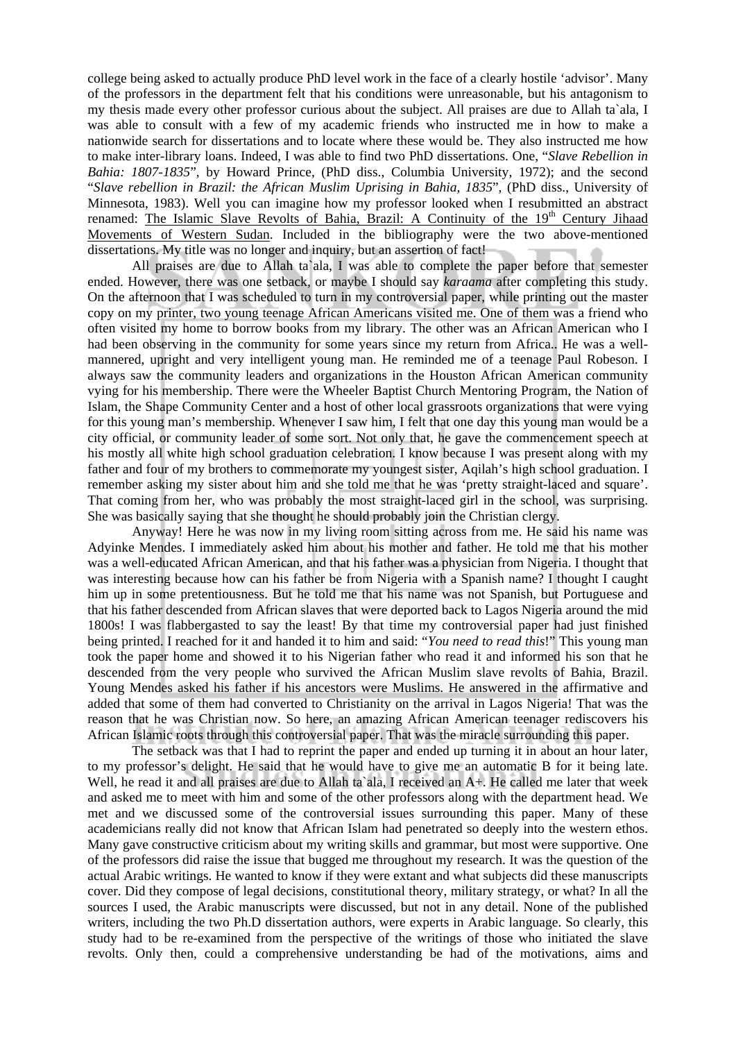college being asked to actually produce PhD level work in the face of a clearly hostile 'advisor'. Many of the professors in the department felt that his conditions were unreasonable, but his antagonism to my thesis made every other professor curious about the subject. All praises are due to Allah ta`ala, I was able to consult with a few of my academic friends who instructed me in how to make a nationwide search for dissertations and to locate where these would be. They also instructed me how to make inter-library loans. Indeed, I was able to find two PhD dissertations. One, "*Slave Rebellion in Bahia: 1807-1835*", by Howard Prince, (PhD diss., Columbia University, 1972); and the second "*Slave rebellion in Brazil: the African Muslim Uprising in Bahia, 1835*", (PhD diss., University of Minnesota, 1983). Well you can imagine how my professor looked when I resubmitted an abstract renamed: <u>The Islamic Slave Revolts of Bahia, Brazil: A Continuity of the 19th Century Jihaad Movements of Western Sudan</u>. Included in the bibliography were the two above-mentioned dissertations. My title was no longer and inquiry, but an assertion of fact!

All praises are due to Allah ta`ala, I was able to complete the paper before that semester ended. However, there was one setback, or maybe I should say *karaama* after completing this study. On the afternoon that I was scheduled to turn in my controversial paper, while printing out the master copy on my printer, two young teenage African Americans visited me. One of them was a friend who often visited my home to borrow books from my library. The other was an African American who I had been observing in the community for some years since my return from Africa.. He was a well-mannered, upright and very intelligent young man. He reminded me of a teenage Paul Robeson. I always saw the community leaders and organizations in the Houston African American community vying for his membership. There were the Wheeler Baptist Church Mentoring Program, the Nation of Islam, the Shape Community Center and a host of other local grassroots organizations that were vying for this young man's membership. Whenever I saw him, I felt that one day this young man would be a city official, or community leader of some sort. Not only that, he gave the commencement speech at his mostly all white high school graduation celebration. I know because I was present along with my father and four of my brothers to commemorate my youngest sister, Aqilah's high school graduation. I remember asking my sister about him and she told me that he was 'pretty straight-laced and square'. That coming from her, who was probably the most straight-laced girl in the school, was surprising. She was basically saying that she thought he should probably join the Christian clergy.

Anyway! Here he was now in my living room sitting across from me. He said his name was Adyinke Mendes. I immediately asked him about his mother and father. He told me that his mother was a well-educated African American, and that his father was a physician from Nigeria. I thought that was interesting because how can his father be from Nigeria with a Spanish name? I thought I caught him up in some pretentiousness. But he told me that his name was not Spanish, but Portuguese and that his father descended from African slaves that were deported back to Lagos Nigeria around the mid 1800s! I was flabbergasted to say the least! By that time my controversial paper had just finished being printed. I reached for it and handed it to him and said: "*You need to read this*!" This young man took the paper home and showed it to his Nigerian father who read it and informed his son that he descended from the very people who survived the African Muslim slave revolts of Bahia, Brazil. Young Mendes asked his father if his ancestors were Muslims. He answered in the affirmative and added that some of them had converted to Christianity on the arrival in Lagos Nigeria! That was the reason that he was Christian now. So here, an amazing African American teenager rediscovers his African Islamic roots through this controversial paper. That was the miracle surrounding this paper.

The setback was that I had to reprint the paper and ended up turning it in about an hour later, to my professor's delight. He said that he would have to give me an automatic B for it being late. Well, he read it and all praises are due to Allah ta`ala, I received an A+. He called me later that week and asked me to meet with him and some of the other professors along with the department head. We met and we discussed some of the controversial issues surrounding this paper. Many of these academicians really did not know that African Islam had penetrated so deeply into the western ethos. Many gave constructive criticism about my writing skills and grammar, but most were supportive. One of the professors did raise the issue that bugged me throughout my research. It was the question of the actual Arabic writings. He wanted to know if they were extant and what subjects did these manuscripts cover. Did they compose of legal decisions, constitutional theory, military strategy, or what? In all the sources I used, the Arabic manuscripts were discussed, but not in any detail. None of the published writers, including the two Ph.D dissertation authors, were experts in Arabic language. So clearly, this study had to be re-examined from the perspective of the writings of those who initiated the slave revolts. Only then, could a comprehensive understanding be had of the motivations, aims and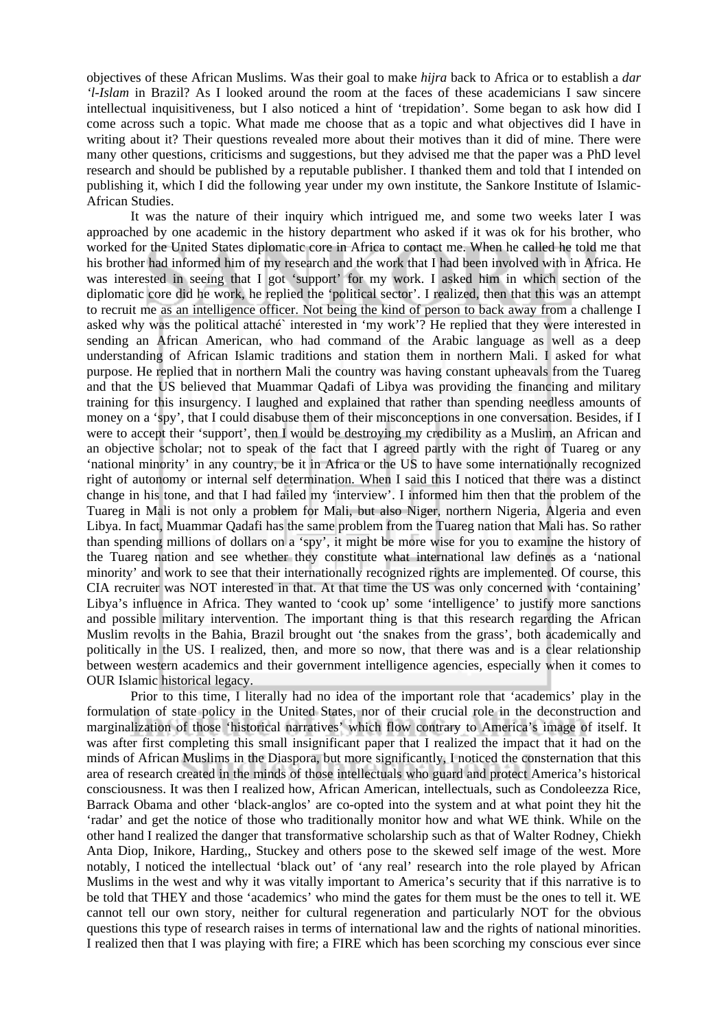objectives of these African Muslims. Was their goal to make *hijra* back to Africa or to establish a *dar 'l-Islam* in Brazil? As I looked around the room at the faces of these academicians I saw sincere intellectual inquisitiveness, but I also noticed a hint of 'trepidation'. Some began to ask how did I come across such a topic. What made me choose that as a topic and what objectives did I have in writing about it? Their questions revealed more about their motives than it did of mine. There were many other questions, criticisms and suggestions, but they advised me that the paper was a PhD level research and should be published by a reputable publisher. I thanked them and told that I intended on publishing it, which I did the following year under my own institute, the Sankore Institute of Islamic-African Studies.

It was the nature of their inquiry which intrigued me, and some two weeks later I was approached by one academic in the history department who asked if it was ok for his brother, who worked for the United States diplomatic core in Africa to contact me. When he called he told me that his brother had informed him of my research and the work that I had been involved with in Africa. He was interested in seeing that I got 'support' for my work. I asked him in which section of the diplomatic core did he work, he replied the 'political sector'. I realized, then that this was an attempt to recruit me as an intelligence officer. Not being the kind of person to back away from a challenge I asked why was the political attaché` interested in 'my work'? He replied that they were interested in sending an African American, who had command of the Arabic language as well as a deep understanding of African Islamic traditions and station them in northern Mali. I asked for what purpose. He replied that in northern Mali the country was having constant upheavals from the Tuareg and that the US believed that Muammar Qadafi of Libya was providing the financing and military training for this insurgency. I laughed and explained that rather than spending needless amounts of money on a 'spy', that I could disabuse them of their misconceptions in one conversation. Besides, if I were to accept their 'support', then I would be destroying my credibility as a Muslim, an African and an objective scholar; not to speak of the fact that I agreed partly with the right of Tuareg or any 'national minority' in any country, be it in Africa or the US to have some internationally recognized right of autonomy or internal self determination. When I said this I noticed that there was a distinct change in his tone, and that I had failed my 'interview'. I informed him then that the problem of the Tuareg in Mali is not only a problem for Mali, but also Niger, northern Nigeria, Algeria and even Libya. In fact, Muammar Qadafi has the same problem from the Tuareg nation that Mali has. So rather than spending millions of dollars on a 'spy', it might be more wise for you to examine the history of the Tuareg nation and see whether they constitute what international law defines as a 'national minority' and work to see that their internationally recognized rights are implemented. Of course, this CIA recruiter was NOT interested in that. At that time the US was only concerned with 'containing' Libya's influence in Africa. They wanted to 'cook up' some 'intelligence' to justify more sanctions and possible military intervention. The important thing is that this research regarding the African Muslim revolts in the Bahia, Brazil brought out 'the snakes from the grass', both academically and politically in the US. I realized, then, and more so now, that there was and is a clear relationship between western academics and their government intelligence agencies, especially when it comes to OUR Islamic historical legacy.

Prior to this time, I literally had no idea of the important role that 'academics' play in the formulation of state policy in the United States, nor of their crucial role in the deconstruction and marginalization of those 'historical narratives' which flow contrary to America's image of itself. It was after first completing this small insignificant paper that I realized the impact that it had on the minds of African Muslims in the Diaspora, but more significantly, I noticed the consternation that this area of research created in the minds of those intellectuals who guard and protect America's historical consciousness. It was then I realized how, African American, intellectuals, such as Condoleezza Rice, Barrack Obama and other 'black-anglos' are co-opted into the system and at what point they hit the 'radar' and get the notice of those who traditionally monitor how and what WE think. While on the other hand I realized the danger that transformative scholarship such as that of Walter Rodney, Chiekh Anta Diop, Inikore, Harding,, Stuckey and others pose to the skewed self image of the west. More notably, I noticed the intellectual 'black out' of 'any real' research into the role played by African Muslims in the west and why it was vitally important to America's security that if this narrative is to be told that THEY and those 'academics' who mind the gates for them must be the ones to tell it. WE cannot tell our own story, neither for cultural regeneration and particularly NOT for the obvious questions this type of research raises in terms of international law and the rights of national minorities. I realized then that I was playing with fire; a FIRE which has been scorching my conscious ever since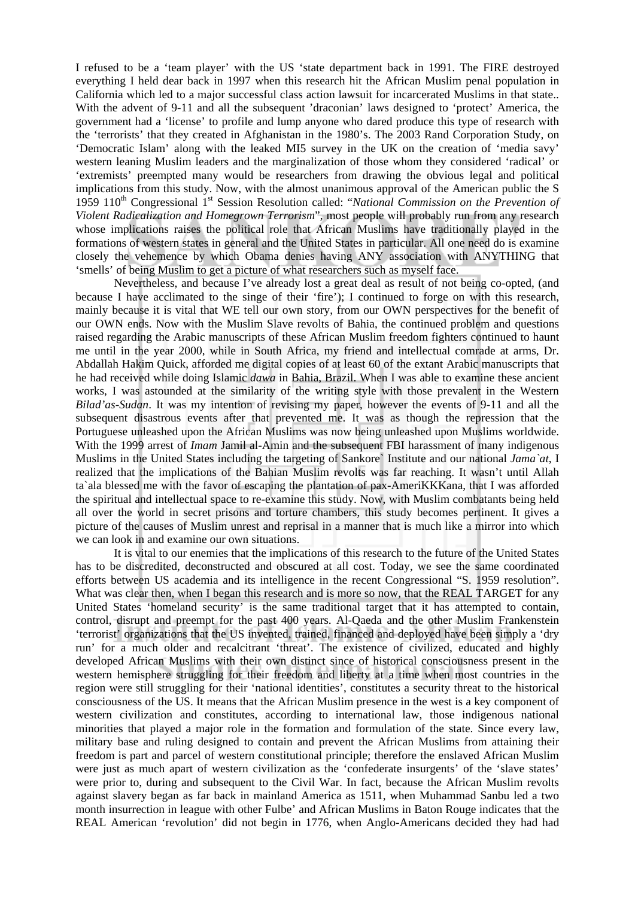I refused to be a 'team player' with the US 'state department back in 1991. The FIRE destroyed everything I held dear back in 1997 when this research hit the African Muslim penal population in California which led to a major successful class action lawsuit for incarcerated Muslims in that state.. With the advent of 9-11 and all the subsequent 'draconian' laws designed to 'protect' America, the government had a 'license' to profile and lump anyone who dared produce this type of research with the 'terrorists' that they created in Afghanistan in the 1980's. The 2003 Rand Corporation Study, on 'Democratic Islam' along with the leaked MI5 survey in the UK on the creation of 'media savy' western leaning Muslim leaders and the marginalization of those whom they considered 'radical' or 'extremists' preempted many would be researchers from drawing the obvious legal and political implications from this study. Now, with the almost unanimous approval of the American public the S 1959 110th Congressional 1st Session Resolution called: "*National Commission on the Prevention of Violent Radicalization and Homegrown Terrorism*", most people will probably run from any research whose implications raises the political role that African Muslims have traditionally played in the formations of western states in general and the United States in particular. All one need do is examine closely the vehemence by which Obama denies having ANY association with ANYTHING that 'smells' of being Muslim to get a picture of what researchers such as myself face.

Nevertheless, and because I've already lost a great deal as result of not being co-opted, (and because I have acclimated to the singe of their 'fire'); I continued to forge on with this research, mainly because it is vital that WE tell our own story, from our OWN perspectives for the benefit of our OWN ends. Now with the Muslim Slave revolts of Bahia, the continued problem and questions raised regarding the Arabic manuscripts of these African Muslim freedom fighters continued to haunt me until in the year 2000, while in South Africa, my friend and intellectual comrade at arms, Dr. Abdallah Hakim Quick, afforded me digital copies of at least 60 of the extant Arabic manuscripts that he had received while doing Islamic *dawa* in Bahia, Brazil. When I was able to examine these ancient works, I was astounded at the similarity of the writing style with those prevalent in the Western *Bilad'as-Sudan*. It was my intention of revising my paper, however the events of 9-11 and all the subsequent disastrous events after that prevented me. It was as though the repression that the Portuguese unleashed upon the African Muslims was now being unleashed upon Muslims worldwide. With the 1999 arrest of *Imam* Jamil al-Amin and the subsequent FBI harassment of many indigenous Muslims in the United States including the targeting of Sankore` Institute and our national *Jama`at*, I realized that the implications of the Bahian Muslim revolts was far reaching. It wasn't until Allah ta`ala blessed me with the favor of escaping the plantation of pax-AmeriKKKana, that I was afforded the spiritual and intellectual space to re-examine this study. Now, with Muslim combatants being held all over the world in secret prisons and torture chambers, this study becomes pertinent. It gives a picture of the causes of Muslim unrest and reprisal in a manner that is much like a mirror into which we can look in and examine our own situations.

It is vital to our enemies that the implications of this research to the future of the United States has to be discredited, deconstructed and obscured at all cost. Today, we see the same coordinated efforts between US academia and its intelligence in the recent Congressional "S. 1959 resolution". What was clear then, when I began this research and is more so now, that the REAL TARGET for any United States 'homeland security' is the same traditional target that it has attempted to contain, control, disrupt and preempt for the past 400 years. Al-Qaeda and the other Muslim Frankenstein 'terrorist' organizations that the US invented, trained, financed and deployed have been simply a 'dry run' for a much older and recalcitrant 'threat'. The existence of civilized, educated and highly developed African Muslims with their own distinct since of historical consciousness present in the western hemisphere struggling for their freedom and liberty at a time when most countries in the region were still struggling for their 'national identities', constitutes a security threat to the historical consciousness of the US. It means that the African Muslim presence in the west is a key component of western civilization and constitutes, according to international law, those indigenous national minorities that played a major role in the formation and formulation of the state. Since every law, military base and ruling designed to contain and prevent the African Muslims from attaining their freedom is part and parcel of western constitutional principle; therefore the enslaved African Muslim were just as much apart of western civilization as the 'confederate insurgents' of the 'slave states' were prior to, during and subsequent to the Civil War. In fact, because the African Muslim revolts against slavery began as far back in mainland America as 1511, when Muhammad Sanbu led a two month insurrection in league with other Fulbe' and African Muslims in Baton Rouge indicates that the REAL American 'revolution' did not begin in 1776, when Anglo-Americans decided they had had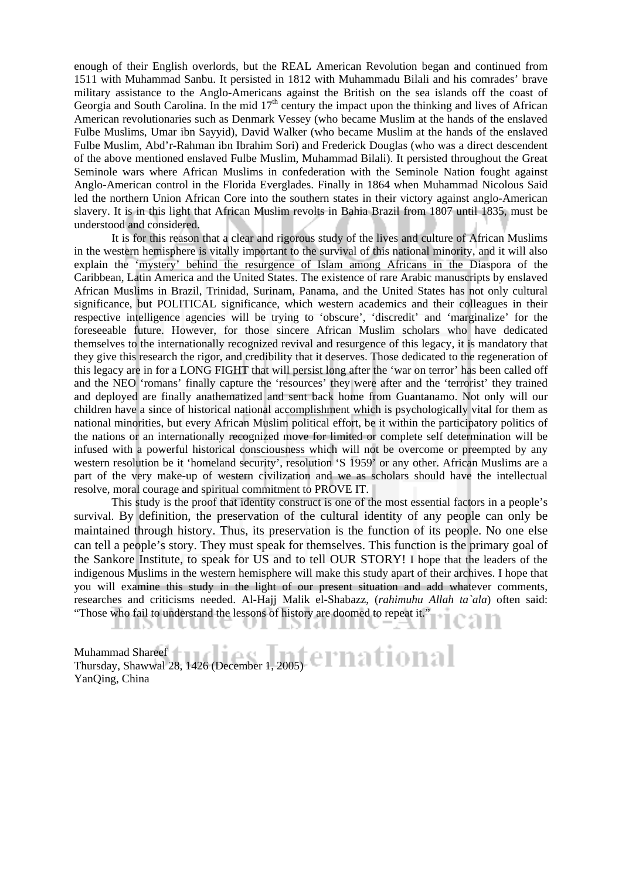enough of their English overlords, but the REAL American Revolution began and continued from 1511 with Muhammad Sanbu. It persisted in 1812 with Muhammadu Bilali and his comrades' brave military assistance to the Anglo-Americans against the British on the sea islands off the coast of Georgia and South Carolina. In the mid 17th century the impact upon the thinking and lives of African American revolutionaries such as Denmark Vessey (who became Muslim at the hands of the enslaved Fulbe Muslims, Umar ibn Sayyid), David Walker (who became Muslim at the hands of the enslaved Fulbe Muslim, Abd'r-Rahman ibn Ibrahim Sori) and Frederick Douglas (who was a direct descendent of the above mentioned enslaved Fulbe Muslim, Muhammad Bilali). It persisted throughout the Great Seminole wars where African Muslims in confederation with the Seminole Nation fought against Anglo-American control in the Florida Everglades. Finally in 1864 when Muhammad Nicolous Said led the northern Union African Core into the southern states in their victory against anglo-American slavery. It is in this light that African Muslim revolts in Bahia Brazil from 1807 until 1835, must be understood and considered.

It is for this reason that a clear and rigorous study of the lives and culture of African Muslims in the western hemisphere is vitally important to the survival of this national minority, and it will also explain the 'mystery' behind the resurgence of Islam among Africans in the Diaspora of the Caribbean, Latin America and the United States. The existence of rare Arabic manuscripts by enslaved African Muslims in Brazil, Trinidad, Surinam, Panama, and the United States has not only cultural significance, but POLITICAL significance, which western academics and their colleagues in their respective intelligence agencies will be trying to 'obscure', 'discredit' and 'marginalize' for the foreseeable future. However, for those sincere African Muslim scholars who have dedicated themselves to the internationally recognized revival and resurgence of this legacy, it is mandatory that they give this research the rigor, and credibility that it deserves. Those dedicated to the regeneration of this legacy are in for a LONG FIGHT that will persist long after the 'war on terror' has been called off and the NEO 'romans' finally capture the 'resources' they were after and the 'terrorist' they trained and deployed are finally anathematized and sent back home from Guantanamo. Not only will our children have a since of historical national accomplishment which is psychologically vital for them as national minorities, but every African Muslim political effort, be it within the participatory politics of the nations or an internationally recognized move for limited or complete self determination will be infused with a powerful historical consciousness which will not be overcome or preempted by any western resolution be it 'homeland security', resolution 'S 1959' or any other. African Muslims are a part of the very make-up of western civilization and we as scholars should have the intellectual resolve, moral courage and spiritual commitment to PROVE IT.

This study is the proof that identity construct is one of the most essential factors in a people's survival. By definition, the preservation of the cultural identity of any people can only be maintained through history. Thus, its preservation is the function of its people. No one else can tell a people's story. They must speak for themselves. This function is the primary goal of the Sankore Institute, to speak for US and to tell OUR STORY! I hope that the leaders of the indigenous Muslims in the western hemisphere will make this study apart of their archives. I hope that you will examine this study in the light of our present situation and add whatever comments, researches and criticisms needed. Al-Hajj Malik el-Shabazz, (*rahimuhu Allah ta`ala*) often said: "Those who fail to understand the lessons of history are doomed to repeat it."

Muhammad Shareef
Thursday, Shawwal 28, 1426 (December 1, 2005)
YanQing, China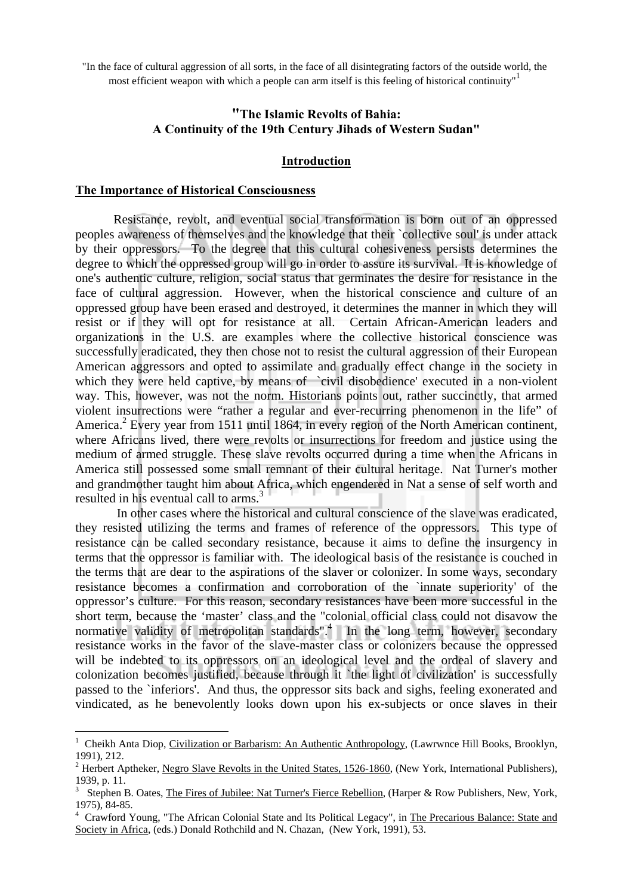"In the face of cultural aggression of all sorts, in the face of all disintegrating factors of the outside world, the most efficient weapon with which a people can arm itself is this feeling of historical continuity"[1]

# "The Islamic Revolts of Bahia: A Continuity of the 19th Century Jihads of Western Sudan"

## Introduction

### The Importance of Historical Consciousness

Resistance, revolt, and eventual social transformation is born out of an oppressed peoples awareness of themselves and the knowledge that their `collective soul' is under attack by their oppressors. To the degree that this cultural cohesiveness persists determines the degree to which the oppressed group will go in order to assure its survival. It is knowledge of one's authentic culture, religion, social status that germinates the desire for resistance in the face of cultural aggression. However, when the historical conscience and culture of an oppressed group have been erased and destroyed, it determines the manner in which they will resist or if they will opt for resistance at all. Certain African-American leaders and organizations in the U.S. are examples where the collective historical conscience was successfully eradicated, they then chose not to resist the cultural aggression of their European American aggressors and opted to assimilate and gradually effect change in the society in which they were held captive, by means of `civil disobedience' executed in a non-violent way. This, however, was not the norm. Historians points out, rather succinctly, that armed violent insurrections were "rather a regular and ever-recurring phenomenon in the life" of America.[2] Every year from 1511 until 1864, in every region of the North American continent, where Africans lived, there were revolts or insurrections for freedom and justice using the medium of armed struggle. These slave revolts occurred during a time when the Africans in America still possessed some small remnant of their cultural heritage. Nat Turner's mother and grandmother taught him about Africa, which engendered in Nat a sense of self worth and resulted in his eventual call to arms.[3]

In other cases where the historical and cultural conscience of the slave was eradicated, they resisted utilizing the terms and frames of reference of the oppressors. This type of resistance can be called secondary resistance, because it aims to define the insurgency in terms that the oppressor is familiar with. The ideological basis of the resistance is couched in the terms that are dear to the aspirations of the slaver or colonizer. In some ways, secondary resistance becomes a confirmation and corroboration of the `innate superiority' of the oppressor's culture. For this reason, secondary resistances have been more successful in the short term, because the 'master' class and the "colonial official class could not disavow the normative validity of metropolitan standards".[4] In the long term, however, secondary resistance works in the favor of the slave-master class or colonizers because the oppressed will be indebted to its oppressors on an ideological level and the ordeal of slavery and colonization becomes justified, because through it `the light of civilization' is successfully passed to the `inferiors'. And thus, the oppressor sits back and sighs, feeling exonerated and vindicated, as he benevolently looks down upon his ex-subjects or once slaves in their

---

[1] Cheikh Anta Diop, Civilization or Barbarism: An Authentic Anthropology, (Lawrwnce Hill Books, Brooklyn, 1991), 212.

[2] Herbert Aptheker, Negro Slave Revolts in the United States, 1526-1860, (New York, International Publishers), 1939, p. 11.

[3] Stephen B. Oates, The Fires of Jubilee: Nat Turner's Fierce Rebellion, (Harper & Row Publishers, New, York, 1975), 84-85.

[4] Crawford Young, "The African Colonial State and Its Political Legacy", in The Precarious Balance: State and Society in Africa, (eds.) Donald Rothchild and N. Chazan, (New York, 1991), 53.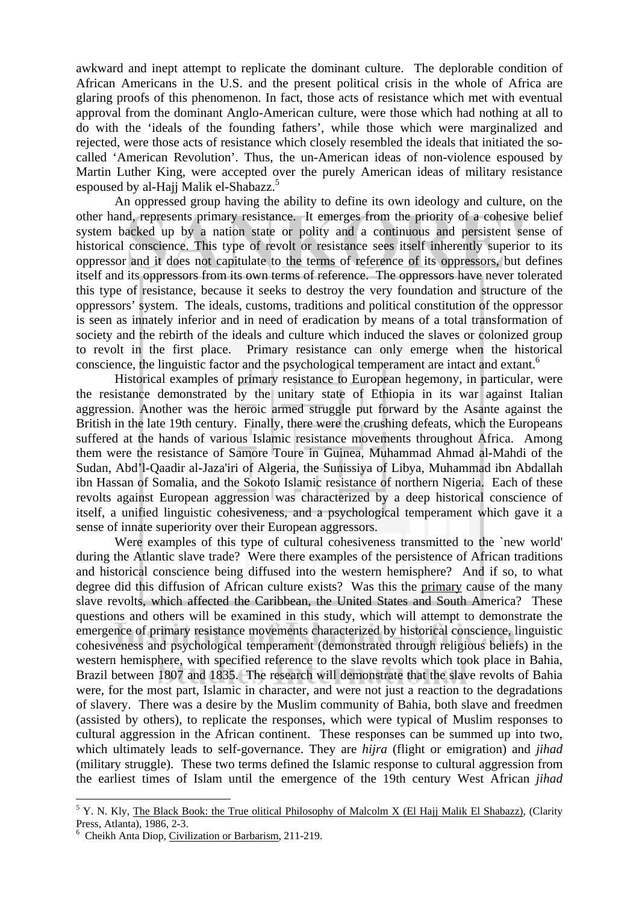awkward and inept attempt to replicate the dominant culture. The deplorable condition of African Americans in the U.S. and the present political crisis in the whole of Africa are glaring proofs of this phenomenon. In fact, those acts of resistance which met with eventual approval from the dominant Anglo-American culture, were those which had nothing at all to do with the 'ideals of the founding fathers', while those which were marginalized and rejected, were those acts of resistance which closely resembled the ideals that initiated the so-called 'American Revolution'. Thus, the un-American ideas of non-violence espoused by Martin Luther King, were accepted over the purely American ideas of military resistance espoused by al-Hajj Malik el-Shabazz.[5]

An oppressed group having the ability to define its own ideology and culture, on the other hand, represents primary resistance. It emerges from the priority of a cohesive belief system backed up by a nation state or polity and a continuous and persistent sense of historical conscience. This type of revolt or resistance sees itself inherently superior to its oppressor and it does not capitulate to the terms of reference of its oppressors, but defines itself and its oppressors from its own terms of reference. The oppressors have never tolerated this type of resistance, because it seeks to destroy the very foundation and structure of the oppressors' system. The ideals, customs, traditions and political constitution of the oppressor is seen as innately inferior and in need of eradication by means of a total transformation of society and the rebirth of the ideals and culture which induced the slaves or colonized group to revolt in the first place. Primary resistance can only emerge when the historical conscience, the linguistic factor and the psychological temperament are intact and extant.[6]

Historical examples of primary resistance to European hegemony, in particular, were the resistance demonstrated by the unitary state of Ethiopia in its war against Italian aggression. Another was the heroic armed struggle put forward by the Asante against the British in the late 19th century. Finally, there were the crushing defeats, which the Europeans suffered at the hands of various Islamic resistance movements throughout Africa. Among them were the resistance of Samore Toure in Guinea, Muhammad Ahmad al-Mahdi of the Sudan, Abd'l-Qaadir al-Jaza'iri of Algeria, the Sunissiya of Libya, Muhammad ibn Abdallah ibn Hassan of Somalia, and the Sokoto Islamic resistance of northern Nigeria. Each of these revolts against European aggression was characterized by a deep historical conscience of itself, a unified linguistic cohesiveness, and a psychological temperament which gave it a sense of innate superiority over their European aggressors.

Were examples of this type of cultural cohesiveness transmitted to the `new world' during the Atlantic slave trade? Were there examples of the persistence of African traditions and historical conscience being diffused into the western hemisphere? And if so, to what degree did this diffusion of African culture exists? Was this the primary cause of the many slave revolts, which affected the Caribbean, the United States and South America? These questions and others will be examined in this study, which will attempt to demonstrate the emergence of primary resistance movements characterized by historical conscience, linguistic cohesiveness and psychological temperament (demonstrated through religious beliefs) in the western hemisphere, with specified reference to the slave revolts which took place in Bahia, Brazil between 1807 and 1835. The research will demonstrate that the slave revolts of Bahia were, for the most part, Islamic in character, and were not just a reaction to the degradations of slavery. There was a desire by the Muslim community of Bahia, both slave and freedmen (assisted by others), to replicate the responses, which were typical of Muslim responses to cultural aggression in the African continent. These responses can be summed up into two, which ultimately leads to self-governance. They are *hijra* (flight or emigration) and *jihad* (military struggle). These two terms defined the Islamic response to cultural aggression from the earliest times of Islam until the emergence of the 19th century West African *jihad*

---

[5] Y. N. Kly, The Black Book: the True olitical Philosophy of Malcolm X (El Hajj Malik El Shabazz), (Clarity Press, Atlanta), 1986, 2-3.

[6] Cheikh Anta Diop, Civilization or Barbarism, 211-219.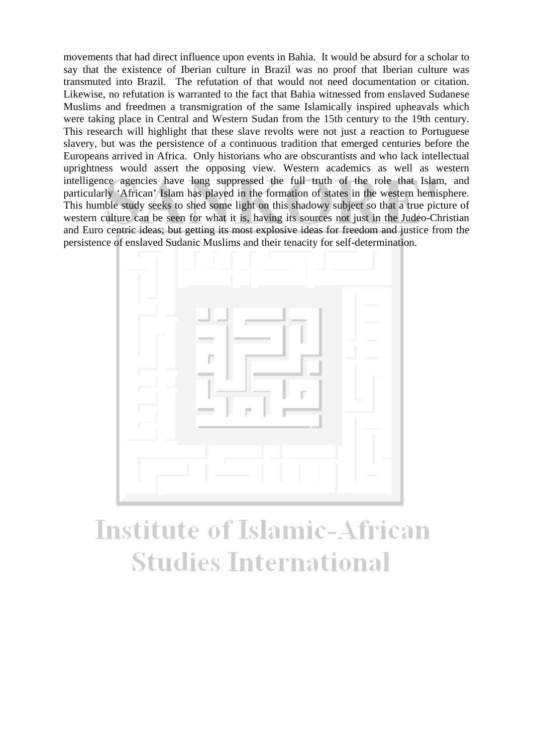movements that had direct influence upon events in Bahia. It would be absurd for a scholar to say that the existence of Iberian culture in Brazil was no proof that Iberian culture was transmuted into Brazil. The refutation of that would not need documentation or citation. Likewise, no refutation is warranted to the fact that Bahia witnessed from enslaved Sudanese Muslims and freedmen a transmigration of the same Islamically inspired upheavals which were taking place in Central and Western Sudan from the 15th century to the 19th century. This research will highlight that these slave revolts were not just a reaction to Portuguese slavery, but was the persistence of a continuous tradition that emerged centuries before the Europeans arrived in Africa. Only historians who are obscurantists and who lack intellectual uprightness would assert the opposing view. Western academics as well as western intelligence agencies have long suppressed the full truth of the role that Islam, and particularly 'African' Islam has played in the formation of states in the western hemisphere. This humble study seeks to shed some light on this shadowy subject so that a true picture of western culture can be seen for what it is, having its sources not just in the Judeo-Christian and Euro centric ideas; but getting its most explosive ideas for freedom and justice from the persistence of enslaved Sudanic Muslims and their tenacity for self-determination.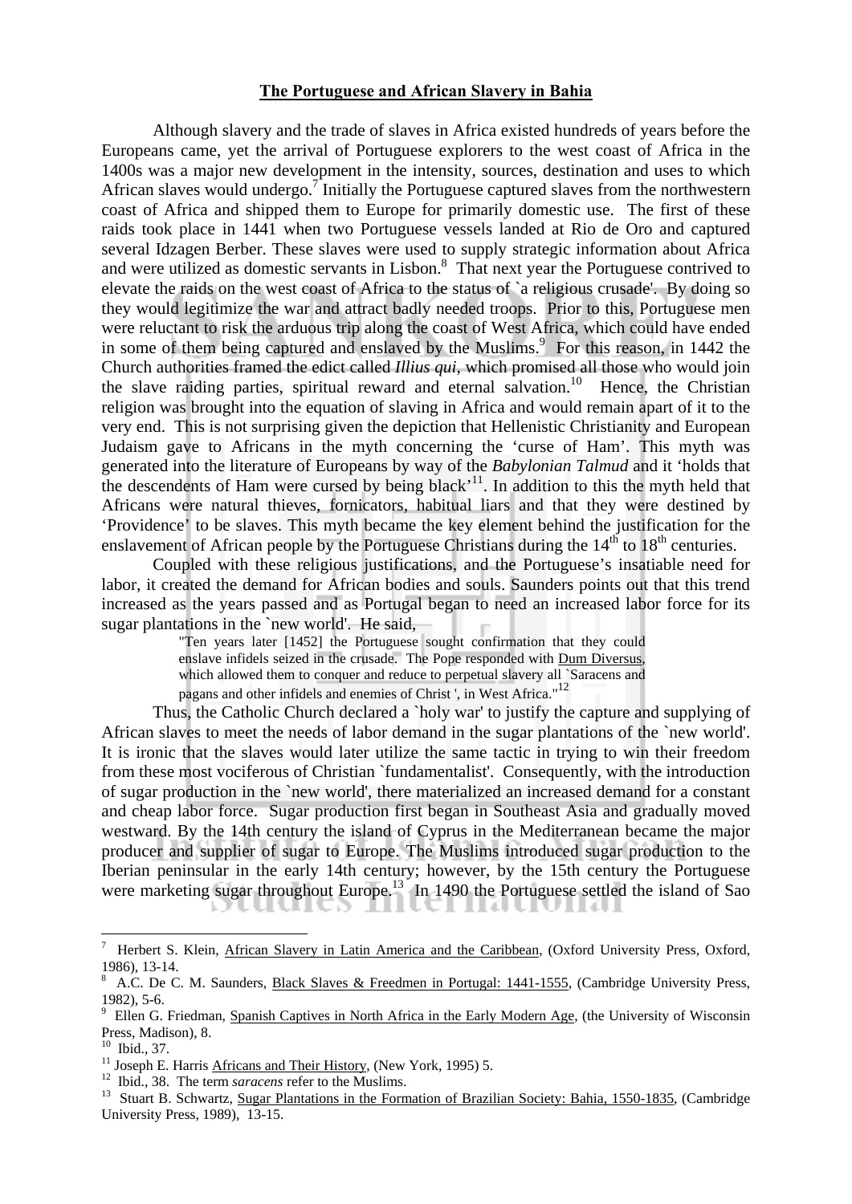**The Portuguese and African Slavery in Bahia**

Although slavery and the trade of slaves in Africa existed hundreds of years before the Europeans came, yet the arrival of Portuguese explorers to the west coast of Africa in the 1400s was a major new development in the intensity, sources, destination and uses to which African slaves would undergo.[7] Initially the Portuguese captured slaves from the northwestern coast of Africa and shipped them to Europe for primarily domestic use. The first of these raids took place in 1441 when two Portuguese vessels landed at Rio de Oro and captured several Idzagen Berber. These slaves were used to supply strategic information about Africa and were utilized as domestic servants in Lisbon.[8] That next year the Portuguese contrived to elevate the raids on the west coast of Africa to the status of `a religious crusade'. By doing so they would legitimize the war and attract badly needed troops. Prior to this, Portuguese men were reluctant to risk the arduous trip along the coast of West Africa, which could have ended in some of them being captured and enslaved by the Muslims.[9] For this reason, in 1442 the Church authorities framed the edict called *Illius qui*, which promised all those who would join the slave raiding parties, spiritual reward and eternal salvation.[10] Hence, the Christian religion was brought into the equation of slaving in Africa and would remain apart of it to the very end. This is not surprising given the depiction that Hellenistic Christianity and European Judaism gave to Africans in the myth concerning the 'curse of Ham'. This myth was generated into the literature of Europeans by way of the *Babylonian Talmud* and it 'holds that the descendents of Ham were cursed by being black'[11]. In addition to this the myth held that Africans were natural thieves, fornicators, habitual liars and that they were destined by 'Providence' to be slaves. This myth became the key element behind the justification for the enslavement of African people by the Portuguese Christians during the 14th to 18th centuries.

Coupled with these religious justifications, and the Portuguese's insatiable need for labor, it created the demand for African bodies and souls. Saunders points out that this trend increased as the years passed and as Portugal began to need an increased labor force for its sugar plantations in the `new world'. He said,

> "Ten years later [1452] the Portuguese sought confirmation that they could enslave infidels seized in the crusade. The Pope responded with Dum Diversus, which allowed them to conquer and reduce to perpetual slavery all `Saracens and pagans and other infidels and enemies of Christ ', in West Africa."[12]

Thus, the Catholic Church declared a `holy war' to justify the capture and supplying of African slaves to meet the needs of labor demand in the sugar plantations of the `new world'. It is ironic that the slaves would later utilize the same tactic in trying to win their freedom from these most vociferous of Christian `fundamentalist'. Consequently, with the introduction of sugar production in the `new world', there materialized an increased demand for a constant and cheap labor force. Sugar production first began in Southeast Asia and gradually moved westward. By the 14th century the island of Cyprus in the Mediterranean became the major producer and supplier of sugar to Europe. The Muslims introduced sugar production to the Iberian peninsular in the early 14th century; however, by the 15th century the Portuguese were marketing sugar throughout Europe.[13] In 1490 the Portuguese settled the island of Sao

---

[7] Herbert S. Klein, African Slavery in Latin America and the Caribbean, (Oxford University Press, Oxford, 1986), 13-14.

[8] A.C. De C. M. Saunders, Black Slaves & Freedmen in Portugal: 1441-1555, (Cambridge University Press, 1982), 5-6.

[9] Ellen G. Friedman, Spanish Captives in North Africa in the Early Modern Age, (the University of Wisconsin Press, Madison), 8.

[10] Ibid., 37.

[11] Joseph E. Harris Africans and Their History, (New York, 1995) 5.

[12] Ibid., 38. The term *saracens* refer to the Muslims.

[13] Stuart B. Schwartz, Sugar Plantations in the Formation of Brazilian Society: Bahia, 1550-1835, (Cambridge University Press, 1989), 13-15.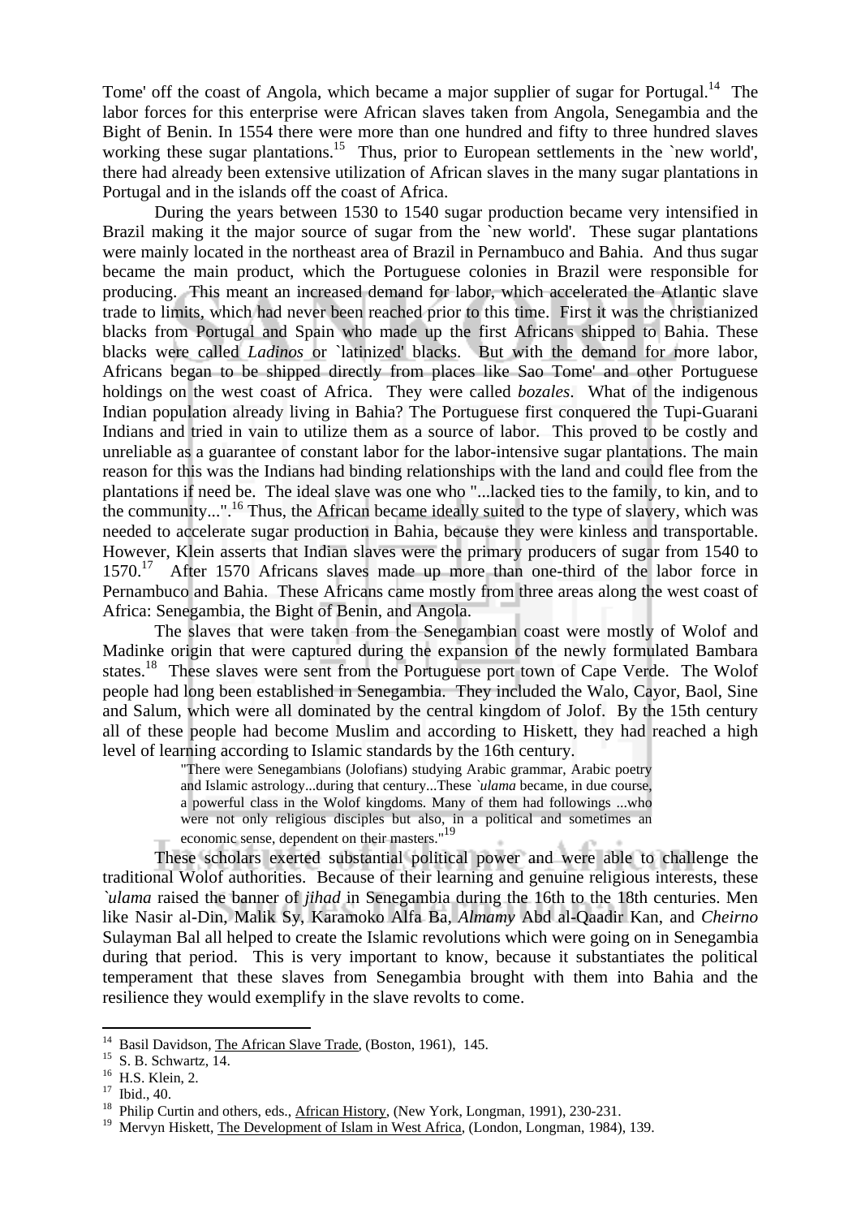Tome' off the coast of Angola, which became a major supplier of sugar for Portugal.[14] The labor forces for this enterprise were African slaves taken from Angola, Senegambia and the Bight of Benin. In 1554 there were more than one hundred and fifty to three hundred slaves working these sugar plantations.[15] Thus, prior to European settlements in the `new world', there had already been extensive utilization of African slaves in the many sugar plantations in Portugal and in the islands off the coast of Africa.

During the years between 1530 to 1540 sugar production became very intensified in Brazil making it the major source of sugar from the `new world'. These sugar plantations were mainly located in the northeast area of Brazil in Pernambuco and Bahia. And thus sugar became the main product, which the Portuguese colonies in Brazil were responsible for producing. This meant an increased demand for labor, which accelerated the Atlantic slave trade to limits, which had never been reached prior to this time. First it was the christianized blacks from Portugal and Spain who made up the first Africans shipped to Bahia. These blacks were called *Ladinos* or `latinized' blacks. But with the demand for more labor, Africans began to be shipped directly from places like Sao Tome' and other Portuguese holdings on the west coast of Africa. They were called *bozales*. What of the indigenous Indian population already living in Bahia? The Portuguese first conquered the Tupi-Guarani Indians and tried in vain to utilize them as a source of labor. This proved to be costly and unreliable as a guarantee of constant labor for the labor-intensive sugar plantations. The main reason for this was the Indians had binding relationships with the land and could flee from the plantations if need be. The ideal slave was one who "...lacked ties to the family, to kin, and to the community...".[16] Thus, the African became ideally suited to the type of slavery, which was needed to accelerate sugar production in Bahia, because they were kinless and transportable. However, Klein asserts that Indian slaves were the primary producers of sugar from 1540 to 1570.[17] After 1570 Africans slaves made up more than one-third of the labor force in Pernambuco and Bahia. These Africans came mostly from three areas along the west coast of Africa: Senegambia, the Bight of Benin, and Angola.

The slaves that were taken from the Senegambian coast were mostly of Wolof and Madinke origin that were captured during the expansion of the newly formulated Bambara states.[18] These slaves were sent from the Portuguese port town of Cape Verde. The Wolof people had long been established in Senegambia. They included the Walo, Cayor, Baol, Sine and Salum, which were all dominated by the central kingdom of Jolof. By the 15th century all of these people had become Muslim and according to Hiskett, they had reached a high level of learning according to Islamic standards by the 16th century.

> "There were Senegambians (Jolofians) studying Arabic grammar, Arabic poetry and Islamic astrology...during that century...These *`ulama* became, in due course, a powerful class in the Wolof kingdoms. Many of them had followings ...who were not only religious disciples but also, in a political and sometimes an economic sense, dependent on their masters."[19]

These scholars exerted substantial political power and were able to challenge the traditional Wolof authorities. Because of their learning and genuine religious interests, these *`ulama* raised the banner of *jihad* in Senegambia during the 16th to the 18th centuries. Men like Nasir al-Din, Malik Sy, Karamoko Alfa Ba, *Almamy* Abd al-Qaadir Kan, and *Cheirno* Sulayman Bal all helped to create the Islamic revolutions which were going on in Senegambia during that period. This is very important to know, because it substantiates the political temperament that these slaves from Senegambia brought with them into Bahia and the resilience they would exemplify in the slave revolts to come.

---

[14] Basil Davidson, The African Slave Trade, (Boston, 1961), 145.
[15] S. B. Schwartz, 14.
[16] H.S. Klein, 2.
[17] Ibid., 40.
[18] Philip Curtin and others, eds., African History, (New York, Longman, 1991), 230-231.
[19] Mervyn Hiskett, The Development of Islam in West Africa, (London, Longman, 1984), 139.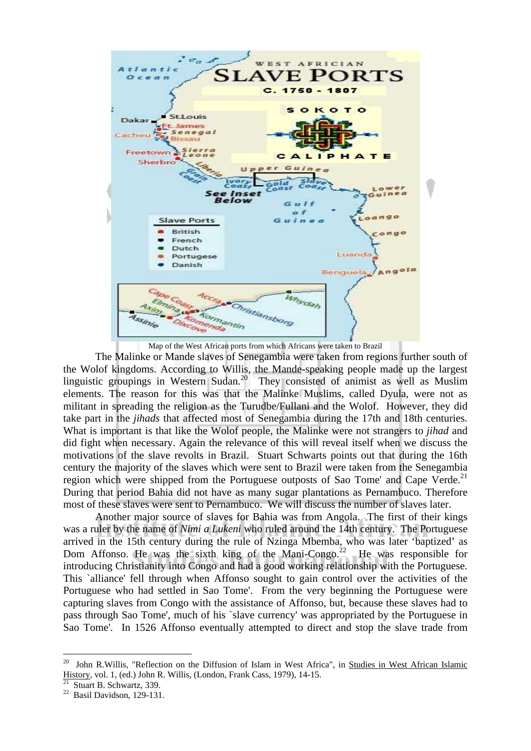Map of the West African ports from which Africans were taken to Brazil

The Malinke or Mande slaves of Senegambia were taken from regions further south of the Wolof kingdoms. According to Willis, the Mande-speaking people made up the largest linguistic groupings in Western Sudan.[20] They consisted of animist as well as Muslim elements. The reason for this was that the Malinke Muslims, called Dyula, were not as militant in spreading the religion as the Turudbe/Fullani and the Wolof. However, they did take part in the *jihads* that affected most of Senegambia during the 17th and 18th centuries. What is important is that like the Wolof people, the Malinke were not strangers to *jihad* and did fight when necessary. Again the relevance of this will reveal itself when we discuss the motivations of the slave revolts in Brazil. Stuart Schwarts points out that during the 16th century the majority of the slaves which were sent to Brazil were taken from the Senegambia region which were shipped from the Portuguese outposts of Sao Tome' and Cape Verde.[21] During that period Bahia did not have as many sugar plantations as Pernambuco. Therefore most of these slaves were sent to Pernambuco. We will discuss the number of slaves later.

Another major source of slaves for Bahia was from Angola. The first of their kings was a ruler by the name of *Nimi a Lukeni* who ruled around the 14th century. The Portuguese arrived in the 15th century during the rule of Nzinga Mbemba, who was later 'baptized' as Dom Affonso. He was the sixth king of the Mani-Congo.[22] He was responsible for introducing Christianity into Congo and had a good working relationship with the Portuguese. This `alliance' fell through when Affonso sought to gain control over the activities of the Portuguese who had settled in Sao Tome'. From the very beginning the Portuguese were capturing slaves from Congo with the assistance of Affonso, but, because these slaves had to pass through Sao Tome', much of his `slave currency' was appropriated by the Portuguese in Sao Tome'. In 1526 Affonso eventually attempted to direct and stop the slave trade from

---

[20] John R.Willis, "Reflection on the Diffusion of Islam in West Africa", in Studies in West African Islamic History, vol. 1, (ed.) John R. Willis, (London, Frank Cass, 1979), 14-15.

[21] Stuart B. Schwartz, 339.

[22] Basil Davidson, 129-131.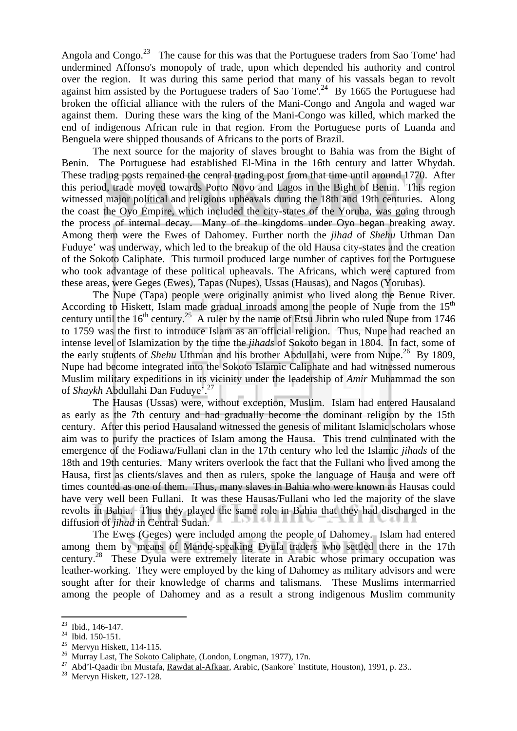Angola and Congo.[23] The cause for this was that the Portuguese traders from Sao Tome' had undermined Affonso's monopoly of trade, upon which depended his authority and control over the region. It was during this same period that many of his vassals began to revolt against him assisted by the Portuguese traders of Sao Tome'.[24] By 1665 the Portuguese had broken the official alliance with the rulers of the Mani-Congo and Angola and waged war against them. During these wars the king of the Mani-Congo was killed, which marked the end of indigenous African rule in that region. From the Portuguese ports of Luanda and Benguela were shipped thousands of Africans to the ports of Brazil.

The next source for the majority of slaves brought to Bahia was from the Bight of Benin. The Portuguese had established El-Mina in the 16th century and latter Whydah. These trading posts remained the central trading post from that time until around 1770. After this period, trade moved towards Porto Novo and Lagos in the Bight of Benin. This region witnessed major political and religious upheavals during the 18th and 19th centuries. Along the coast the Oyo Empire, which included the city-states of the Yoruba, was going through the process of internal decay. Many of the kingdoms under Oyo began breaking away. Among them were the Ewes of Dahomey. Further north the *jihad* of *Shehu* Uthman Dan Fuduye' was underway, which led to the breakup of the old Hausa city-states and the creation of the Sokoto Caliphate. This turmoil produced large number of captives for the Portuguese who took advantage of these political upheavals. The Africans, which were captured from these areas, were Geges (Ewes), Tapas (Nupes), Ussas (Hausas), and Nagos (Yorubas).

The Nupe (Tapa) people were originally animist who lived along the Benue River. According to Hiskett, Islam made gradual inroads among the people of Nupe from the 15th century until the 16th century.[25] A ruler by the name of Etsu Jibrin who ruled Nupe from 1746 to 1759 was the first to introduce Islam as an official religion. Thus, Nupe had reached an intense level of Islamization by the time the *jihads* of Sokoto began in 1804. In fact, some of the early students of *Shehu* Uthman and his brother Abdullahi, were from Nupe.[26] By 1809, Nupe had become integrated into the Sokoto Islamic Caliphate and had witnessed numerous Muslim military expeditions in its vicinity under the leadership of *Amir* Muhammad the son of *Shaykh* Abdullahi Dan Fuduye'.[27]

The Hausas (Ussas) were, without exception, Muslim. Islam had entered Hausaland as early as the 7th century and had gradually become the dominant religion by the 15th century. After this period Hausaland witnessed the genesis of militant Islamic scholars whose aim was to purify the practices of Islam among the Hausa. This trend culminated with the emergence of the Fodiawa/Fullani clan in the 17th century who led the Islamic *jihads* of the 18th and 19th centuries. Many writers overlook the fact that the Fullani who lived among the Hausa, first as clients/slaves and then as rulers, spoke the language of Hausa and were off times counted as one of them. Thus, many slaves in Bahia who were known as Hausas could have very well been Fullani. It was these Hausas/Fullani who led the majority of the slave revolts in Bahia. Thus they played the same role in Bahia that they had discharged in the diffusion of *jihad* in Central Sudan.

The Ewes (Geges) were included among the people of Dahomey. Islam had entered among them by means of Mande-speaking Dyula traders who settled there in the 17th century.[28] These Dyula were extremely literate in Arabic whose primary occupation was leather-working. They were employed by the king of Dahomey as military advisors and were sought after for their knowledge of charms and talismans. These Muslims intermarried among the people of Dahomey and as a result a strong indigenous Muslim community

---

[23] Ibid., 146-147.

[24] Ibid. 150-151.

[25] Mervyn Hiskett, 114-115.

[26] Murray Last, The Sokoto Caliphate, (London, Longman, 1977), 17n.

[27] Abd'l-Qaadir ibn Mustafa, Rawdat al-Afkaar, Arabic, (Sankore` Institute, Houston), 1991, p. 23..

[28] Mervyn Hiskett, 127-128.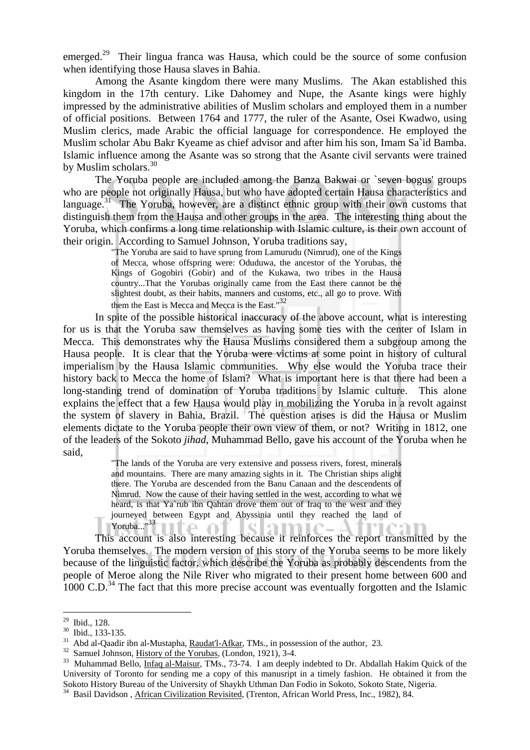emerged.[29] Their lingua franca was Hausa, which could be the source of some confusion when identifying those Hausa slaves in Bahia.

Among the Asante kingdom there were many Muslims. The Akan established this kingdom in the 17th century. Like Dahomey and Nupe, the Asante kings were highly impressed by the administrative abilities of Muslim scholars and employed them in a number of official positions. Between 1764 and 1777, the ruler of the Asante, Osei Kwadwo, using Muslim clerics, made Arabic the official language for correspondence. He employed the Muslim scholar Abu Bakr Kyeame as chief advisor and after him his son, Imam Sa`id Bamba. Islamic influence among the Asante was so strong that the Asante civil servants were trained by Muslim scholars.[30]

The Yoruba people are included among the Banza Bakwai or `seven bogus' groups who are people not originally Hausa, but who have adopted certain Hausa characteristics and language.[31] The Yoruba, however, are a distinct ethnic group with their own customs that distinguish them from the Hausa and other groups in the area. The interesting thing about the Yoruba, which confirms a long time relationship with Islamic culture, is their own account of their origin. According to Samuel Johnson, Yoruba traditions say,

> "The Yoruba are said to have sprung from Lamurudu (Nimrud), one of the Kings of Mecca, whose offspring were: Oduduwa, the ancestor of the Yorubas, the Kings of Gogobiri (Gobir) and of the Kukawa, two tribes in the Hausa country...That the Yorubas originally came from the East there cannot be the slightest doubt, as their habits, manners and customs, etc., all go to prove. With them the East is Mecca and Mecca is the East."[32]

In spite of the possible historical inaccuracy of the above account, what is interesting for us is that the Yoruba saw themselves as having some ties with the center of Islam in Mecca. This demonstrates why the Hausa Muslims considered them a subgroup among the Hausa people. It is clear that the Yoruba were victims at some point in history of cultural imperialism by the Hausa Islamic communities. Why else would the Yoruba trace their history back to Mecca the home of Islam? What is important here is that there had been a long-standing trend of domination of Yoruba traditions by Islamic culture. This alone explains the effect that a few Hausa would play in mobilizing the Yoruba in a revolt against the system of slavery in Bahia, Brazil. The question arises is did the Hausa or Muslim elements dictate to the Yoruba people their own view of them, or not? Writing in 1812, one of the leaders of the Sokoto *jihad*, Muhammad Bello, gave his account of the Yoruba when he said,

> "The lands of the Yoruba are very extensive and possess rivers, forest, minerals and mountains. There are many amazing sights in it. The Christian ships alight there. The Yoruba are descended from the Banu Canaan and the descendents of Nimrud. Now the cause of their having settled in the west, according to what we heard, is that Ya`rub ibn Qahtan drove them out of Iraq to the west and they journeyed between Egypt and Abyssinia until they reached the land of Yoruba..."[33]

This account is also interesting because it reinforces the report transmitted by the Yoruba themselves. The modern version of this story of the Yoruba seems to be more likely because of the linguistic factor, which describe the Yoruba as probably descendents from the people of Meroe along the Nile River who migrated to their present home between 600 and 1000 C.D.[34] The fact that this more precise account was eventually forgotten and the Islamic

---

[29] Ibid., 128.

[30] Ibid., 133-135.

[31] Abd al-Qaadir ibn al-Mustapha, Raudat'l-Afkar, TMs., in possession of the author, 23.

[32] Samuel Johnson, History of the Yorubas, (London, 1921), 3-4.

[33] Muhammad Bello, Infaq al-Maisur, TMs., 73-74. I am deeply indebted to Dr. Abdallah Hakim Quick of the University of Toronto for sending me a copy of this manusript in a timely fashion. He obtained it from the Sokoto History Bureau of the University of Shaykh Uthman Dan Fodio in Sokoto, Sokoto State, Nigeria.

[34] Basil Davidson , African Civilization Revisited, (Trenton, African World Press, Inc., 1982), 84.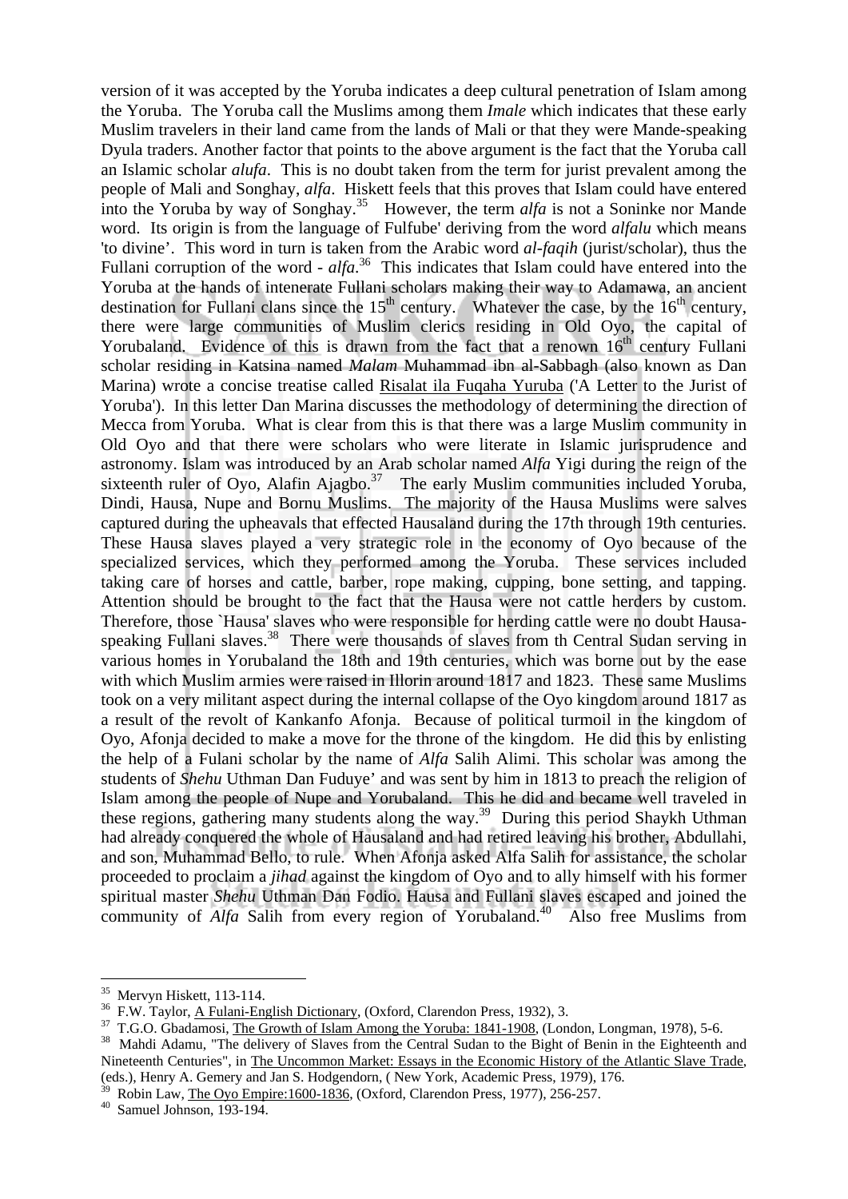version of it was accepted by the Yoruba indicates a deep cultural penetration of Islam among the Yoruba. The Yoruba call the Muslims among them *Imale* which indicates that these early Muslim travelers in their land came from the lands of Mali or that they were Mande-speaking Dyula traders. Another factor that points to the above argument is the fact that the Yoruba call an Islamic scholar *alufa*. This is no doubt taken from the term for jurist prevalent among the people of Mali and Songhay, *alfa*. Hiskett feels that this proves that Islam could have entered into the Yoruba by way of Songhay.[35] However, the term *alfa* is not a Soninke nor Mande word. Its origin is from the language of Fulfube' deriving from the word *alfalu* which means 'to divine'. This word in turn is taken from the Arabic word *al-faqih* (jurist/scholar), thus the Fullani corruption of the word - *alfa*.[36] This indicates that Islam could have entered into the Yoruba at the hands of intenerate Fullani scholars making their way to Adamawa, an ancient destination for Fullani clans since the 15th century. Whatever the case, by the 16th century, there were large communities of Muslim clerics residing in Old Oyo, the capital of Yorubaland. Evidence of this is drawn from the fact that a renown 16th century Fullani scholar residing in Katsina named *Malam* Muhammad ibn al-Sabbagh (also known as Dan Marina) wrote a concise treatise called Risalat ila Fuqaha Yuruba ('A Letter to the Jurist of Yoruba'). In this letter Dan Marina discusses the methodology of determining the direction of Mecca from Yoruba. What is clear from this is that there was a large Muslim community in Old Oyo and that there were scholars who were literate in Islamic jurisprudence and astronomy. Islam was introduced by an Arab scholar named *Alfa* Yigi during the reign of the sixteenth ruler of Oyo, Alafin Ajagbo.[37] The early Muslim communities included Yoruba, Dindi, Hausa, Nupe and Bornu Muslims. The majority of the Hausa Muslims were salves captured during the upheavals that effected Hausaland during the 17th through 19th centuries. These Hausa slaves played a very strategic role in the economy of Oyo because of the specialized services, which they performed among the Yoruba. These services included taking care of horses and cattle, barber, rope making, cupping, bone setting, and tapping. Attention should be brought to the fact that the Hausa were not cattle herders by custom. Therefore, those `Hausa' slaves who were responsible for herding cattle were no doubt Hausa-speaking Fullani slaves.[38] There were thousands of slaves from th Central Sudan serving in various homes in Yorubaland the 18th and 19th centuries, which was borne out by the ease with which Muslim armies were raised in Illorin around 1817 and 1823. These same Muslims took on a very militant aspect during the internal collapse of the Oyo kingdom around 1817 as a result of the revolt of Kankanfo Afonja. Because of political turmoil in the kingdom of Oyo, Afonja decided to make a move for the throne of the kingdom. He did this by enlisting the help of a Fulani scholar by the name of *Alfa* Salih Alimi. This scholar was among the students of *Shehu* Uthman Dan Fuduye' and was sent by him in 1813 to preach the religion of Islam among the people of Nupe and Yorubaland. This he did and became well traveled in these regions, gathering many students along the way.[39] During this period Shaykh Uthman had already conquered the whole of Hausaland and had retired leaving his brother, Abdullahi, and son, Muhammad Bello, to rule. When Afonja asked Alfa Salih for assistance, the scholar proceeded to proclaim a *jihad* against the kingdom of Oyo and to ally himself with his former spiritual master *Shehu* Uthman Dan Fodio. Hausa and Fullani slaves escaped and joined the community of *Alfa* Salih from every region of Yorubaland.[40] Also free Muslims from

---

[35] Mervyn Hiskett, 113-114.

[36] F.W. Taylor, A Fulani-English Dictionary, (Oxford, Clarendon Press, 1932), 3.

[37] T.G.O. Gbadamosi, The Growth of Islam Among the Yoruba: 1841-1908, (London, Longman, 1978), 5-6.

[38] Mahdi Adamu, "The delivery of Slaves from the Central Sudan to the Bight of Benin in the Eighteenth and Nineteenth Centuries", in The Uncommon Market: Essays in the Economic History of the Atlantic Slave Trade, (eds.), Henry A. Gemery and Jan S. Hodgendorn, ( New York, Academic Press, 1979), 176.

[39] Robin Law, The Oyo Empire:1600-1836, (Oxford, Clarendon Press, 1977), 256-257.

[40] Samuel Johnson, 193-194.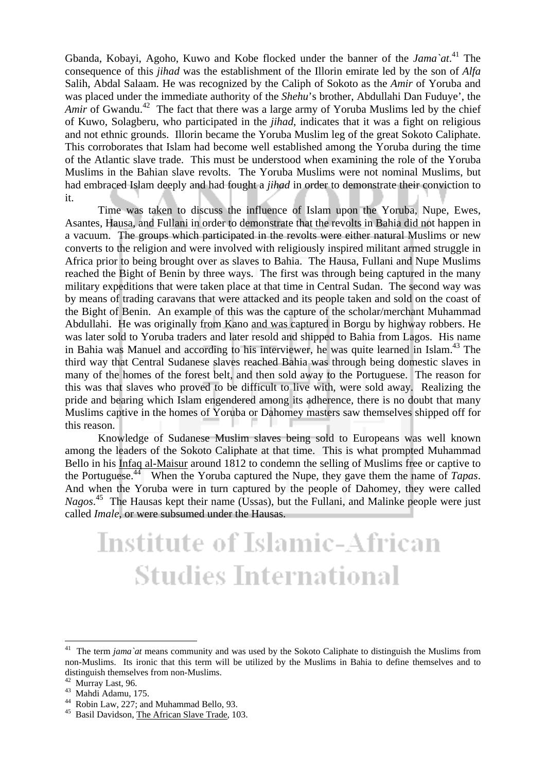Gbanda, Kobayi, Agoho, Kuwo and Kobe flocked under the banner of the *Jama`at*.[41] The consequence of this *jihad* was the establishment of the Illorin emirate led by the son of *Alfa* Salih, Abdal Salaam. He was recognized by the Caliph of Sokoto as the *Amir* of Yoruba and was placed under the immediate authority of the *Shehu*'s brother, Abdullahi Dan Fuduye', the *Amir* of Gwandu.[42] The fact that there was a large army of Yoruba Muslims led by the chief of Kuwo, Solagberu, who participated in the *jihad*, indicates that it was a fight on religious and not ethnic grounds. Illorin became the Yoruba Muslim leg of the great Sokoto Caliphate. This corroborates that Islam had become well established among the Yoruba during the time of the Atlantic slave trade. This must be understood when examining the role of the Yoruba Muslims in the Bahian slave revolts. The Yoruba Muslims were not nominal Muslims, but had embraced Islam deeply and had fought a *jihad* in order to demonstrate their conviction to it.

Time was taken to discuss the influence of Islam upon the Yoruba, Nupe, Ewes, Asantes, Hausa, and Fullani in order to demonstrate that the revolts in Bahia did not happen in a vacuum. The groups which participated in the revolts were either natural Muslims or new converts to the religion and were involved with religiously inspired militant armed struggle in Africa prior to being brought over as slaves to Bahia. The Hausa, Fullani and Nupe Muslims reached the Bight of Benin by three ways. The first was through being captured in the many military expeditions that were taken place at that time in Central Sudan. The second way was by means of trading caravans that were attacked and its people taken and sold on the coast of the Bight of Benin. An example of this was the capture of the scholar/merchant Muhammad Abdullahi. He was originally from Kano and was captured in Borgu by highway robbers. He was later sold to Yoruba traders and later resold and shipped to Bahia from Lagos. His name in Bahia was Manuel and according to his interviewer, he was quite learned in Islam.[43] The third way that Central Sudanese slaves reached Bahia was through being domestic slaves in many of the homes of the forest belt, and then sold away to the Portuguese. The reason for this was that slaves who proved to be difficult to live with, were sold away. Realizing the pride and bearing which Islam engendered among its adherence, there is no doubt that many Muslims captive in the homes of Yoruba or Dahomey masters saw themselves shipped off for this reason.

Knowledge of Sudanese Muslim slaves being sold to Europeans was well known among the leaders of the Sokoto Caliphate at that time. This is what prompted Muhammad Bello in his Infaq al-Maisur around 1812 to condemn the selling of Muslims free or captive to the Portuguese.[44] When the Yoruba captured the Nupe, they gave them the name of *Tapas*. And when the Yoruba were in turn captured by the people of Dahomey, they were called *Nagos*.[45] The Hausas kept their name (Ussas), but the Fullani, and Malinke people were just called *Imale*, or were subsumed under the Hausas.

---

[41] The term *jama`at* means community and was used by the Sokoto Caliphate to distinguish the Muslims from non-Muslims. Its ironic that this term will be utilized by the Muslims in Bahia to define themselves and to distinguish themselves from non-Muslims.

[42] Murray Last, 96.

[43] Mahdi Adamu, 175.

[44] Robin Law, 227; and Muhammad Bello, 93.

[45] Basil Davidson, The African Slave Trade, 103.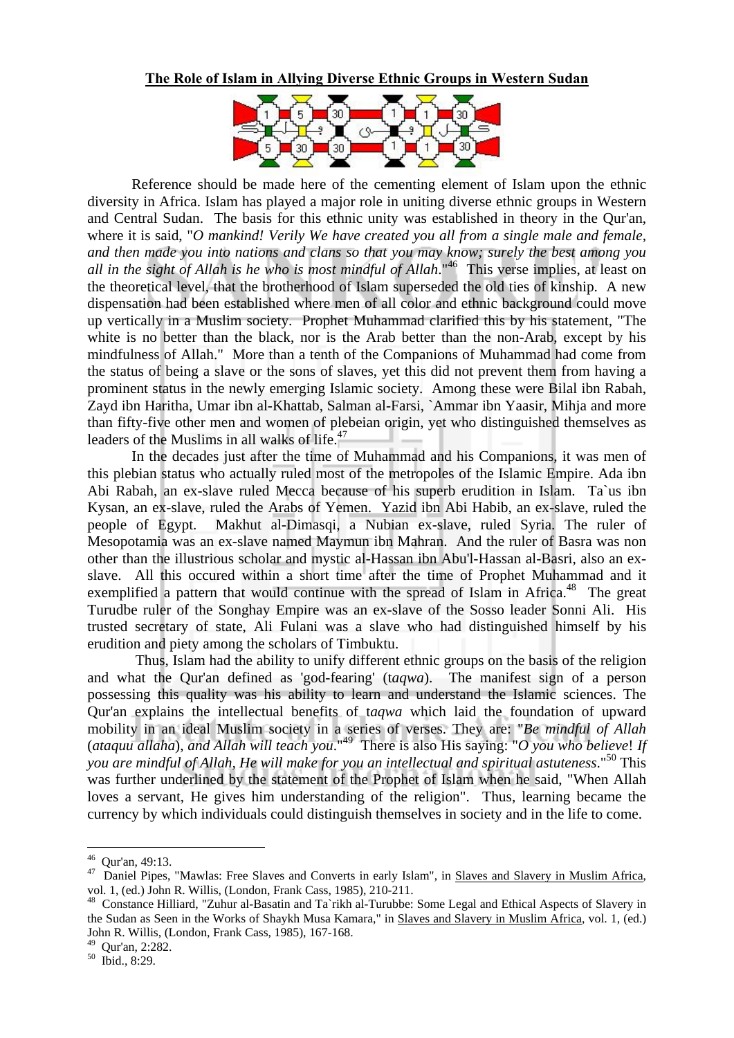## The Role of Islam in Allying Diverse Ethnic Groups in Western Sudan

Reference should be made here of the cementing element of Islam upon the ethnic diversity in Africa. Islam has played a major role in uniting diverse ethnic groups in Western and Central Sudan. The basis for this ethnic unity was established in theory in the Qur'an, where it is said, "*O mankind! Verily We have created you all from a single male and female, and then made you into nations and clans so that you may know; surely the best among you all in the sight of Allah is he who is most mindful of Allah.*"[46] This verse implies, at least on the theoretical level, that the brotherhood of Islam superseded the old ties of kinship. A new dispensation had been established where men of all color and ethnic background could move up vertically in a Muslim society. Prophet Muhammad clarified this by his statement, "The white is no better than the black, nor is the Arab better than the non-Arab, except by his mindfulness of Allah." More than a tenth of the Companions of Muhammad had come from the status of being a slave or the sons of slaves, yet this did not prevent them from having a prominent status in the newly emerging Islamic society. Among these were Bilal ibn Rabah, Zayd ibn Haritha, Umar ibn al-Khattab, Salman al-Farsi, `Ammar ibn Yaasir, Mihja and more than fifty-five other men and women of plebeian origin, yet who distinguished themselves as leaders of the Muslims in all walks of life.[47]

In the decades just after the time of Muhammad and his Companions, it was men of this plebian status who actually ruled most of the metropoles of the Islamic Empire. Ada ibn Abi Rabah, an ex-slave ruled Mecca because of his superb erudition in Islam. Ta`us ibn Kysan, an ex-slave, ruled the Arabs of Yemen. Yazid ibn Abi Habib, an ex-slave, ruled the people of Egypt. Makhut al-Dimasqi, a Nubian ex-slave, ruled Syria. The ruler of Mesopotamia was an ex-slave named Maymun ibn Mahran. And the ruler of Basra was non other than the illustrious scholar and mystic al-Hassan ibn Abu'l-Hassan al-Basri, also an ex-slave. All this occured within a short time after the time of Prophet Muhammad and it exemplified a pattern that would continue with the spread of Islam in Africa.[48] The great Turudbe ruler of the Songhay Empire was an ex-slave of the Sosso leader Sonni Ali. His trusted secretary of state, Ali Fulani was a slave who had distinguished himself by his erudition and piety among the scholars of Timbuktu.

Thus, Islam had the ability to unify different ethnic groups on the basis of the religion and what the Qur'an defined as 'god-fearing' (t*aqwa*). The manifest sign of a person possessing this quality was his ability to learn and understand the Islamic sciences. The Qur'an explains the intellectual benefits of t*aqwa* which laid the foundation of upward mobility in an ideal Muslim society in a series of verses. They are: "*Be mindful of Allah* (*ataqu allaha*)*, and Allah will teach you*."[49] There is also His saying: "*O you who believe*! *If you are mindful of Allah, He will make for you an intellectual and spiritual astuteness*."[50] This was further underlined by the statement of the Prophet of Islam when he said, "When Allah loves a servant, He gives him understanding of the religion". Thus, learning became the currency by which individuals could distinguish themselves in society and in the life to come.

---

[46] Qur'an, 49:13.

[47] Daniel Pipes, "Mawlas: Free Slaves and Converts in early Islam", in Slaves and Slavery in Muslim Africa, vol. 1, (ed.) John R. Willis, (London, Frank Cass, 1985), 210-211.

[48] Constance Hilliard, "Zuhur al-Basatin and Ta`rikh al-Turubbe: Some Legal and Ethical Aspects of Slavery in the Sudan as Seen in the Works of Shaykh Musa Kamara," in Slaves and Slavery in Muslim Africa, vol. 1, (ed.) John R. Willis, (London, Frank Cass, 1985), 167-168.

[49] Qur'an, 2:282.

[50] Ibid., 8:29.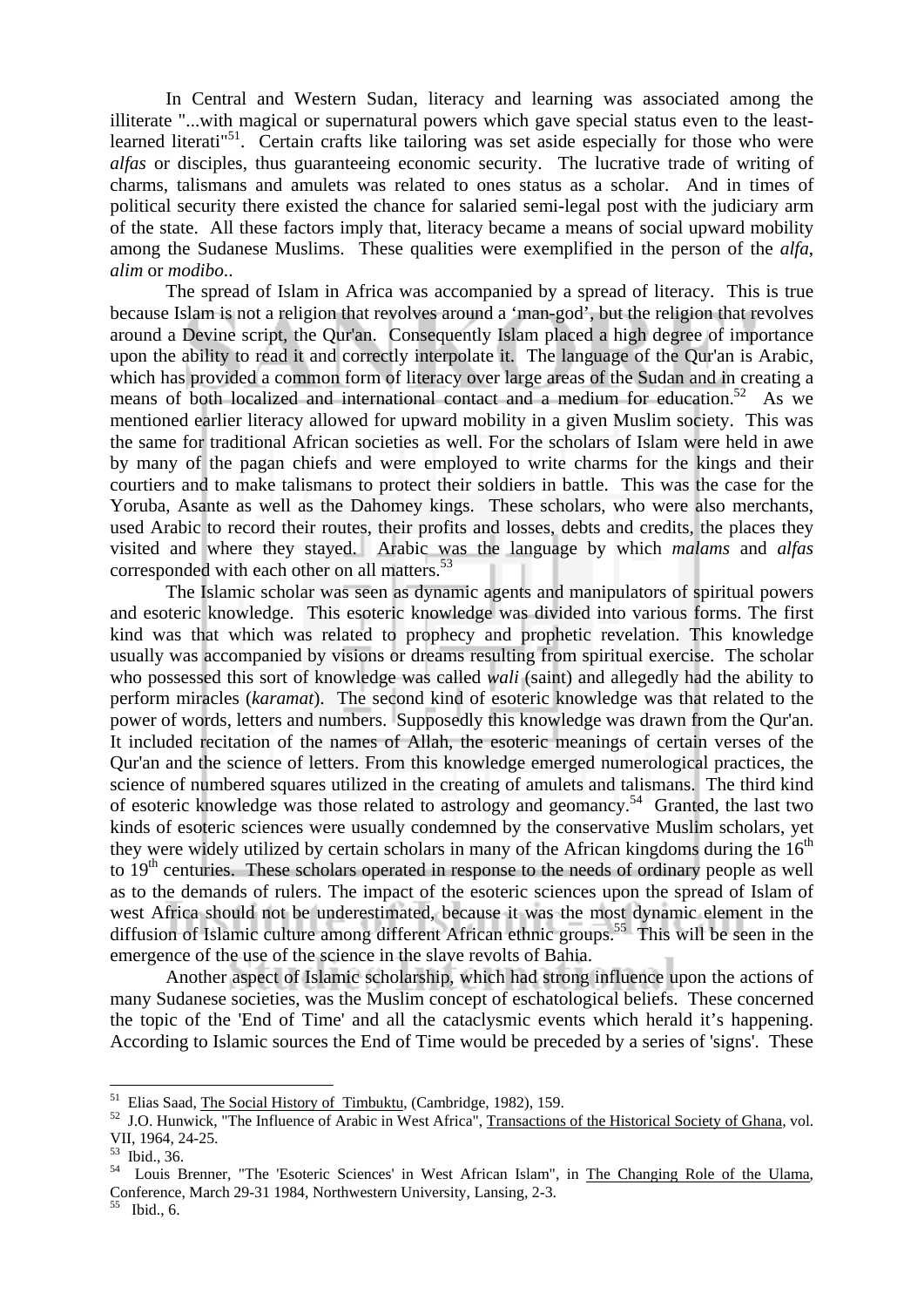In Central and Western Sudan, literacy and learning was associated among the illiterate "...with magical or supernatural powers which gave special status even to the least-learned literati"[51]. Certain crafts like tailoring was set aside especially for those who were *alfas* or disciples, thus guaranteeing economic security. The lucrative trade of writing of charms, talismans and amulets was related to ones status as a scholar. And in times of political security there existed the chance for salaried semi-legal post with the judiciary arm of the state. All these factors imply that, literacy became a means of social upward mobility among the Sudanese Muslims. These qualities were exemplified in the person of the *alfa*, *alim* or *modibo*..

The spread of Islam in Africa was accompanied by a spread of literacy. This is true because Islam is not a religion that revolves around a 'man-god', but the religion that revolves around a Devine script, the Qur'an. Consequently Islam placed a high degree of importance upon the ability to read it and correctly interpolate it. The language of the Qur'an is Arabic, which has provided a common form of literacy over large areas of the Sudan and in creating a means of both localized and international contact and a medium for education.[52] As we mentioned earlier literacy allowed for upward mobility in a given Muslim society. This was the same for traditional African societies as well. For the scholars of Islam were held in awe by many of the pagan chiefs and were employed to write charms for the kings and their courtiers and to make talismans to protect their soldiers in battle. This was the case for the Yoruba, Asante as well as the Dahomey kings. These scholars, who were also merchants, used Arabic to record their routes, their profits and losses, debts and credits, the places they visited and where they stayed. Arabic was the language by which *malams* and *alfas* corresponded with each other on all matters.[53]

The Islamic scholar was seen as dynamic agents and manipulators of spiritual powers and esoteric knowledge. This esoteric knowledge was divided into various forms. The first kind was that which was related to prophecy and prophetic revelation. This knowledge usually was accompanied by visions or dreams resulting from spiritual exercise. The scholar who possessed this sort of knowledge was called *wali* (saint) and allegedly had the ability to perform miracles (*karamat*). The second kind of esoteric knowledge was that related to the power of words, letters and numbers. Supposedly this knowledge was drawn from the Qur'an. It included recitation of the names of Allah, the esoteric meanings of certain verses of the Qur'an and the science of letters. From this knowledge emerged numerological practices, the science of numbered squares utilized in the creating of amulets and talismans. The third kind of esoteric knowledge was those related to astrology and geomancy.[54] Granted, the last two kinds of esoteric sciences were usually condemned by the conservative Muslim scholars, yet they were widely utilized by certain scholars in many of the African kingdoms during the 16th to 19th centuries. These scholars operated in response to the needs of ordinary people as well as to the demands of rulers. The impact of the esoteric sciences upon the spread of Islam of west Africa should not be underestimated, because it was the most dynamic element in the diffusion of Islamic culture among different African ethnic groups.[55] This will be seen in the emergence of the use of the science in the slave revolts of Bahia.

Another aspect of Islamic scholarship, which had strong influence upon the actions of many Sudanese societies, was the Muslim concept of eschatological beliefs. These concerned the topic of the 'End of Time' and all the cataclysmic events which herald it's happening. According to Islamic sources the End of Time would be preceded by a series of 'signs'. These

---

[51] Elias Saad, The Social History of Timbuktu, (Cambridge, 1982), 159.

[52] J.O. Hunwick, "The Influence of Arabic in West Africa", Transactions of the Historical Society of Ghana, vol. VII, 1964, 24-25.

[53] Ibid., 36.

[54] Louis Brenner, "The 'Esoteric Sciences' in West African Islam", in The Changing Role of the Ulama, Conference, March 29-31 1984, Northwestern University, Lansing, 2-3.

[55] Ibid., 6.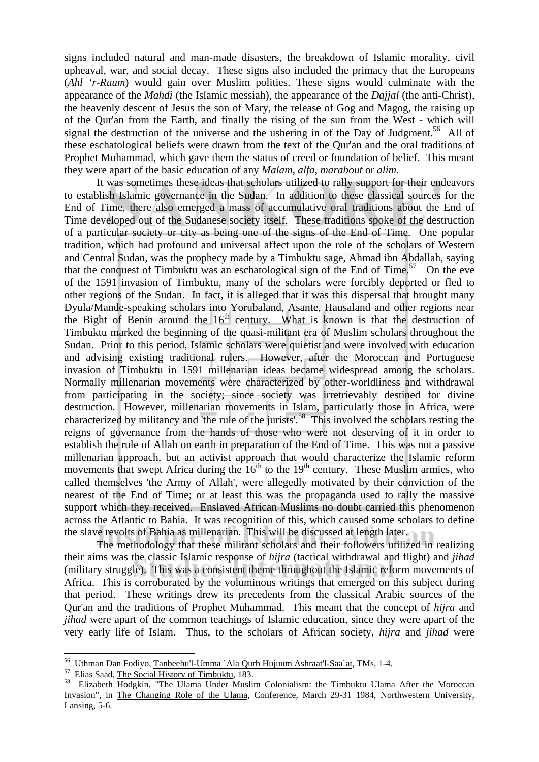signs included natural and man-made disasters, the breakdown of Islamic morality, civil upheaval, war, and social decay. These signs also included the primacy that the Europeans (*Ahl 'r-Ruum*) would gain over Muslim polities. These signs would culminate with the appearance of the *Mahdi* (the Islamic messiah), the appearance of the *Dajjal* (the anti-Christ), the heavenly descent of Jesus the son of Mary, the release of Gog and Magog, the raising up of the Qur'an from the Earth, and finally the rising of the sun from the West - which will signal the destruction of the universe and the ushering in of the Day of Judgment.[56] All of these eschatological beliefs were drawn from the text of the Qur'an and the oral traditions of Prophet Muhammad, which gave them the status of creed or foundation of belief. This meant they were apart of the basic education of any *Malam*, *alfa*, *marabout* or *alim*.

It was sometimes these ideas that scholars utilized to rally support for their endeavors to establish Islamic governance in the Sudan. In addition to these classical sources for the End of Time, there also emerged a mass of accumulative oral traditions about the End of Time developed out of the Sudanese society itself. These traditions spoke of the destruction of a particular society or city as being one of the signs of the End of Time. One popular tradition, which had profound and universal affect upon the role of the scholars of Western and Central Sudan, was the prophecy made by a Timbuktu sage, Ahmad ibn Abdallah, saying that the conquest of Timbuktu was an eschatological sign of the End of Time.[57] On the eve of the 1591 invasion of Timbuktu, many of the scholars were forcibly deported or fled to other regions of the Sudan. In fact, it is alleged that it was this dispersal that brought many Dyula/Mande-speaking scholars into Yorubaland, Asante, Hausaland and other regions near the Bight of Benin around the 16th century. What is known is that the destruction of Timbuktu marked the beginning of the quasi-militant era of Muslim scholars throughout the Sudan. Prior to this period, Islamic scholars were quietist and were involved with education and advising existing traditional rulers. However, after the Moroccan and Portuguese invasion of Timbuktu in 1591 millenarian ideas became widespread among the scholars. Normally millenarian movements were characterized by other-worldliness and withdrawal from participating in the society; since society was irretrievably destined for divine destruction. However, millenarian movements in Islam, particularly those in Africa, were characterized by militancy and 'the rule of the jurists'.[58] This involved the scholars resting the reigns of governance from the hands of those who were not deserving of it in order to establish the rule of Allah on earth in preparation of the End of Time. This was not a passive millenarian approach, but an activist approach that would characterize the Islamic reform movements that swept Africa during the 16th to the 19th century. These Muslim armies, who called themselves 'the Army of Allah', were allegedly motivated by their conviction of the nearest of the End of Time; or at least this was the propaganda used to rally the massive support which they received. Enslaved African Muslims no doubt carried this phenomenon across the Atlantic to Bahia. It was recognition of this, which caused some scholars to define the slave revolts of Bahia as millenarian. This will be discussed at length later.

The methodology that these militant scholars and their followers utilized in realizing their aims was the classic Islamic response of *hijra* (tactical withdrawal and flight) and *jihad* (military struggle). This was a consistent theme throughout the Islamic reform movements of Africa. This is corroborated by the voluminous writings that emerged on this subject during that period. These writings drew its precedents from the classical Arabic sources of the Qur'an and the traditions of Prophet Muhammad. This meant that the concept of *hijra* and *jihad* were apart of the common teachings of Islamic education, since they were apart of the very early life of Islam. Thus, to the scholars of African society, *hijra* and *jihad* were

---

[56] Uthman Dan Fodiyo, Tanbeehu'l-Umma `Ala Qurb Hujuum Ashraat'l-Saa`at, TMs, 1-4.

[57] Elias Saad, The Social History of Timbuktu, 183.

[58] Elizabeth Hodgkin, "The Ulama Under Muslim Colonialism: the Timbuktu Ulama After the Moroccan Invasion", in The Changing Role of the Ulama, Conference, March 29-31 1984, Northwestern University, Lansing, 5-6.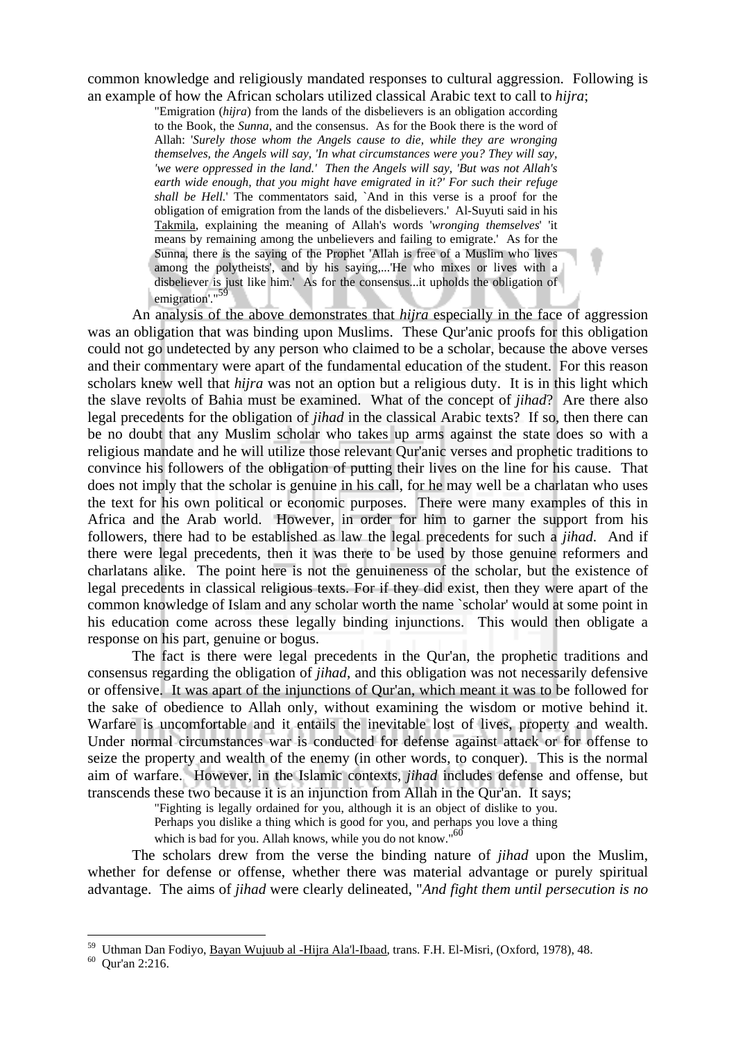common knowledge and religiously mandated responses to cultural aggression. Following is an example of how the African scholars utilized classical Arabic text to call to *hijra*;

> "Emigration (*hijra*) from the lands of the disbelievers is an obligation according to the Book, the *Sunna*, and the consensus. As for the Book there is the word of Allah: '*Surely those whom the Angels cause to die, while they are wronging themselves, the Angels will say, 'In what circumstances were you? They will say, 'we were oppressed in the land.' Then the Angels will say, 'But was not Allah's earth wide enough, that you might have emigrated in it?' For such their refuge shall be Hell.*' The commentators said, `And in this verse is a proof for the obligation of emigration from the lands of the disbelievers.' Al-Suyuti said in his Takmila, explaining the meaning of Allah's words '*wronging themselves*' 'it means by remaining among the unbelievers and failing to emigrate.' As for the Sunna, there is the saying of the Prophet 'Allah is free of a Muslim who lives among the polytheists', and by his saying,...'He who mixes or lives with a disbeliever is just like him.' As for the consensus...it upholds the obligation of emigration'."[59]

An analysis of the above demonstrates that *hijra* especially in the face of aggression was an obligation that was binding upon Muslims. These Qur'anic proofs for this obligation could not go undetected by any person who claimed to be a scholar, because the above verses and their commentary were apart of the fundamental education of the student. For this reason scholars knew well that *hijra* was not an option but a religious duty. It is in this light which the slave revolts of Bahia must be examined. What of the concept of *jihad*? Are there also legal precedents for the obligation of *jihad* in the classical Arabic texts? If so, then there can be no doubt that any Muslim scholar who takes up arms against the state does so with a religious mandate and he will utilize those relevant Qur'anic verses and prophetic traditions to convince his followers of the obligation of putting their lives on the line for his cause. That does not imply that the scholar is genuine in his call, for he may well be a charlatan who uses the text for his own political or economic purposes. There were many examples of this in Africa and the Arab world. However, in order for him to garner the support from his followers, there had to be established as law the legal precedents for such a *jihad*. And if there were legal precedents, then it was there to be used by those genuine reformers and charlatans alike. The point here is not the genuineness of the scholar, but the existence of legal precedents in classical religious texts. For if they did exist, then they were apart of the common knowledge of Islam and any scholar worth the name `scholar' would at some point in his education come across these legally binding injunctions. This would then obligate a response on his part, genuine or bogus.

The fact is there were legal precedents in the Qur'an, the prophetic traditions and consensus regarding the obligation of *jihad*, and this obligation was not necessarily defensive or offensive. It was apart of the injunctions of Qur'an, which meant it was to be followed for the sake of obedience to Allah only, without examining the wisdom or motive behind it. Warfare is uncomfortable and it entails the inevitable lost of lives, property and wealth. Under normal circumstances war is conducted for defense against attack or for offense to seize the property and wealth of the enemy (in other words, to conquer). This is the normal aim of warfare. However, in the Islamic contexts, *jihad* includes defense and offense, but transcends these two because it is an injunction from Allah in the Qur'an. It says;

> "Fighting is legally ordained for you, although it is an object of dislike to you. Perhaps you dislike a thing which is good for you, and perhaps you love a thing which is bad for you. Allah knows, while you do not know."[60]

The scholars drew from the verse the binding nature of *jihad* upon the Muslim, whether for defense or offense, whether there was material advantage or purely spiritual advantage. The aims of *jihad* were clearly delineated, "*And fight them until persecution is no*

---

[59] Uthman Dan Fodiyo, Bayan Wujuub al -Hijra Ala'l-Ibaad, trans. F.H. El-Misri, (Oxford, 1978), 48.

[60] Qur'an 2:216.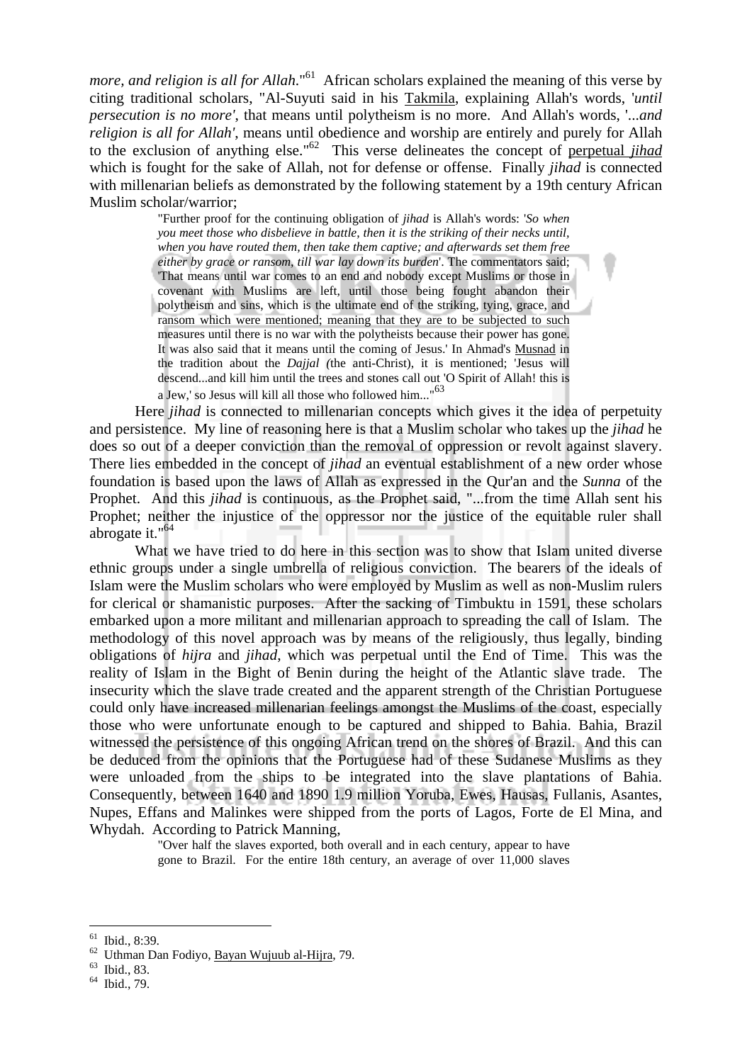*more, and religion is all for Allah*."[61] African scholars explained the meaning of this verse by citing traditional scholars, "Al-Suyuti said in his Takmila, explaining Allah's words, '*until persecution is no more'*, that means until polytheism is no more. And Allah's words, '*...and religion is all for Allah'*, means until obedience and worship are entirely and purely for Allah to the exclusion of anything else."[62] This verse delineates the concept of perpetual *jihad* which is fought for the sake of Allah, not for defense or offense. Finally *jihad* is connected with millenarian beliefs as demonstrated by the following statement by a 19th century African Muslim scholar/warrior;

> "Further proof for the continuing obligation of *jihad* is Allah's words: '*So when you meet those who disbelieve in battle, then it is the striking of their necks until, when you have routed them, then take them captive; and afterwards set them free either by grace or ransom, till war lay down its burden*'. The commentators said; 'That means until war comes to an end and nobody except Muslims or those in covenant with Muslims are left, until those being fought abandon their polytheism and sins, which is the ultimate end of the striking, tying, grace, and ransom which were mentioned; meaning that they are to be subjected to such measures until there is no war with the polytheists because their power has gone. It was also said that it means until the coming of Jesus.' In Ahmad's Musnad in the tradition about the *Dajjal (*the anti-Christ), it is mentioned; 'Jesus will descend...and kill him until the trees and stones call out 'O Spirit of Allah! this is a Jew,' so Jesus will kill all those who followed him..."[63]

Here *jihad* is connected to millenarian concepts which gives it the idea of perpetuity and persistence. My line of reasoning here is that a Muslim scholar who takes up the *jihad* he does so out of a deeper conviction than the removal of oppression or revolt against slavery. There lies embedded in the concept of *jihad* an eventual establishment of a new order whose foundation is based upon the laws of Allah as expressed in the Qur'an and the *Sunna* of the Prophet. And this *jihad* is continuous, as the Prophet said, "...from the time Allah sent his Prophet; neither the injustice of the oppressor nor the justice of the equitable ruler shall abrogate it."[64]

What we have tried to do here in this section was to show that Islam united diverse ethnic groups under a single umbrella of religious conviction. The bearers of the ideals of Islam were the Muslim scholars who were employed by Muslim as well as non-Muslim rulers for clerical or shamanistic purposes. After the sacking of Timbuktu in 1591, these scholars embarked upon a more militant and millenarian approach to spreading the call of Islam. The methodology of this novel approach was by means of the religiously, thus legally, binding obligations of *hijra* and *jihad*, which was perpetual until the End of Time. This was the reality of Islam in the Bight of Benin during the height of the Atlantic slave trade. The insecurity which the slave trade created and the apparent strength of the Christian Portuguese could only have increased millenarian feelings amongst the Muslims of the coast, especially those who were unfortunate enough to be captured and shipped to Bahia. Bahia, Brazil witnessed the persistence of this ongoing African trend on the shores of Brazil. And this can be deduced from the opinions that the Portuguese had of these Sudanese Muslims as they were unloaded from the ships to be integrated into the slave plantations of Bahia. Consequently, between 1640 and 1890 1.9 million Yoruba, Ewes, Hausas, Fullanis, Asantes, Nupes, Effans and Malinkes were shipped from the ports of Lagos, Forte de El Mina, and Whydah. According to Patrick Manning,

> "Over half the slaves exported, both overall and in each century, appear to have gone to Brazil. For the entire 18th century, an average of over 11,000 slaves

---

[61] Ibid., 8:39.

[62] Uthman Dan Fodiyo, Bayan Wujuub al-Hijra, 79.

[63] Ibid., 83.

[64] Ibid., 79.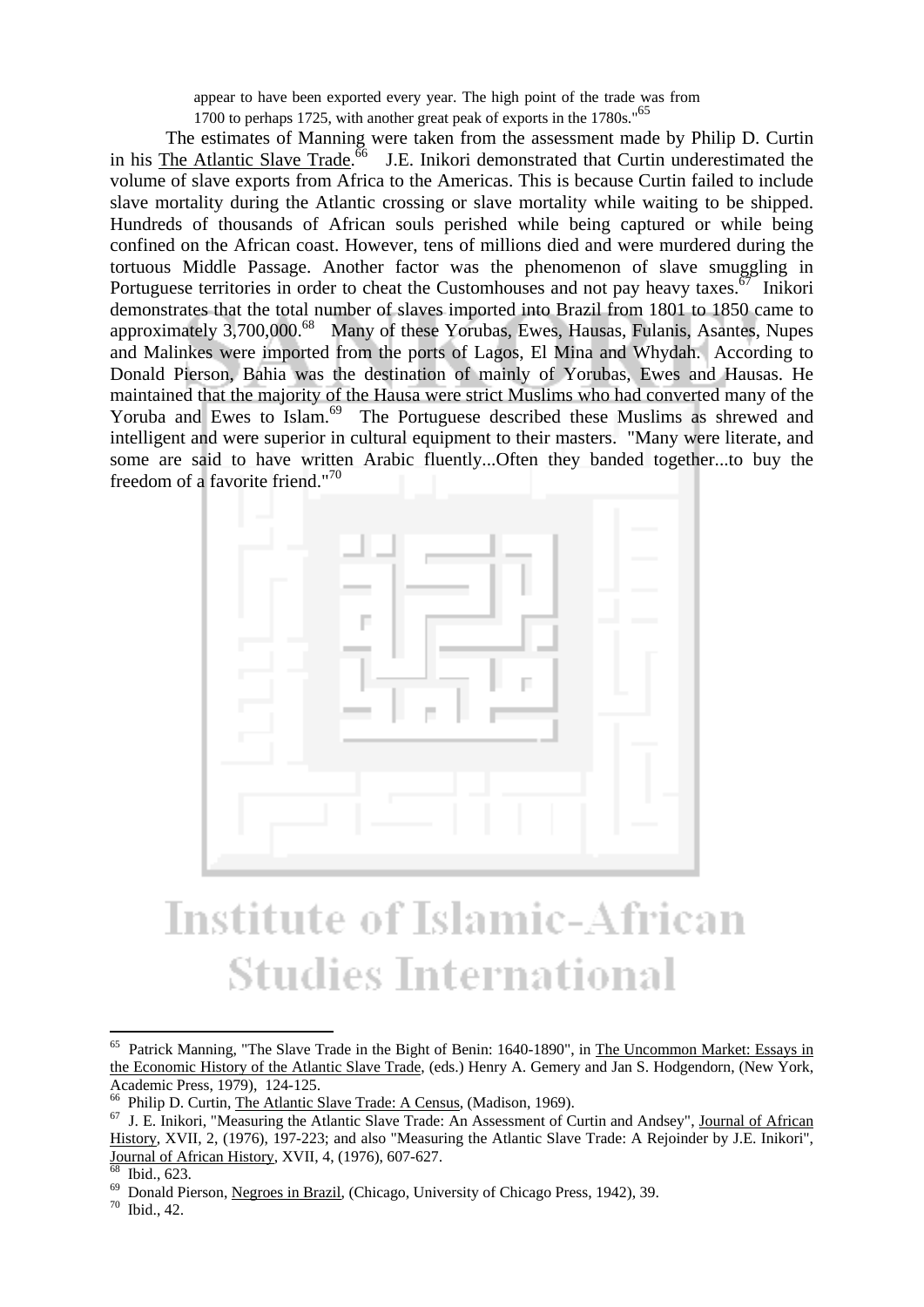appear to have been exported every year. The high point of the trade was from 1700 to perhaps 1725, with another great peak of exports in the 1780s."[65]

The estimates of Manning were taken from the assessment made by Philip D. Curtin in his The Atlantic Slave Trade.[66] J.E. Inikori demonstrated that Curtin underestimated the volume of slave exports from Africa to the Americas. This is because Curtin failed to include slave mortality during the Atlantic crossing or slave mortality while waiting to be shipped. Hundreds of thousands of African souls perished while being captured or while being confined on the African coast. However, tens of millions died and were murdered during the tortuous Middle Passage. Another factor was the phenomenon of slave smuggling in Portuguese territories in order to cheat the Customhouses and not pay heavy taxes.[67] Inikori demonstrates that the total number of slaves imported into Brazil from 1801 to 1850 came to approximately 3,700,000.[68] Many of these Yorubas, Ewes, Hausas, Fulanis, Asantes, Nupes and Malinkes were imported from the ports of Lagos, El Mina and Whydah. According to Donald Pierson, Bahia was the destination of mainly of Yorubas, Ewes and Hausas. He maintained that the majority of the Hausa were strict Muslims who had converted many of the Yoruba and Ewes to Islam.[69] The Portuguese described these Muslims as shrewed and intelligent and were superior in cultural equipment to their masters. "Many were literate, and some are said to have written Arabic fluently...Often they banded together...to buy the freedom of a favorite friend."[70]

---

[65] Patrick Manning, "The Slave Trade in the Bight of Benin: 1640-1890", in The Uncommon Market: Essays in the Economic History of the Atlantic Slave Trade, (eds.) Henry A. Gemery and Jan S. Hodgendorn, (New York, Academic Press, 1979), 124-125.

[66] Philip D. Curtin, The Atlantic Slave Trade: A Census, (Madison, 1969).

[67] J. E. Inikori, "Measuring the Atlantic Slave Trade: An Assessment of Curtin and Andsey", Journal of African History, XVII, 2, (1976), 197-223; and also "Measuring the Atlantic Slave Trade: A Rejoinder by J.E. Inikori", Journal of African History, XVII, 4, (1976), 607-627.

[68] Ibid., 623.

[69] Donald Pierson, Negroes in Brazil, (Chicago, University of Chicago Press, 1942), 39.

[70] Ibid., 42.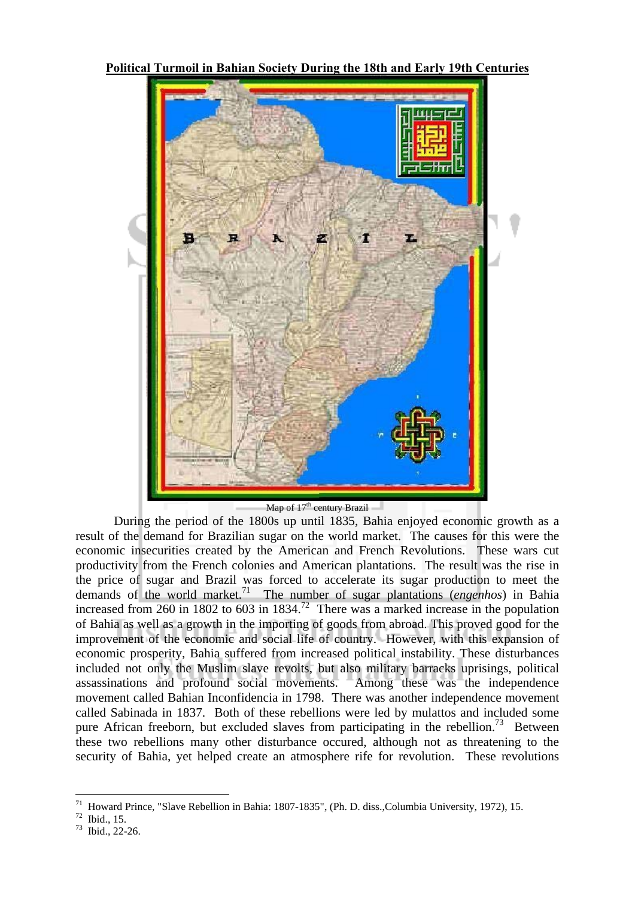**Political Turmoil in Bahian Society During the 18th and Early 19th Centuries**

Map of 17th century Brazil

During the period of the 1800s up until 1835, Bahia enjoyed economic growth as a result of the demand for Brazilian sugar on the world market. The causes for this were the economic insecurities created by the American and French Revolutions. These wars cut productivity from the French colonies and American plantations. The result was the rise in the price of sugar and Brazil was forced to accelerate its sugar production to meet the demands of the world market.[71] The number of sugar plantations (*engenhos*) in Bahia increased from 260 in 1802 to 603 in 1834.[72] There was a marked increase in the population of Bahia as well as a growth in the importing of goods from abroad. This proved good for the improvement of the economic and social life of country. However, with this expansion of economic prosperity, Bahia suffered from increased political instability. These disturbances included not only the Muslim slave revolts, but also military barracks uprisings, political assassinations and profound social movements. Among these was the independence movement called Bahian Inconfidencia in 1798. There was another independence movement called Sabinada in 1837. Both of these rebellions were led by mulattos and included some pure African freeborn, but excluded slaves from participating in the rebellion.[73] Between these two rebellions many other disturbance occured, although not as threatening to the security of Bahia, yet helped create an atmosphere rife for revolution. These revolutions

---

[71] Howard Prince, "Slave Rebellion in Bahia: 1807-1835", (Ph. D. diss.,Columbia University, 1972), 15.

[72] Ibid., 15.

[73] Ibid., 22-26.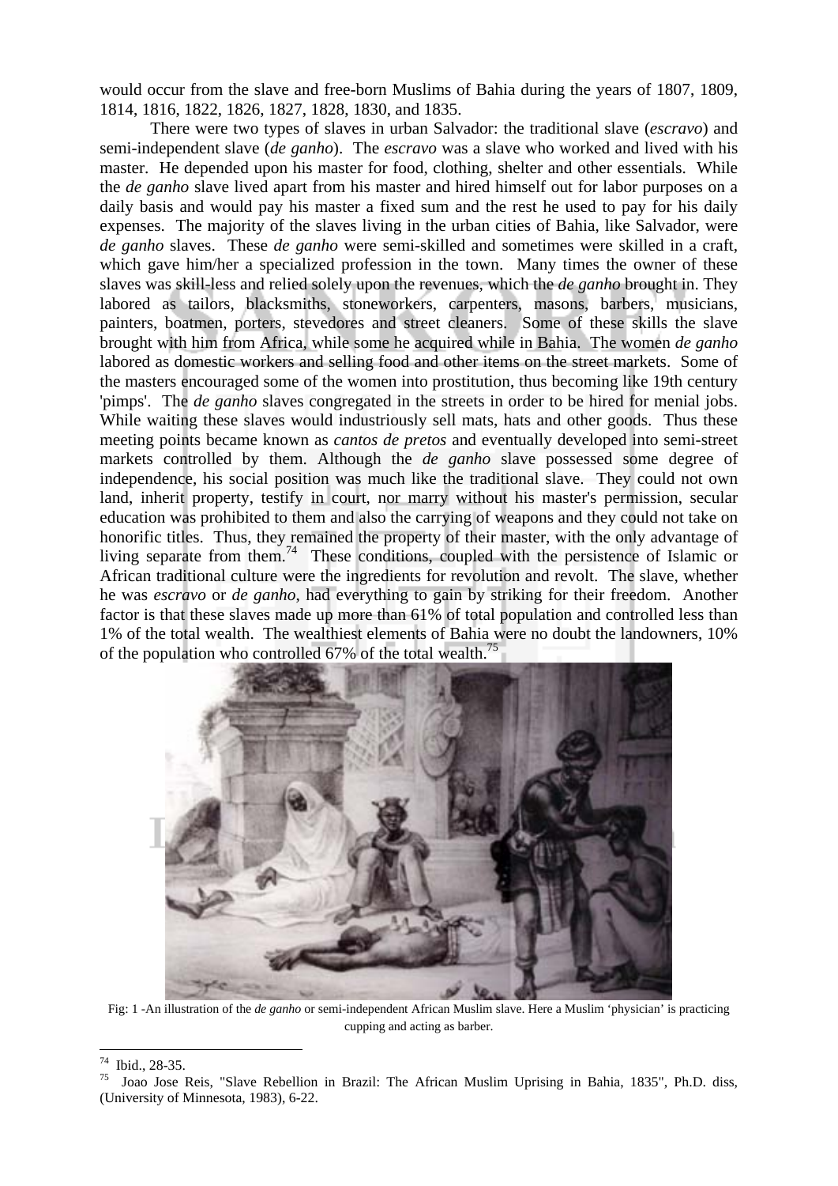would occur from the slave and free-born Muslims of Bahia during the years of 1807, 1809, 1814, 1816, 1822, 1826, 1827, 1828, 1830, and 1835.

There were two types of slaves in urban Salvador: the traditional slave (*escravo*) and semi-independent slave (*de ganho*). The *escravo* was a slave who worked and lived with his master. He depended upon his master for food, clothing, shelter and other essentials. While the *de ganho* slave lived apart from his master and hired himself out for labor purposes on a daily basis and would pay his master a fixed sum and the rest he used to pay for his daily expenses. The majority of the slaves living in the urban cities of Bahia, like Salvador, were *de ganho* slaves. These *de ganho* were semi-skilled and sometimes were skilled in a craft, which gave him/her a specialized profession in the town. Many times the owner of these slaves was skill-less and relied solely upon the revenues, which the *de ganho* brought in. They labored as tailors, blacksmiths, stoneworkers, carpenters, masons, barbers, musicians, painters, boatmen, porters, stevedores and street cleaners. Some of these skills the slave brought with him from Africa, while some he acquired while in Bahia. The women *de ganho* labored as domestic workers and selling food and other items on the street markets. Some of the masters encouraged some of the women into prostitution, thus becoming like 19th century 'pimps'. The *de ganho* slaves congregated in the streets in order to be hired for menial jobs. While waiting these slaves would industriously sell mats, hats and other goods. Thus these meeting points became known as *cantos de pretos* and eventually developed into semi-street markets controlled by them. Although the *de ganho* slave possessed some degree of independence, his social position was much like the traditional slave. They could not own land, inherit property, testify in court, nor marry without his master's permission, secular education was prohibited to them and also the carrying of weapons and they could not take on honorific titles. Thus, they remained the property of their master, with the only advantage of living separate from them.[74] These conditions, coupled with the persistence of Islamic or African traditional culture were the ingredients for revolution and revolt. The slave, whether he was *escravo* or *de ganho*, had everything to gain by striking for their freedom. Another factor is that these slaves made up more than 61% of total population and controlled less than 1% of the total wealth. The wealthiest elements of Bahia were no doubt the landowners, 10% of the population who controlled 67% of the total wealth.[75]

Fig: 1 -An illustration of the *de ganho* or semi-independent African Muslim slave. Here a Muslim 'physician' is practicing cupping and acting as barber.

---

[74] Ibid., 28-35.

[75] Joao Jose Reis, "Slave Rebellion in Brazil: The African Muslim Uprising in Bahia, 1835", Ph.D. diss, (University of Minnesota, 1983), 6-22.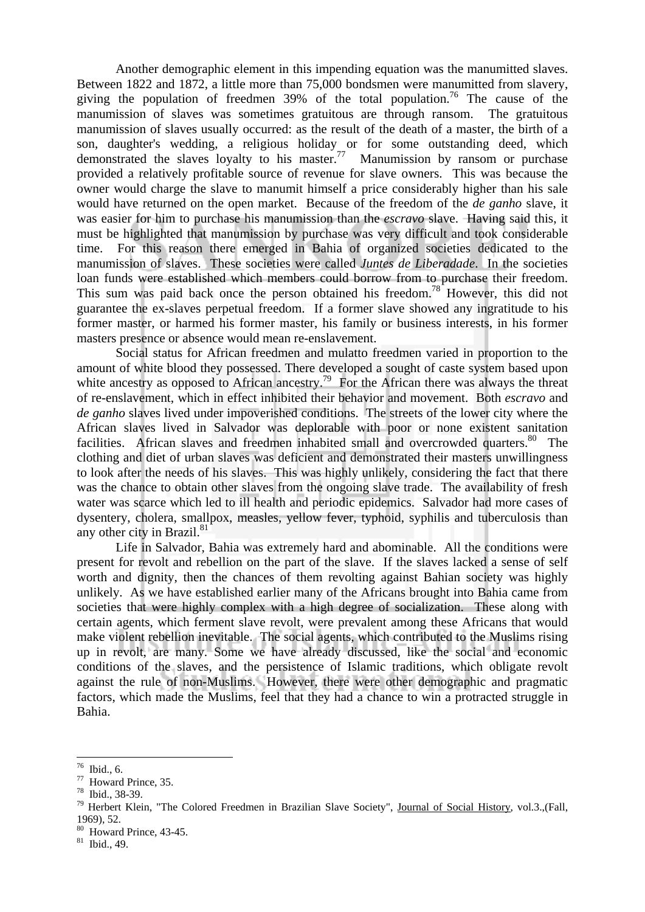Another demographic element in this impending equation was the manumitted slaves. Between 1822 and 1872, a little more than 75,000 bondsmen were manumitted from slavery, giving the population of freedmen 39% of the total population.[76] The cause of the manumission of slaves was sometimes gratuitous are through ransom. The gratuitous manumission of slaves usually occurred: as the result of the death of a master, the birth of a son, daughter's wedding, a religious holiday or for some outstanding deed, which demonstrated the slaves loyalty to his master.[77] Manumission by ransom or purchase provided a relatively profitable source of revenue for slave owners. This was because the owner would charge the slave to manumit himself a price considerably higher than his sale would have returned on the open market. Because of the freedom of the *de ganho* slave, it was easier for him to purchase his manumission than the *escravo* slave. Having said this, it must be highlighted that manumission by purchase was very difficult and took considerable time. For this reason there emerged in Bahia of organized societies dedicated to the manumission of slaves. These societies were called *Juntes de Liberadade*. In the societies loan funds were established which members could borrow from to purchase their freedom. This sum was paid back once the person obtained his freedom.[78] However, this did not guarantee the ex-slaves perpetual freedom. If a former slave showed any ingratitude to his former master, or harmed his former master, his family or business interests, in his former masters presence or absence would mean re-enslavement.

Social status for African freedmen and mulatto freedmen varied in proportion to the amount of white blood they possessed. There developed a sought of caste system based upon white ancestry as opposed to African ancestry.[79] For the African there was always the threat of re-enslavement, which in effect inhibited their behavior and movement. Both *escravo* and *de ganho* slaves lived under impoverished conditions. The streets of the lower city where the African slaves lived in Salvador was deplorable with poor or none existent sanitation facilities. African slaves and freedmen inhabited small and overcrowded quarters.[80] The clothing and diet of urban slaves was deficient and demonstrated their masters unwillingness to look after the needs of his slaves. This was highly unlikely, considering the fact that there was the chance to obtain other slaves from the ongoing slave trade. The availability of fresh water was scarce which led to ill health and periodic epidemics. Salvador had more cases of dysentery, cholera, smallpox, measles, yellow fever, typhoid, syphilis and tuberculosis than any other city in Brazil.[81]

Life in Salvador, Bahia was extremely hard and abominable. All the conditions were present for revolt and rebellion on the part of the slave. If the slaves lacked a sense of self worth and dignity, then the chances of them revolting against Bahian society was highly unlikely. As we have established earlier many of the Africans brought into Bahia came from societies that were highly complex with a high degree of socialization. These along with certain agents, which ferment slave revolt, were prevalent among these Africans that would make violent rebellion inevitable. The social agents, which contributed to the Muslims rising up in revolt, are many. Some we have already discussed, like the social and economic conditions of the slaves, and the persistence of Islamic traditions, which obligate revolt against the rule of non-Muslims. However, there were other demographic and pragmatic factors, which made the Muslims, feel that they had a chance to win a protracted struggle in Bahia.

---

[76] Ibid., 6.
[77] Howard Prince, 35.
[78] Ibid., 38-39.
[79] Herbert Klein, "The Colored Freedmen in Brazilian Slave Society", Journal of Social History, vol.3.,(Fall, 1969), 52.
[80] Howard Prince, 43-45.
[81] Ibid., 49.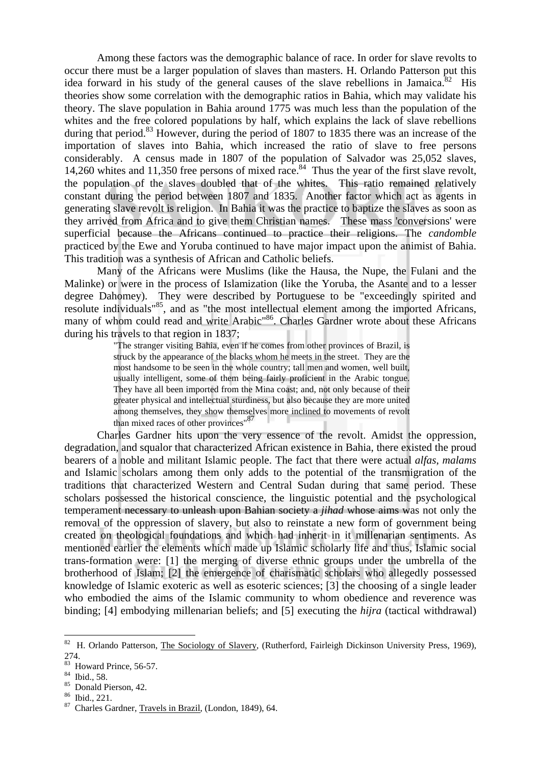Among these factors was the demographic balance of race. In order for slave revolts to occur there must be a larger population of slaves than masters. H. Orlando Patterson put this idea forward in his study of the general causes of the slave rebellions in Jamaica.[82] His theories show some correlation with the demographic ratios in Bahia, which may validate his theory. The slave population in Bahia around 1775 was much less than the population of the whites and the free colored populations by half, which explains the lack of slave rebellions during that period.[83] However, during the period of 1807 to 1835 there was an increase of the importation of slaves into Bahia, which increased the ratio of slave to free persons considerably. A census made in 1807 of the population of Salvador was 25,052 slaves, 14,260 whites and 11,350 free persons of mixed race.[84] Thus the year of the first slave revolt, the population of the slaves doubled that of the whites. This ratio remained relatively constant during the period between 1807 and 1835. Another factor which act as agents in generating slave revolt is religion. In Bahia it was the practice to baptize the slaves as soon as they arrived from Africa and to give them Christian names. These mass 'conversions' were superficial because the Africans continued to practice their religions. The *candomble* practiced by the Ewe and Yoruba continued to have major impact upon the animist of Bahia. This tradition was a synthesis of African and Catholic beliefs.

Many of the Africans were Muslims (like the Hausa, the Nupe, the Fulani and the Malinke) or were in the process of Islamization (like the Yoruba, the Asante and to a lesser degree Dahomey). They were described by Portuguese to be "exceedingly spirited and resolute individuals"[85], and as "the most intellectual element among the imported Africans, many of whom could read and write Arabic"[86]. Charles Gardner wrote about these Africans during his travels to that region in 1837;

> "The stranger visiting Bahia, even if he comes from other provinces of Brazil, is struck by the appearance of the blacks whom he meets in the street. They are the most handsome to be seen in the whole country; tall men and women, well built, usually intelligent, some of them being fairly proficient in the Arabic tongue. They have all been imported from the Mina coast; and, not only because of their greater physical and intellectual sturdiness, but also because they are more united among themselves, they show themselves more inclined to movements of revolt than mixed races of other provinces"[87]

Charles Gardner hits upon the very essence of the revolt. Amidst the oppression, degradation, and squalor that characterized African existence in Bahia, there existed the proud bearers of a noble and militant Islamic people. The fact that there were actual *alfas*, *malams* and Islamic scholars among them only adds to the potential of the transmigration of the traditions that characterized Western and Central Sudan during that same period. These scholars possessed the historical conscience, the linguistic potential and the psychological temperament necessary to unleash upon Bahian society a *jihad* whose aims was not only the removal of the oppression of slavery, but also to reinstate a new form of government being created on theological foundations and which had inherit in it millenarian sentiments. As mentioned earlier the elements which made up Islamic scholarly life and thus, Islamic social trans-formation were: [1] the merging of diverse ethnic groups under the umbrella of the brotherhood of Islam; [2] the emergence of charismatic scholars who allegedly possessed knowledge of Islamic exoteric as well as esoteric sciences; [3] the choosing of a single leader who embodied the aims of the Islamic community to whom obedience and reverence was binding; [4] embodying millenarian beliefs; and [5] executing the *hijra* (tactical withdrawal)

---

[82] H. Orlando Patterson, The Sociology of Slavery, (Rutherford, Fairleigh Dickinson University Press, 1969), 274.

[83] Howard Prince, 56-57.

[84] Ibid., 58.

[85] Donald Pierson, 42.

[86] Ibid., 221.

[87] Charles Gardner, Travels in Brazil, (London, 1849), 64.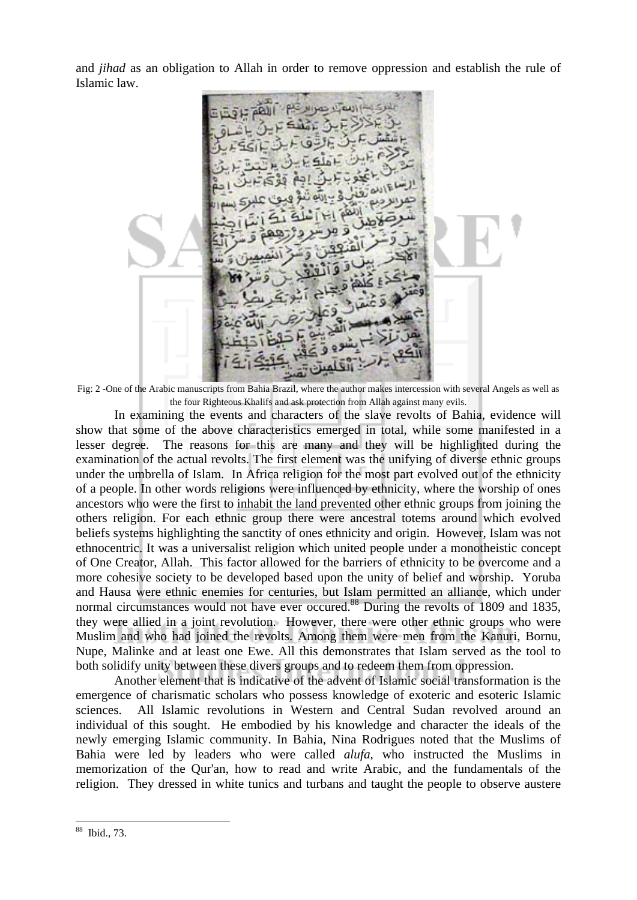and *jihad* as an obligation to Allah in order to remove oppression and establish the rule of Islamic law.

Fig: 2 -One of the Arabic manuscripts from Bahia Brazil, where the author makes intercession with several Angels as well as the four Righteous Khalifs and ask protection from Allah against many evils.

In examining the events and characters of the slave revolts of Bahia, evidence will show that some of the above characteristics emerged in total, while some manifested in a lesser degree. The reasons for this are many and they will be highlighted during the examination of the actual revolts. The first element was the unifying of diverse ethnic groups under the umbrella of Islam. In Africa religion for the most part evolved out of the ethnicity of a people. In other words religions were influenced by ethnicity, where the worship of ones ancestors who were the first to inhabit the land prevented other ethnic groups from joining the others religion. For each ethnic group there were ancestral totems around which evolved beliefs systems highlighting the sanctity of ones ethnicity and origin. However, Islam was not ethnocentric. It was a universalist religion which united people under a monotheistic concept of One Creator, Allah. This factor allowed for the barriers of ethnicity to be overcome and a more cohesive society to be developed based upon the unity of belief and worship. Yoruba and Hausa were ethnic enemies for centuries, but Islam permitted an alliance, which under normal circumstances would not have ever occured.[88] During the revolts of 1809 and 1835, they were allied in a joint revolution. However, there were other ethnic groups who were Muslim and who had joined the revolts. Among them were men from the Kanuri, Bornu, Nupe, Malinke and at least one Ewe. All this demonstrates that Islam served as the tool to both solidify unity between these divers groups and to redeem them from oppression.

Another element that is indicative of the advent of Islamic social transformation is the emergence of charismatic scholars who possess knowledge of exoteric and esoteric Islamic sciences. All Islamic revolutions in Western and Central Sudan revolved around an individual of this sought. He embodied by his knowledge and character the ideals of the newly emerging Islamic community. In Bahia, Nina Rodrigues noted that the Muslims of Bahia were led by leaders who were called *alufa*, who instructed the Muslims in memorization of the Qur'an, how to read and write Arabic, and the fundamentals of the religion. They dressed in white tunics and turbans and taught the people to observe austere

[88] Ibid., 73.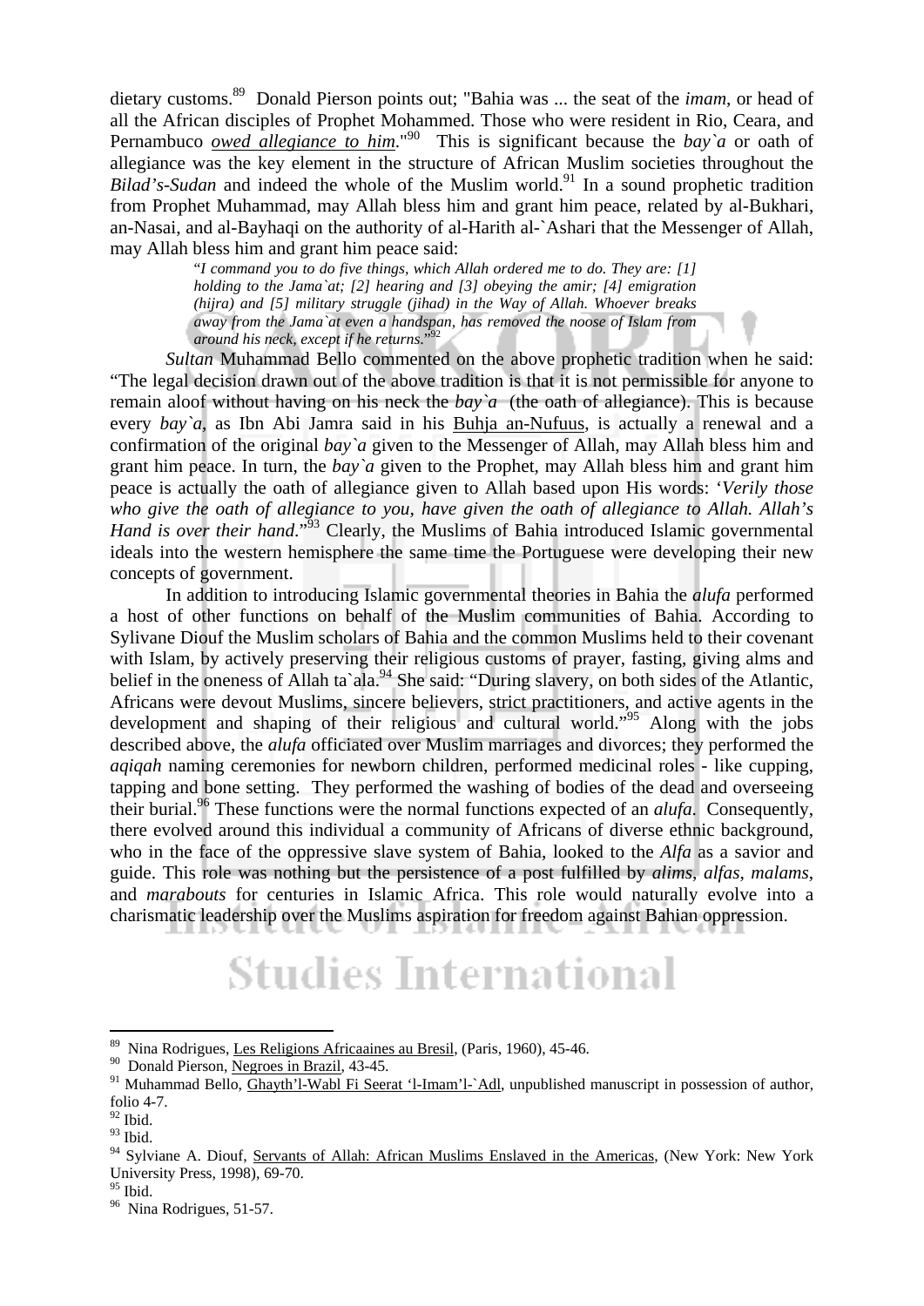dietary customs.[89] Donald Pierson points out; "Bahia was ... the seat of the *imam*, or head of all the African disciples of Prophet Mohammed. Those who were resident in Rio, Ceara, and Pernambuco *owed allegiance to him*."[90] This is significant because the *bay`a* or oath of allegiance was the key element in the structure of African Muslim societies throughout the *Bilad's-Sudan* and indeed the whole of the Muslim world.[91] In a sound prophetic tradition from Prophet Muhammad, may Allah bless him and grant him peace, related by al-Bukhari, an-Nasai, and al-Bayhaqi on the authority of al-Harith al-`Ashari that the Messenger of Allah, may Allah bless him and grant him peace said:

> "*I command you to do five things, which Allah ordered me to do. They are: [1] holding to the Jama`at; [2] hearing and [3] obeying the amir; [4] emigration (hijra) and [5] military struggle (jihad) in the Way of Allah. Whoever breaks away from the Jama`at even a handspan, has removed the noose of Islam from around his neck, except if he returns.*"[92]

*Sultan* Muhammad Bello commented on the above prophetic tradition when he said: "The legal decision drawn out of the above tradition is that it is not permissible for anyone to remain aloof without having on his neck the *bay`a* (the oath of allegiance). This is because every *bay`a*, as Ibn Abi Jamra said in his Buhja an-Nufuus, is actually a renewal and a confirmation of the original *bay`a* given to the Messenger of Allah, may Allah bless him and grant him peace. In turn, the *bay`a* given to the Prophet, may Allah bless him and grant him peace is actually the oath of allegiance given to Allah based upon His words: '*Verily those who give the oath of allegiance to you, have given the oath of allegiance to Allah. Allah's Hand is over their hand.*"[93] Clearly, the Muslims of Bahia introduced Islamic governmental ideals into the western hemisphere the same time the Portuguese were developing their new concepts of government.

In addition to introducing Islamic governmental theories in Bahia the *alufa* performed a host of other functions on behalf of the Muslim communities of Bahia. According to Sylivane Diouf the Muslim scholars of Bahia and the common Muslims held to their covenant with Islam, by actively preserving their religious customs of prayer, fasting, giving alms and belief in the oneness of Allah ta`ala.[94] She said: "During slavery, on both sides of the Atlantic, Africans were devout Muslims, sincere believers, strict practitioners, and active agents in the development and shaping of their religious and cultural world."[95] Along with the jobs described above, the *alufa* officiated over Muslim marriages and divorces; they performed the *aqiqah* naming ceremonies for newborn children, performed medicinal roles - like cupping, tapping and bone setting. They performed the washing of bodies of the dead and overseeing their burial.[96] These functions were the normal functions expected of an *alufa*. Consequently, there evolved around this individual a community of Africans of diverse ethnic background, who in the face of the oppressive slave system of Bahia, looked to the *Alfa* as a savior and guide. This role was nothing but the persistence of a post fulfilled by *alims*, *alfas*, *malams*, and *marabouts* for centuries in Islamic Africa. This role would naturally evolve into a charismatic leadership over the Muslims aspiration for freedom against Bahian oppression.

---

[89] Nina Rodrigues, Les Religions Africaaines au Bresil, (Paris, 1960), 45-46.
[90] Donald Pierson, Negroes in Brazil, 43-45.
[91] Muhammad Bello, Ghayth'l-Wabl Fi Seerat 'l-Imam'l-`Adl, unpublished manuscript in possession of author, folio 4-7.
[92] Ibid.
[93] Ibid.
[94] Sylviane A. Diouf, Servants of Allah: African Muslims Enslaved in the Americas, (New York: New York University Press, 1998), 69-70.
[95] Ibid.
[96] Nina Rodrigues, 51-57.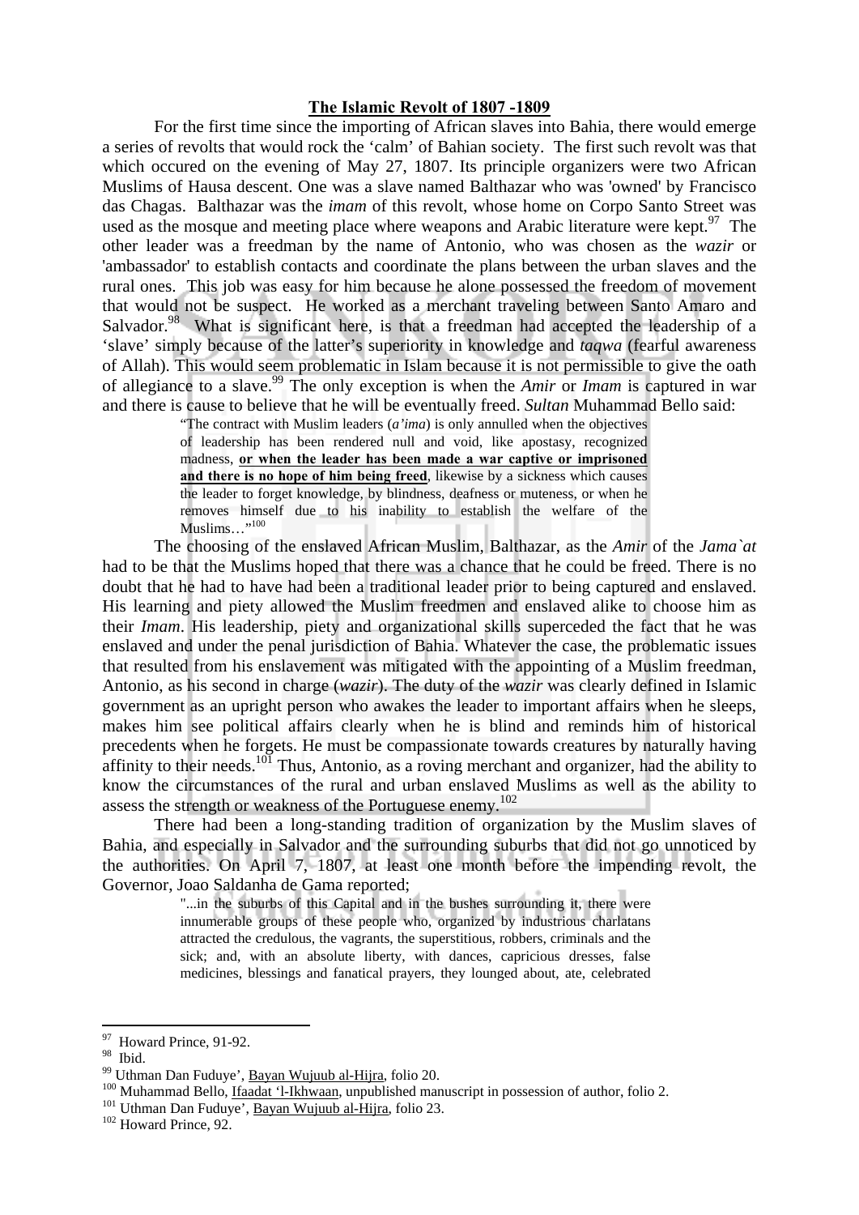**The Islamic Revolt of 1807 -1809**

For the first time since the importing of African slaves into Bahia, there would emerge a series of revolts that would rock the 'calm' of Bahian society. The first such revolt was that which occured on the evening of May 27, 1807. Its principle organizers were two African Muslims of Hausa descent. One was a slave named Balthazar who was 'owned' by Francisco das Chagas. Balthazar was the *imam* of this revolt, whose home on Corpo Santo Street was used as the mosque and meeting place where weapons and Arabic literature were kept.[97] The other leader was a freedman by the name of Antonio, who was chosen as the *wazir* or 'ambassador' to establish contacts and coordinate the plans between the urban slaves and the rural ones. This job was easy for him because he alone possessed the freedom of movement that would not be suspect. He worked as a merchant traveling between Santo Amaro and Salvador.[98] What is significant here, is that a freedman had accepted the leadership of a 'slave' simply because of the latter's superiority in knowledge and *taqwa* (fearful awareness of Allah). This would seem problematic in Islam because it is not permissible to give the oath of allegiance to a slave.[99] The only exception is when the *Amir* or *Imam* is captured in war and there is cause to believe that he will be eventually freed. *Sultan* Muhammad Bello said:

> "The contract with Muslim leaders (*a'ima*) is only annulled when the objectives of leadership has been rendered null and void, like apostasy, recognized madness, **or when the leader has been made a war captive or imprisoned and there is no hope of him being freed**, likewise by a sickness which causes the leader to forget knowledge, by blindness, deafness or muteness, or when he removes himself due to his inability to establish the welfare of the Muslims…"[100]

The choosing of the enslaved African Muslim, Balthazar, as the *Amir* of the *Jama`at* had to be that the Muslims hoped that there was a chance that he could be freed. There is no doubt that he had to have had been a traditional leader prior to being captured and enslaved. His learning and piety allowed the Muslim freedmen and enslaved alike to choose him as their *Imam*. His leadership, piety and organizational skills superceded the fact that he was enslaved and under the penal jurisdiction of Bahia. Whatever the case, the problematic issues that resulted from his enslavement was mitigated with the appointing of a Muslim freedman, Antonio, as his second in charge (*wazir*). The duty of the *wazir* was clearly defined in Islamic government as an upright person who awakes the leader to important affairs when he sleeps, makes him see political affairs clearly when he is blind and reminds him of historical precedents when he forgets. He must be compassionate towards creatures by naturally having affinity to their needs.[101] Thus, Antonio, as a roving merchant and organizer, had the ability to know the circumstances of the rural and urban enslaved Muslims as well as the ability to assess the strength or weakness of the Portuguese enemy.[102]

There had been a long-standing tradition of organization by the Muslim slaves of Bahia, and especially in Salvador and the surrounding suburbs that did not go unnoticed by the authorities. On April 7, 1807, at least one month before the impending revolt, the Governor, Joao Saldanha de Gama reported;

> "...in the suburbs of this Capital and in the bushes surrounding it, there were innumerable groups of these people who, organized by industrious charlatans attracted the credulous, the vagrants, the superstitious, robbers, criminals and the sick; and, with an absolute liberty, with dances, capricious dresses, false medicines, blessings and fanatical prayers, they lounged about, ate, celebrated

---

[97] Howard Prince, 91-92.

[98] Ibid.

[99] Uthman Dan Fuduye', Bayan Wujuub al-Hijra, folio 20.

[100] Muhammad Bello, Ifaadat 'l-Ikhwaan, unpublished manuscript in possession of author, folio 2.

[101] Uthman Dan Fuduye', Bayan Wujuub al-Hijra, folio 23.

[102] Howard Prince, 92.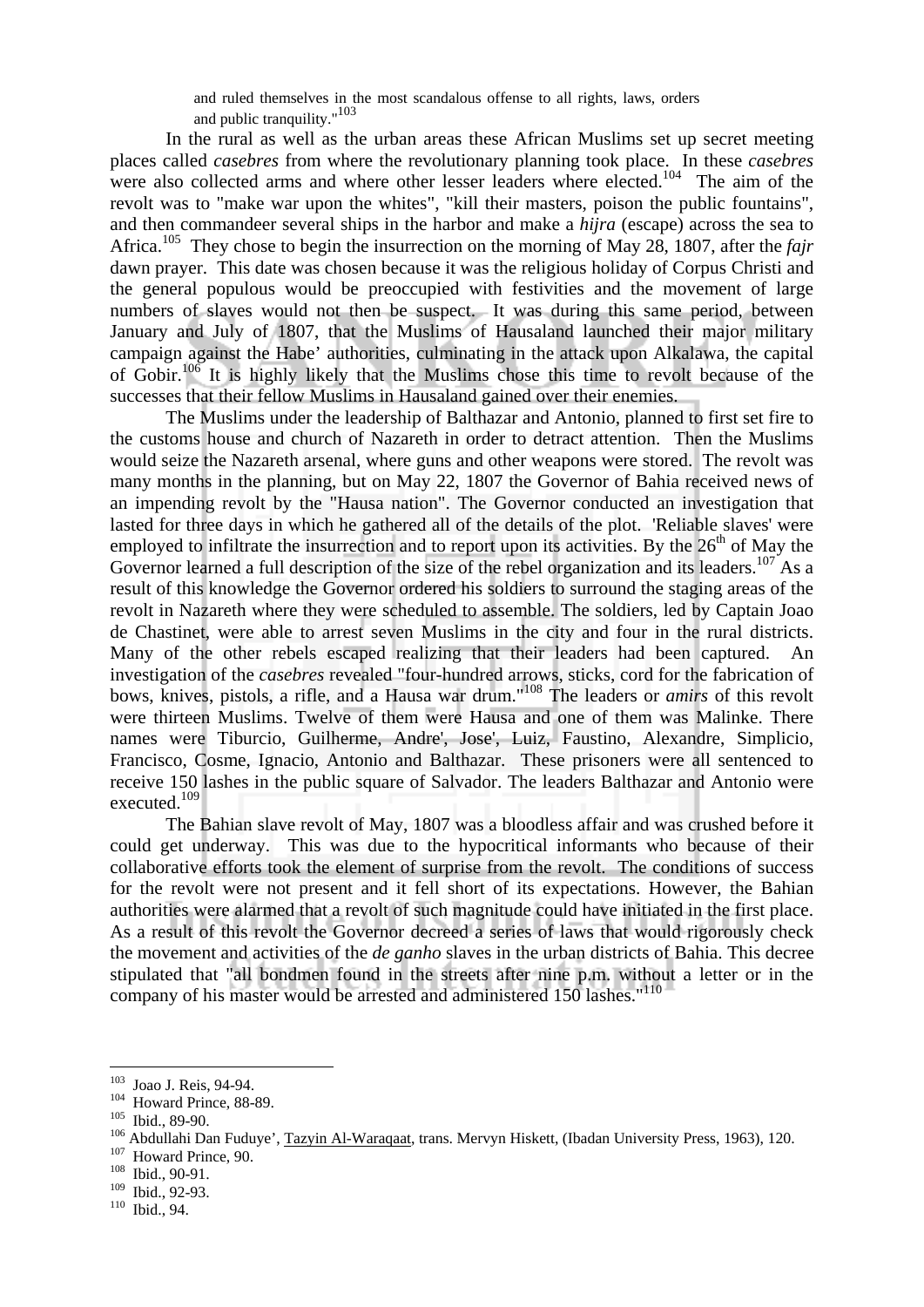> and ruled themselves in the most scandalous offense to all rights, laws, orders and public tranquility."[103]

In the rural as well as the urban areas these African Muslims set up secret meeting places called *casebres* from where the revolutionary planning took place. In these *casebres* were also collected arms and where other lesser leaders where elected.[104] The aim of the revolt was to "make war upon the whites", "kill their masters, poison the public fountains", and then commandeer several ships in the harbor and make a *hijra* (escape) across the sea to Africa.[105] They chose to begin the insurrection on the morning of May 28, 1807, after the *fajr* dawn prayer. This date was chosen because it was the religious holiday of Corpus Christi and the general populous would be preoccupied with festivities and the movement of large numbers of slaves would not then be suspect. It was during this same period, between January and July of 1807, that the Muslims of Hausaland launched their major military campaign against the Habe' authorities, culminating in the attack upon Alkalawa, the capital of Gobir.[106] It is highly likely that the Muslims chose this time to revolt because of the successes that their fellow Muslims in Hausaland gained over their enemies.

The Muslims under the leadership of Balthazar and Antonio, planned to first set fire to the customs house and church of Nazareth in order to detract attention. Then the Muslims would seize the Nazareth arsenal, where guns and other weapons were stored. The revolt was many months in the planning, but on May 22, 1807 the Governor of Bahia received news of an impending revolt by the "Hausa nation". The Governor conducted an investigation that lasted for three days in which he gathered all of the details of the plot. 'Reliable slaves' were employed to infiltrate the insurrection and to report upon its activities. By the 26th of May the Governor learned a full description of the size of the rebel organization and its leaders.[107] As a result of this knowledge the Governor ordered his soldiers to surround the staging areas of the revolt in Nazareth where they were scheduled to assemble. The soldiers, led by Captain Joao de Chastinet, were able to arrest seven Muslims in the city and four in the rural districts. Many of the other rebels escaped realizing that their leaders had been captured. An investigation of the *casebres* revealed "four-hundred arrows, sticks, cord for the fabrication of bows, knives, pistols, a rifle, and a Hausa war drum."[108] The leaders or *amirs* of this revolt were thirteen Muslims. Twelve of them were Hausa and one of them was Malinke. There names were Tiburcio, Guilherme, Andre', Jose', Luiz, Faustino, Alexandre, Simplicio, Francisco, Cosme, Ignacio, Antonio and Balthazar. These prisoners were all sentenced to receive 150 lashes in the public square of Salvador. The leaders Balthazar and Antonio were executed.[109]

The Bahian slave revolt of May, 1807 was a bloodless affair and was crushed before it could get underway. This was due to the hypocritical informants who because of their collaborative efforts took the element of surprise from the revolt. The conditions of success for the revolt were not present and it fell short of its expectations. However, the Bahian authorities were alarmed that a revolt of such magnitude could have initiated in the first place. As a result of this revolt the Governor decreed a series of laws that would rigorously check the movement and activities of the *de ganho* slaves in the urban districts of Bahia. This decree stipulated that "all bondmen found in the streets after nine p.m. without a letter or in the company of his master would be arrested and administered 150 lashes."[110]

---

[103] Joao J. Reis, 94-94.
[104] Howard Prince, 88-89.
[105] Ibid., 89-90.
[106] Abdullahi Dan Fuduye', Tazyin Al-Waraqaat, trans. Mervyn Hiskett, (Ibadan University Press, 1963), 120.
[107] Howard Prince, 90.
[108] Ibid., 90-91.
[109] Ibid., 92-93.
[110] Ibid., 94.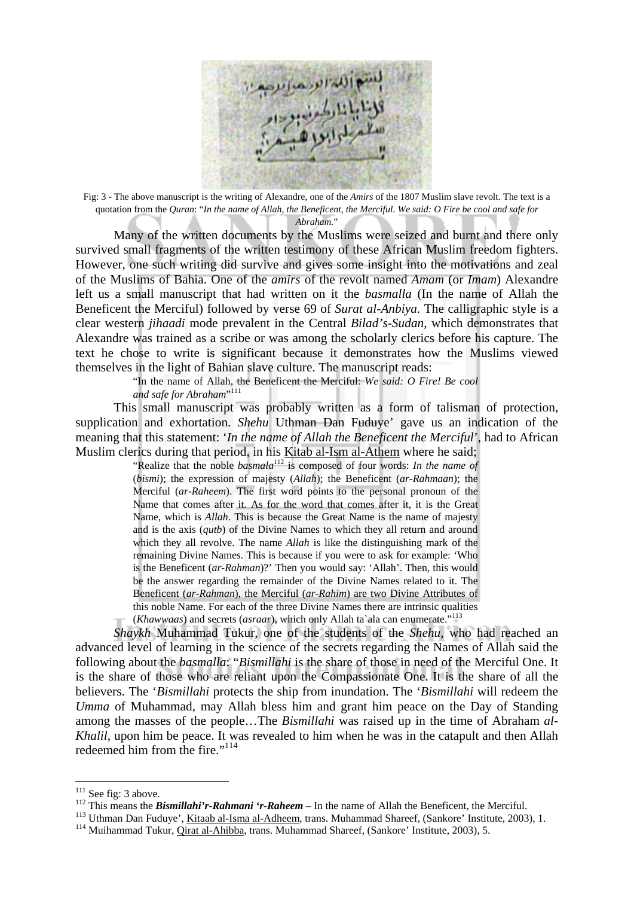Fig: 3 - The above manuscript is the writing of Alexandre, one of the *Amirs* of the 1807 Muslim slave revolt. The text is a quotation from the *Quran*: "*In the name of Allah, the Beneficent, the Merciful. We said: O Fire be cool and safe for Abraham.*"

Many of the written documents by the Muslims were seized and burnt and there only survived small fragments of the written testimony of these African Muslim freedom fighters. However, one such writing did survive and gives some insight into the motivations and zeal of the Muslims of Bahia. One of the *amirs* of the revolt named *Amam* (or *Imam*) Alexandre left us a small manuscript that had written on it the *basmalla* (In the name of Allah the Beneficent the Merciful) followed by verse 69 of *Surat al-Anbiya*. The calligraphic style is a clear western *jihaadi* mode prevalent in the Central *Bilad's-Sudan*, which demonstrates that Alexandre was trained as a scribe or was among the scholarly clerics before his capture. The text he chose to write is significant because it demonstrates how the Muslims viewed themselves in the light of Bahian slave culture. The manuscript reads:

> "In the name of Allah, the Beneficent the Merciful: *We said: O Fire! Be cool and safe for Abraham*"[111]

This small manuscript was probably written as a form of talisman of protection, supplication and exhortation. *Shehu* Uthman Dan Fuduye' gave us an indication of the meaning that this statement: '*In the name of Allah the Beneficent the Merciful*', had to African Muslim clerics during that period, in his Kitab al-Ism al-Athem where he said;

> "Realize that the noble *basmala*[112] is composed of four words: *In the name of* (*bismi*); the expression of majesty (*Allah*); the Beneficent (*ar-Rahmaan*); the Merciful (*ar-Raheem*). The first word points to the personal pronoun of the Name that comes after it. As for the word that comes after it, it is the Great Name, which is *Allah*. This is because the Great Name is the name of majesty and is the axis (*qutb*) of the Divine Names to which they all return and around which they all revolve. The name *Allah* is like the distinguishing mark of the remaining Divine Names. This is because if you were to ask for example: 'Who is the Beneficent (*ar-Rahman*)?' Then you would say: 'Allah'. Then, this would be the answer regarding the remainder of the Divine Names related to it. The Beneficent (*ar-Rahman*), the Merciful (*ar-Rahim*) are two Divine Attributes of this noble Name. For each of the three Divine Names there are intrinsic qualities (*Khawwaas*) and secrets (*asraar*), which only Allah ta`ala can enumerate."[113]

*Shaykh* Muhammad Tukur, one of the students of the *Shehu*, who had reached an advanced level of learning in the science of the secrets regarding the Names of Allah said the following about the *basmalla*: "*Bismillahi* is the share of those in need of the Merciful One. It is the share of those who are reliant upon the Compassionate One. It is the share of all the believers. The '*Bismillahi* protects the ship from inundation. The '*Bismillahi* will redeem the *Umma* of Muhammad, may Allah bless him and grant him peace on the Day of Standing among the masses of the people…The *Bismillahi* was raised up in the time of Abraham *al-Khalil*, upon him be peace. It was revealed to him when he was in the catapult and then Allah redeemed him from the fire."[114]

---

[111] See fig: 3 above.

[112] This means the ***Bismillahi'r-Rahmani 'r-Raheem*** – In the name of Allah the Beneficent, the Merciful.

[113] Uthman Dan Fuduye', Kitaab al-Isma al-Adheem, trans. Muhammad Shareef, (Sankore' Institute, 2003), 1.

[114] Muihammad Tukur, Qirat al-Ahibba, trans. Muhammad Shareef, (Sankore' Institute, 2003), 5.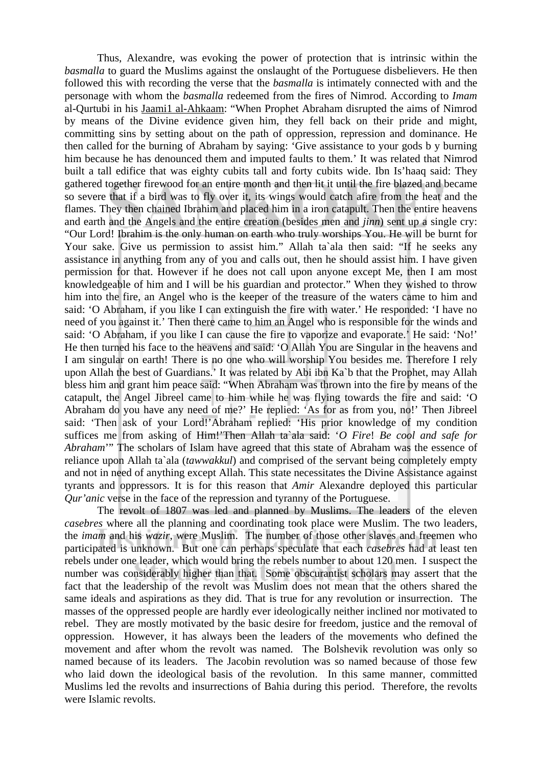Thus, Alexandre, was evoking the power of protection that is intrinsic within the *basmalla* to guard the Muslims against the onslaught of the Portuguese disbelievers. He then followed this with recording the verse that the *basmalla* is intimately connected with and the personage with whom the *basmalla* redeemed from the fires of Nimrod. According to *Imam* al-Qurtubi in his Jaami1 al-Ahkaam: "When Prophet Abraham disrupted the aims of Nimrod by means of the Divine evidence given him, they fell back on their pride and might, committing sins by setting about on the path of oppression, repression and dominance. He then called for the burning of Abraham by saying: 'Give assistance to your gods b y burning him because he has denounced them and imputed faults to them.' It was related that Nimrod built a tall edifice that was eighty cubits tall and forty cubits wide. Ibn Is'haaq said: They gathered together firewood for an entire month and then lit it until the fire blazed and became so severe that if a bird was to fly over it, its wings would catch afire from the heat and the flames. They then chained Ibrahim and placed him in a iron catapult. Then the entire heavens and earth and the Angels and the entire creation (besides men and *jinn*) sent up a single cry: "Our Lord! Ibrahim is the only human on earth who truly worships You. He will be burnt for Your sake. Give us permission to assist him." Allah ta`ala then said: "If he seeks any assistance in anything from any of you and calls out, then he should assist him. I have given permission for that. However if he does not call upon anyone except Me, then I am most knowledgeable of him and I will be his guardian and protector." When they wished to throw him into the fire, an Angel who is the keeper of the treasure of the waters came to him and said: 'O Abraham, if you like I can extinguish the fire with water.' He responded: 'I have no need of you against it.' Then there came to him an Angel who is responsible for the winds and said: 'O Abraham, if you like I can cause the fire to vaporize and evaporate.' He said: 'No!' He then turned his face to the heavens and said: 'O Allah You are Singular in the heavens and I am singular on earth! There is no one who will worship You besides me. Therefore I rely upon Allah the best of Guardians.' It was related by Abi ibn Ka`b that the Prophet, may Allah bless him and grant him peace said: "When Abraham was thrown into the fire by means of the catapult, the Angel Jibreel came to him while he was flying towards the fire and said: 'O Abraham do you have any need of me?' He replied: 'As for as from you, no!' Then Jibreel said: 'Then ask of your Lord!'Abraham replied: 'His prior knowledge of my condition suffices me from asking of Him!'Then Allah ta`ala said: '*O Fire*! *Be cool and safe for Abraham*'" The scholars of Islam have agreed that this state of Abraham was the essence of reliance upon Allah ta`ala (*tawwakkul*) and comprised of the servant being completely empty and not in need of anything except Allah. This state necessitates the Divine Assistance against tyrants and oppressors. It is for this reason that *Amir* Alexandre deployed this particular *Qur'anic* verse in the face of the repression and tyranny of the Portuguese.

The revolt of 1807 was led and planned by Muslims. The leaders of the eleven *casebres* where all the planning and coordinating took place were Muslim. The two leaders, the *imam* and his *wazir*, were Muslim. The number of those other slaves and freemen who participated is unknown. But one can perhaps speculate that each *casebres* had at least ten rebels under one leader, which would bring the rebels number to about 120 men. I suspect the number was considerably higher than that. Some obscurantist scholars may assert that the fact that the leadership of the revolt was Muslim does not mean that the others shared the same ideals and aspirations as they did. That is true for any revolution or insurrection. The masses of the oppressed people are hardly ever ideologically neither inclined nor motivated to rebel. They are mostly motivated by the basic desire for freedom, justice and the removal of oppression. However, it has always been the leaders of the movements who defined the movement and after whom the revolt was named. The Bolshevik revolution was only so named because of its leaders. The Jacobin revolution was so named because of those few who laid down the ideological basis of the revolution. In this same manner, committed Muslims led the revolts and insurrections of Bahia during this period. Therefore, the revolts were Islamic revolts.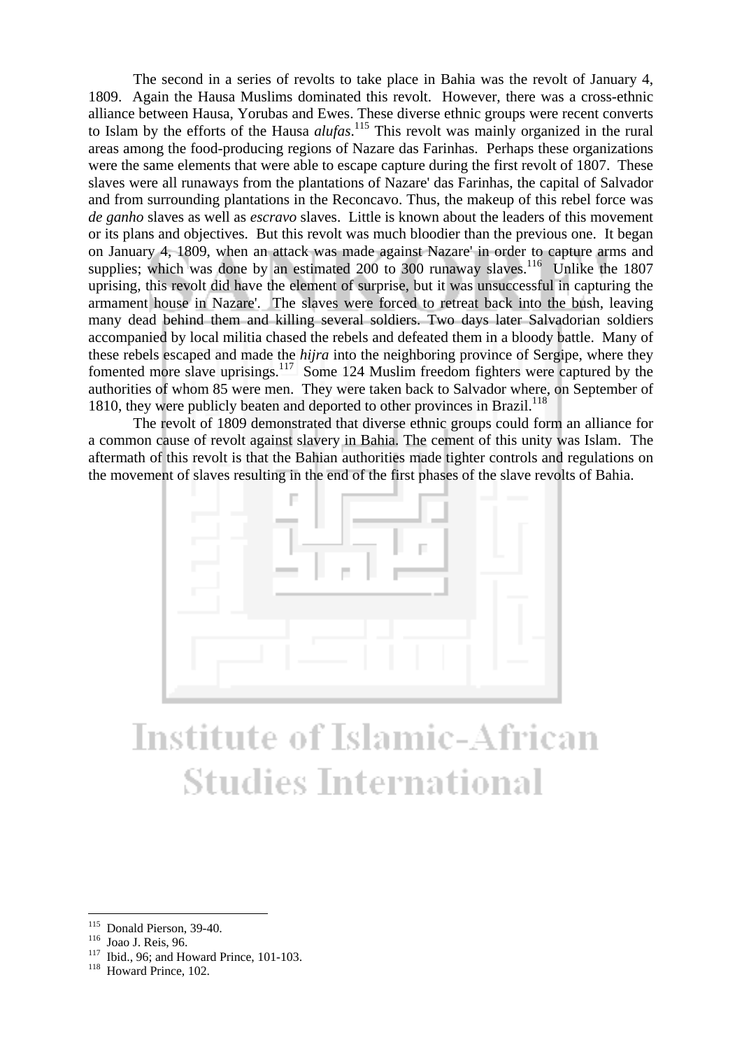The second in a series of revolts to take place in Bahia was the revolt of January 4, 1809. Again the Hausa Muslims dominated this revolt. However, there was a cross-ethnic alliance between Hausa, Yorubas and Ewes. These diverse ethnic groups were recent converts to Islam by the efforts of the Hausa *alufas*.[115] This revolt was mainly organized in the rural areas among the food-producing regions of Nazare das Farinhas. Perhaps these organizations were the same elements that were able to escape capture during the first revolt of 1807. These slaves were all runaways from the plantations of Nazare' das Farinhas, the capital of Salvador and from surrounding plantations in the Reconcavo. Thus, the makeup of this rebel force was *de ganho* slaves as well as *escravo* slaves. Little is known about the leaders of this movement or its plans and objectives. But this revolt was much bloodier than the previous one. It began on January 4, 1809, when an attack was made against Nazare' in order to capture arms and supplies; which was done by an estimated 200 to 300 runaway slaves.[116] Unlike the 1807 uprising, this revolt did have the element of surprise, but it was unsuccessful in capturing the armament house in Nazare'. The slaves were forced to retreat back into the bush, leaving many dead behind them and killing several soldiers. Two days later Salvadorian soldiers accompanied by local militia chased the rebels and defeated them in a bloody battle. Many of these rebels escaped and made the *hijra* into the neighboring province of Sergipe, where they fomented more slave uprisings.[117] Some 124 Muslim freedom fighters were captured by the authorities of whom 85 were men. They were taken back to Salvador where, on September of 1810, they were publicly beaten and deported to other provinces in Brazil.[118]

The revolt of 1809 demonstrated that diverse ethnic groups could form an alliance for a common cause of revolt against slavery in Bahia. The cement of this unity was Islam. The aftermath of this revolt is that the Bahian authorities made tighter controls and regulations on the movement of slaves resulting in the end of the first phases of the slave revolts of Bahia.

---

[115] Donald Pierson, 39-40.

[116] Joao J. Reis, 96.

[117] Ibid., 96; and Howard Prince, 101-103.

[118] Howard Prince, 102.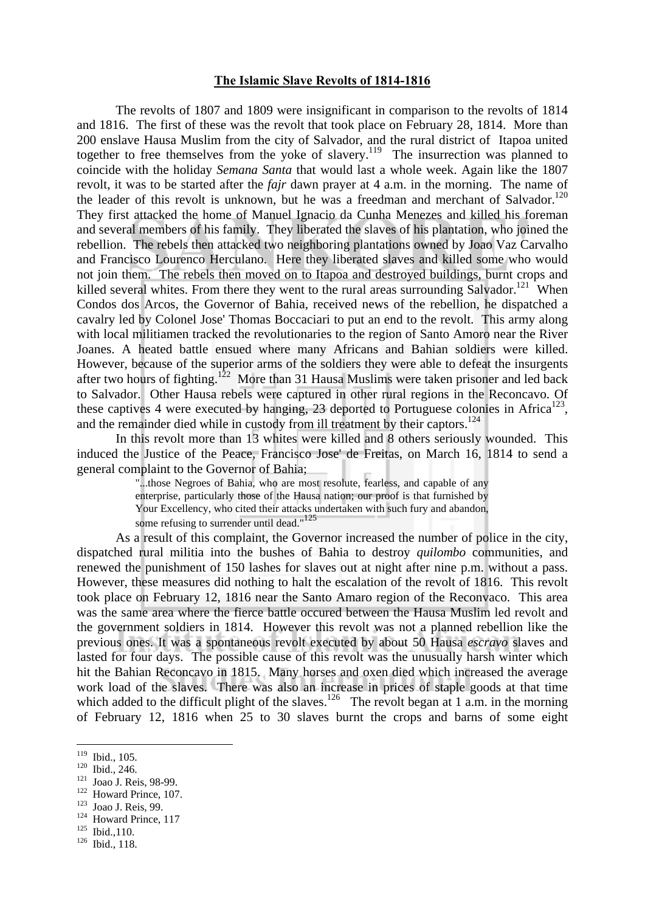## The Islamic Slave Revolts of 1814-1816

The revolts of 1807 and 1809 were insignificant in comparison to the revolts of 1814 and 1816. The first of these was the revolt that took place on February 28, 1814. More than 200 enslave Hausa Muslim from the city of Salvador, and the rural district of Itapoa united together to free themselves from the yoke of slavery.[119] The insurrection was planned to coincide with the holiday *Semana Santa* that would last a whole week. Again like the 1807 revolt, it was to be started after the *fajr* dawn prayer at 4 a.m. in the morning. The name of the leader of this revolt is unknown, but he was a freedman and merchant of Salvador.[120] They first attacked the home of Manuel Ignacio da Cunha Menezes and killed his foreman and several members of his family. They liberated the slaves of his plantation, who joined the rebellion. The rebels then attacked two neighboring plantations owned by Joao Vaz Carvalho and Francisco Lourenco Herculano. Here they liberated slaves and killed some who would not join them. The rebels then moved on to Itapoa and destroyed buildings, burnt crops and killed several whites. From there they went to the rural areas surrounding Salvador.[121] When Condos dos Arcos, the Governor of Bahia, received news of the rebellion, he dispatched a cavalry led by Colonel Jose' Thomas Boccaciari to put an end to the revolt. This army along with local militiamen tracked the revolutionaries to the region of Santo Amoro near the River Joanes. A heated battle ensued where many Africans and Bahian soldiers were killed. However, because of the superior arms of the soldiers they were able to defeat the insurgents after two hours of fighting.[122] More than 31 Hausa Muslims were taken prisoner and led back to Salvador. Other Hausa rebels were captured in other rural regions in the Reconcavo. Of these captives 4 were executed by hanging, 23 deported to Portuguese colonies in Africa[123], and the remainder died while in custody from ill treatment by their captors.[124]

In this revolt more than 13 whites were killed and 8 others seriously wounded. This induced the Justice of the Peace, Francisco Jose' de Freitas, on March 16, 1814 to send a general complaint to the Governor of Bahia;

> "...those Negroes of Bahia, who are most resolute, fearless, and capable of any enterprise, particularly those of the Hausa nation; our proof is that furnished by Your Excellency, who cited their attacks undertaken with such fury and abandon, some refusing to surrender until dead."[125]

As a result of this complaint, the Governor increased the number of police in the city, dispatched rural militia into the bushes of Bahia to destroy *quilombo* communities, and renewed the punishment of 150 lashes for slaves out at night after nine p.m. without a pass. However, these measures did nothing to halt the escalation of the revolt of 1816. This revolt took place on February 12, 1816 near the Santo Amaro region of the Reconvaco. This area was the same area where the fierce battle occured between the Hausa Muslim led revolt and the government soldiers in 1814. However this revolt was not a planned rebellion like the previous ones. It was a spontaneous revolt executed by about 50 Hausa *escravo* slaves and lasted for four days. The possible cause of this revolt was the unusually harsh winter which hit the Bahian Reconcavo in 1815. Many horses and oxen died which increased the average work load of the slaves. There was also an increase in prices of staple goods at that time which added to the difficult plight of the slaves.[126] The revolt began at 1 a.m. in the morning of February 12, 1816 when 25 to 30 slaves burnt the crops and barns of some eight

---

[119] Ibid., 105.
[120] Ibid., 246.
[121] Joao J. Reis, 98-99.
[122] Howard Prince, 107.
[123] Joao J. Reis, 99.
[124] Howard Prince, 117
[125] Ibid.,110.
[126] Ibid., 118.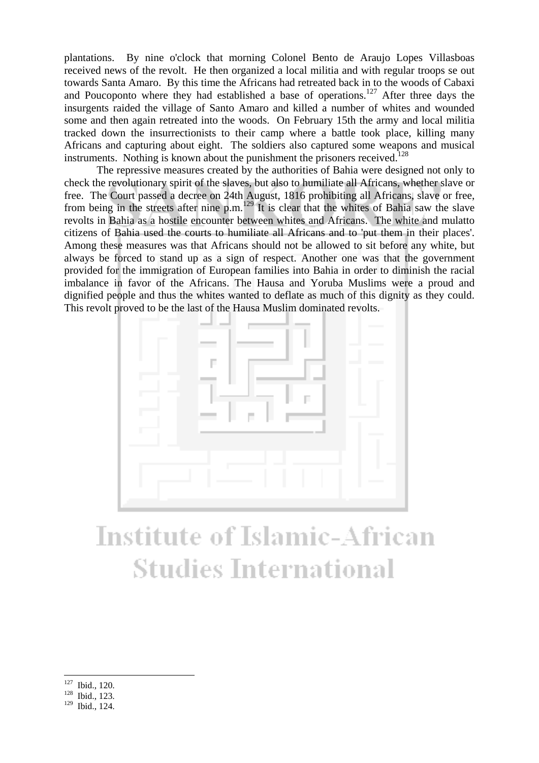plantations. By nine o'clock that morning Colonel Bento de Araujo Lopes Villasboas received news of the revolt. He then organized a local militia and with regular troops se out towards Santa Amaro. By this time the Africans had retreated back in to the woods of Cabaxi and Poucoponto where they had established a base of operations.[127] After three days the insurgents raided the village of Santo Amaro and killed a number of whites and wounded some and then again retreated into the woods. On February 15th the army and local militia tracked down the insurrectionists to their camp where a battle took place, killing many Africans and capturing about eight. The soldiers also captured some weapons and musical instruments. Nothing is known about the punishment the prisoners received.[128]

The repressive measures created by the authorities of Bahia were designed not only to check the revolutionary spirit of the slaves, but also to humiliate all Africans, whether slave or free. The Court passed a decree on 24th August, 1816 prohibiting all Africans, slave or free, from being in the streets after nine p.m.[129] It is clear that the whites of Bahia saw the slave revolts in Bahia as a hostile encounter between whites and Africans. The white and mulatto citizens of Bahia used the courts to humiliate all Africans and to 'put them in their places'. Among these measures was that Africans should not be allowed to sit before any white, but always be forced to stand up as a sign of respect. Another one was that the government provided for the immigration of European families into Bahia in order to diminish the racial imbalance in favor of the Africans. The Hausa and Yoruba Muslims were a proud and dignified people and thus the whites wanted to deflate as much of this dignity as they could. This revolt proved to be the last of the Hausa Muslim dominated revolts.

---

[127] Ibid., 120.
[128] Ibid., 123.
[129] Ibid., 124.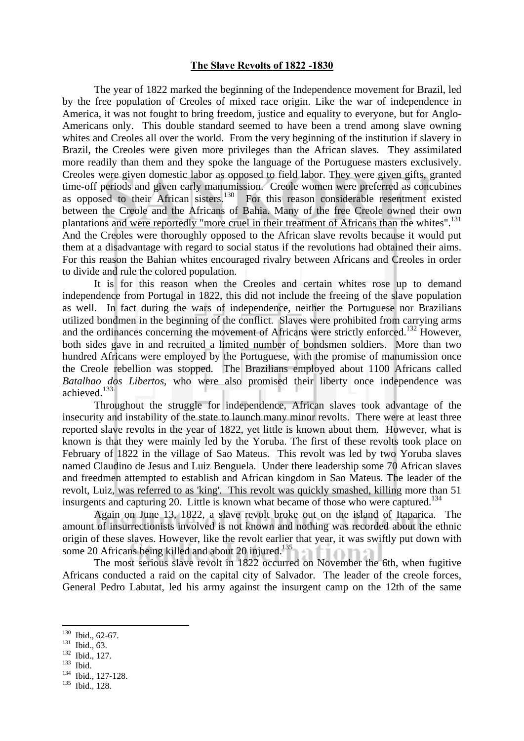## The Slave Revolts of 1822 -1830

The year of 1822 marked the beginning of the Independence movement for Brazil, led by the free population of Creoles of mixed race origin. Like the war of independence in America, it was not fought to bring freedom, justice and equality to everyone, but for Anglo-Americans only. This double standard seemed to have been a trend among slave owning whites and Creoles all over the world. From the very beginning of the institution if slavery in Brazil, the Creoles were given more privileges than the African slaves. They assimilated more readily than them and they spoke the language of the Portuguese masters exclusively. Creoles were given domestic labor as opposed to field labor. They were given gifts, granted time-off periods and given early manumission. Creole women were preferred as concubines as opposed to their African sisters.[130] For this reason considerable resentment existed between the Creole and the Africans of Bahia. Many of the free Creole owned their own plantations and were reportedly "more cruel in their treatment of Africans than the whites".[131] And the Creoles were thoroughly opposed to the African slave revolts because it would put them at a disadvantage with regard to social status if the revolutions had obtained their aims. For this reason the Bahian whites encouraged rivalry between Africans and Creoles in order to divide and rule the colored population.

It is for this reason when the Creoles and certain whites rose up to demand independence from Portugal in 1822, this did not include the freeing of the slave population as well. In fact during the wars of independence, neither the Portuguese nor Brazilians utilized bondmen in the beginning of the conflict. Slaves were prohibited from carrying arms and the ordinances concerning the movement of Africans were strictly enforced.[132] However, both sides gave in and recruited a limited number of bondsmen soldiers. More than two hundred Africans were employed by the Portuguese, with the promise of manumission once the Creole rebellion was stopped. The Brazilians employed about 1100 Africans called *Batalhao dos Libertos*, who were also promised their liberty once independence was achieved.[133]

Throughout the struggle for independence, African slaves took advantage of the insecurity and instability of the state to launch many minor revolts. There were at least three reported slave revolts in the year of 1822, yet little is known about them. However, what is known is that they were mainly led by the Yoruba. The first of these revolts took place on February of 1822 in the village of Sao Mateus. This revolt was led by two Yoruba slaves named Claudino de Jesus and Luiz Benguela. Under there leadership some 70 African slaves and freedmen attempted to establish and African kingdom in Sao Mateus. The leader of the revolt, Luiz, was referred to as 'king'. This revolt was quickly smashed, killing more than 51 insurgents and capturing 20. Little is known what became of those who were captured.[134]

Again on June 13, 1822, a slave revolt broke out on the island of Itaparica. The amount of insurrectionists involved is not known and nothing was recorded about the ethnic origin of these slaves. However, like the revolt earlier that year, it was swiftly put down with some 20 Africans being killed and about 20 injured.[135]

The most serious slave revolt in 1822 occurred on November the 6th, when fugitive Africans conducted a raid on the capital city of Salvador. The leader of the creole forces, General Pedro Labutat, led his army against the insurgent camp on the 12th of the same

---

[130] Ibid., 62-67.
[131] Ibid., 63.
[132] Ibid., 127.
[133] Ibid.
[134] Ibid., 127-128.
[135] Ibid., 128.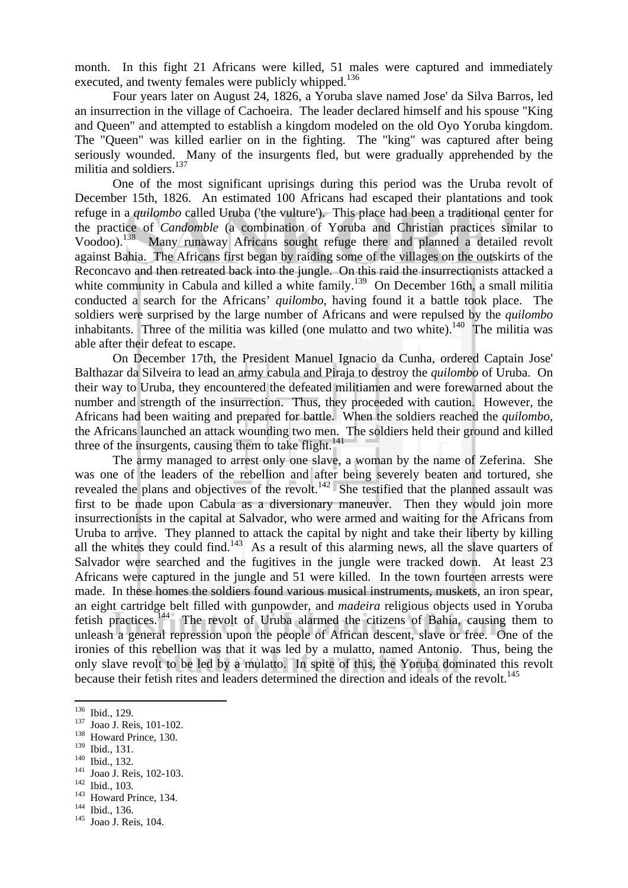month. In this fight 21 Africans were killed, 51 males were captured and immediately executed, and twenty females were publicly whipped.[136]

Four years later on August 24, 1826, a Yoruba slave named Jose' da Silva Barros, led an insurrection in the village of Cachoeira. The leader declared himself and his spouse "King and Queen" and attempted to establish a kingdom modeled on the old Oyo Yoruba kingdom. The "Queen" was killed earlier on in the fighting. The "king" was captured after being seriously wounded. Many of the insurgents fled, but were gradually apprehended by the militia and soldiers.[137]

One of the most significant uprisings during this period was the Uruba revolt of December 15th, 1826. An estimated 100 Africans had escaped their plantations and took refuge in a *quilombo* called Uruba ('the vulture'). This place had been a traditional center for the practice of *Candomble* (a combination of Yoruba and Christian practices similar to Voodoo).[138] Many runaway Africans sought refuge there and planned a detailed revolt against Bahia. The Africans first began by raiding some of the villages on the outskirts of the Reconcavo and then retreated back into the jungle. On this raid the insurrectionists attacked a white community in Cabula and killed a white family.[139] On December 16th, a small militia conducted a search for the Africans' *quilombo*, having found it a battle took place. The soldiers were surprised by the large number of Africans and were repulsed by the *quilombo* inhabitants. Three of the militia was killed (one mulatto and two white).[140] The militia was able after their defeat to escape.

On December 17th, the President Manuel Ignacio da Cunha, ordered Captain Jose' Balthazar da Silveira to lead an army cabula and Piraja to destroy the *quilombo* of Uruba. On their way to Uruba, they encountered the defeated militiamen and were forewarned about the number and strength of the insurrection. Thus, they proceeded with caution. However, the Africans had been waiting and prepared for battle. When the soldiers reached the *quilombo*, the Africans launched an attack wounding two men. The soldiers held their ground and killed three of the insurgents, causing them to take flight.[141]

The army managed to arrest only one slave, a woman by the name of Zeferina. She was one of the leaders of the rebellion and after being severely beaten and tortured, she revealed the plans and objectives of the revolt.[142] She testified that the planned assault was first to be made upon Cabula as a diversionary maneuver. Then they would join more insurrectionists in the capital at Salvador, who were armed and waiting for the Africans from Uruba to arrive. They planned to attack the capital by night and take their liberty by killing all the whites they could find.[143] As a result of this alarming news, all the slave quarters of Salvador were searched and the fugitives in the jungle were tracked down. At least 23 Africans were captured in the jungle and 51 were killed. In the town fourteen arrests were made. In these homes the soldiers found various musical instruments, muskets, an iron spear, an eight cartridge belt filled with gunpowder, and *madeira* religious objects used in Yoruba fetish practices.[144] The revolt of Uruba alarmed the citizens of Bahia, causing them to unleash a general repression upon the people of African descent, slave or free. One of the ironies of this rebellion was that it was led by a mulatto, named Antonio. Thus, being the only slave revolt to be led by a mulatto. In spite of this, the Yoruba dominated this revolt because their fetish rites and leaders determined the direction and ideals of the revolt.[145]

---

[136] Ibid., 129.
[137] Joao J. Reis, 101-102.
[138] Howard Prince, 130.
[139] Ibid., 131.
[140] Ibid., 132.
[141] Joao J. Reis, 102-103.
[142] Ibid., 103.
[143] Howard Prince, 134.
[144] Ibid., 136.
[145] Joao J. Reis, 104.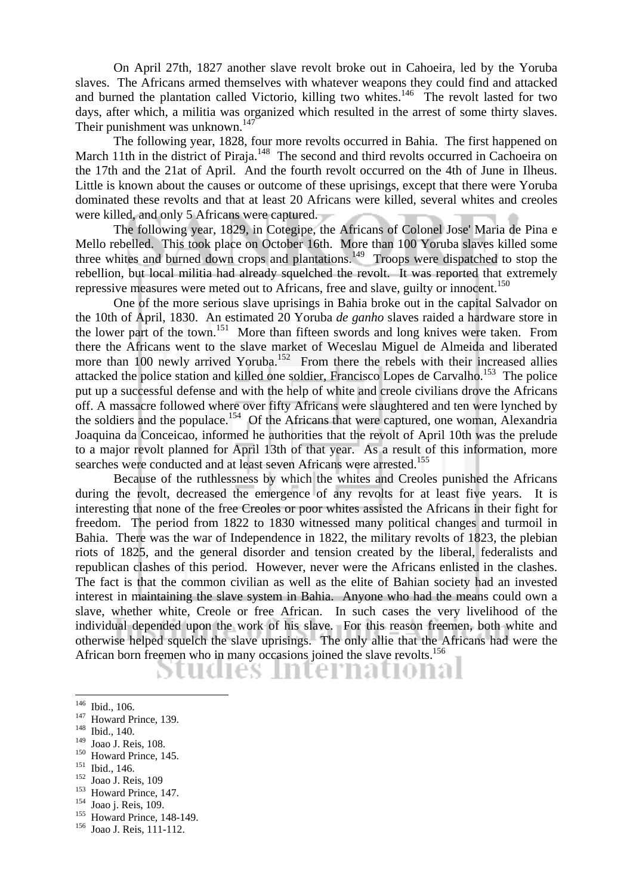On April 27th, 1827 another slave revolt broke out in Cahoeira, led by the Yoruba slaves. The Africans armed themselves with whatever weapons they could find and attacked and burned the plantation called Victorio, killing two whites.[146] The revolt lasted for two days, after which, a militia was organized which resulted in the arrest of some thirty slaves. Their punishment was unknown.[147]

The following year, 1828, four more revolts occurred in Bahia. The first happened on March 11th in the district of Piraja.[148] The second and third revolts occurred in Cachoeira on the 17th and the 21at of April. And the fourth revolt occurred on the 4th of June in Ilheus. Little is known about the causes or outcome of these uprisings, except that there were Yoruba dominated these revolts and that at least 20 Africans were killed, several whites and creoles were killed, and only 5 Africans were captured.

The following year, 1829, in Cotegipe, the Africans of Colonel Jose' Maria de Pina e Mello rebelled. This took place on October 16th. More than 100 Yoruba slaves killed some three whites and burned down crops and plantations.[149] Troops were dispatched to stop the rebellion, but local militia had already squelched the revolt. It was reported that extremely repressive measures were meted out to Africans, free and slave, guilty or innocent.[150]

One of the more serious slave uprisings in Bahia broke out in the capital Salvador on the 10th of April, 1830. An estimated 20 Yoruba *de ganho* slaves raided a hardware store in the lower part of the town.[151] More than fifteen swords and long knives were taken. From there the Africans went to the slave market of Weceslau Miguel de Almeida and liberated more than 100 newly arrived Yoruba.[152] From there the rebels with their increased allies attacked the police station and killed one soldier, Francisco Lopes de Carvalho.[153] The police put up a successful defense and with the help of white and creole civilians drove the Africans off. A massacre followed where over fifty Africans were slaughtered and ten were lynched by the soldiers and the populace.[154] Of the Africans that were captured, one woman, Alexandria Joaquina da Conceicao, informed he authorities that the revolt of April 10th was the prelude to a major revolt planned for April 13th of that year. As a result of this information, more searches were conducted and at least seven Africans were arrested.[155]

Because of the ruthlessness by which the whites and Creoles punished the Africans during the revolt, decreased the emergence of any revolts for at least five years. It is interesting that none of the free Creoles or poor whites assisted the Africans in their fight for freedom. The period from 1822 to 1830 witnessed many political changes and turmoil in Bahia. There was the war of Independence in 1822, the military revolts of 1823, the plebian riots of 1825, and the general disorder and tension created by the liberal, federalists and republican clashes of this period. However, never were the Africans enlisted in the clashes. The fact is that the common civilian as well as the elite of Bahian society had an invested interest in maintaining the slave system in Bahia. Anyone who had the means could own a slave, whether white, Creole or free African. In such cases the very livelihood of the individual depended upon the work of his slave. For this reason freemen, both white and otherwise helped squelch the slave uprisings. The only allie that the Africans had were the African born freemen who in many occasions joined the slave revolts.[156]

---

[146] Ibid., 106.
[147] Howard Prince, 139.
[148] Ibid., 140.
[149] Joao J. Reis, 108.
[150] Howard Prince, 145.
[151] Ibid., 146.
[152] Joao J. Reis, 109
[153] Howard Prince, 147.
[154] Joao j. Reis, 109.
[155] Howard Prince, 148-149.
[156] Joao J. Reis, 111-112.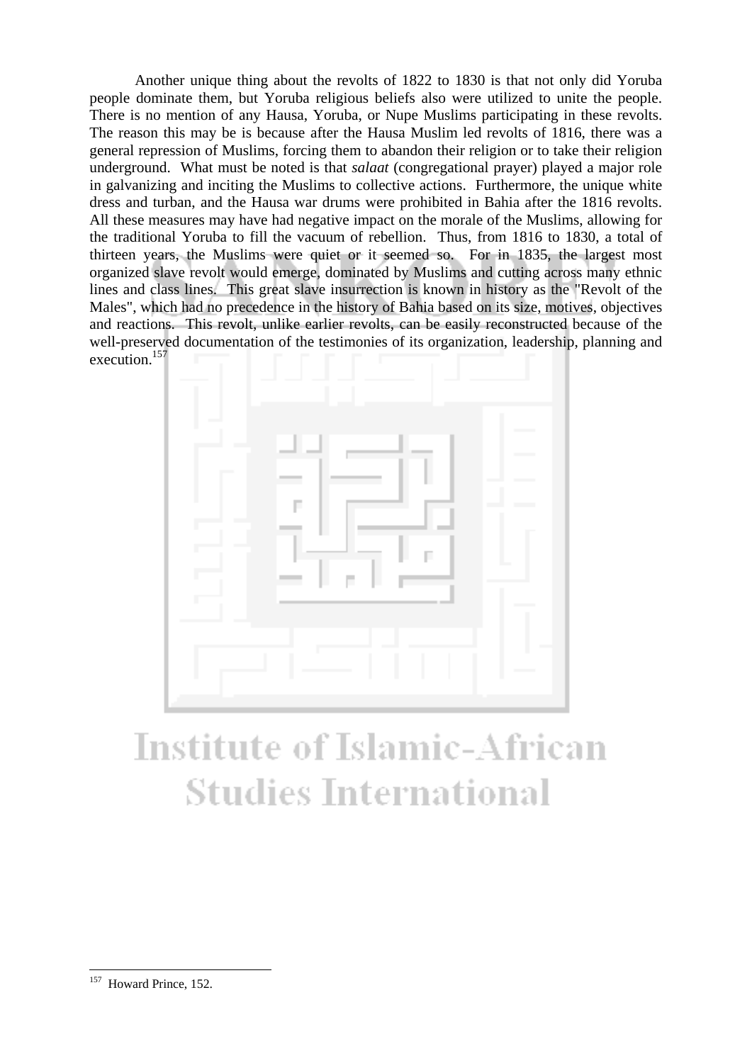Another unique thing about the revolts of 1822 to 1830 is that not only did Yoruba people dominate them, but Yoruba religious beliefs also were utilized to unite the people. There is no mention of any Hausa, Yoruba, or Nupe Muslims participating in these revolts. The reason this may be is because after the Hausa Muslim led revolts of 1816, there was a general repression of Muslims, forcing them to abandon their religion or to take their religion underground. What must be noted is that *salaat* (congregational prayer) played a major role in galvanizing and inciting the Muslims to collective actions. Furthermore, the unique white dress and turban, and the Hausa war drums were prohibited in Bahia after the 1816 revolts. All these measures may have had negative impact on the morale of the Muslims, allowing for the traditional Yoruba to fill the vacuum of rebellion. Thus, from 1816 to 1830, a total of thirteen years, the Muslims were quiet or it seemed so. For in 1835, the largest most organized slave revolt would emerge, dominated by Muslims and cutting across many ethnic lines and class lines. This great slave insurrection is known in history as the "Revolt of the Males", which had no precedence in the history of Bahia based on its size, motives, objectives and reactions. This revolt, unlike earlier revolts, can be easily reconstructed because of the well-preserved documentation of the testimonies of its organization, leadership, planning and execution.[157]

---

[157] Howard Prince, 152.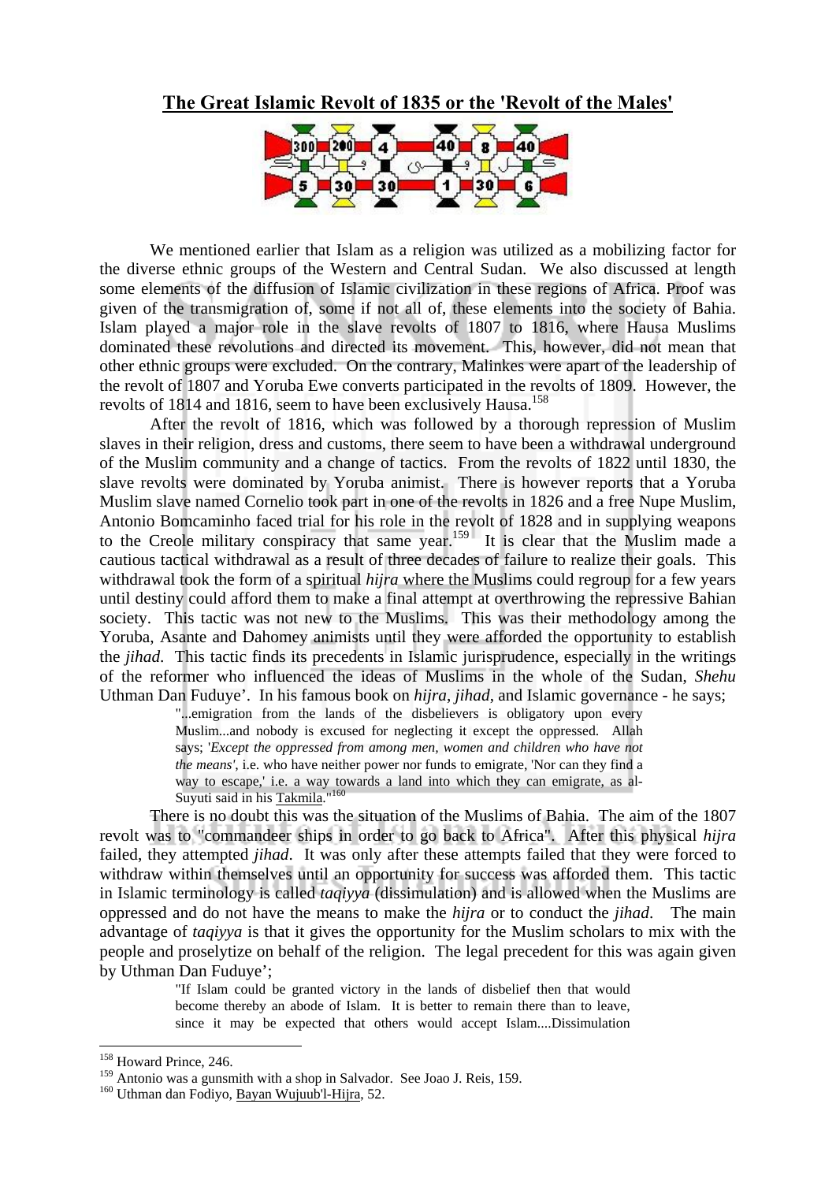## The Great Islamic Revolt of 1835 or the 'Revolt of the Males'

We mentioned earlier that Islam as a religion was utilized as a mobilizing factor for the diverse ethnic groups of the Western and Central Sudan. We also discussed at length some elements of the diffusion of Islamic civilization in these regions of Africa. Proof was given of the transmigration of, some if not all of, these elements into the society of Bahia. Islam played a major role in the slave revolts of 1807 to 1816, where Hausa Muslims dominated these revolutions and directed its movement. This, however, did not mean that other ethnic groups were excluded. On the contrary, Malinkes were apart of the leadership of the revolt of 1807 and Yoruba Ewe converts participated in the revolts of 1809. However, the revolts of 1814 and 1816, seem to have been exclusively Hausa.[158]

After the revolt of 1816, which was followed by a thorough repression of Muslim slaves in their religion, dress and customs, there seem to have been a withdrawal underground of the Muslim community and a change of tactics. From the revolts of 1822 until 1830, the slave revolts were dominated by Yoruba animist. There is however reports that a Yoruba Muslim slave named Cornelio took part in one of the revolts in 1826 and a free Nupe Muslim, Antonio Bomcaminho faced trial for his role in the revolt of 1828 and in supplying weapons to the Creole military conspiracy that same year.[159] It is clear that the Muslim made a cautious tactical withdrawal as a result of three decades of failure to realize their goals. This withdrawal took the form of a spiritual *hijra* where the Muslims could regroup for a few years until destiny could afford them to make a final attempt at overthrowing the repressive Bahian society. This tactic was not new to the Muslims. This was their methodology among the Yoruba, Asante and Dahomey animists until they were afforded the opportunity to establish the *jihad*. This tactic finds its precedents in Islamic jurisprudence, especially in the writings of the reformer who influenced the ideas of Muslims in the whole of the Sudan, *Shehu* Uthman Dan Fuduye'. In his famous book on *hijra*, *jihad*, and Islamic governance - he says;

> "...emigration from the lands of the disbelievers is obligatory upon every Muslim...and nobody is excused for neglecting it except the oppressed. Allah says; '*Except the oppressed from among men, women and children who have not the means'*, i.e. who have neither power nor funds to emigrate, 'Nor can they find a way to escape,' i.e. a way towards a land into which they can emigrate, as al-Suyuti said in his Takmila."[160]

There is no doubt this was the situation of the Muslims of Bahia. The aim of the 1807 revolt was to "commandeer ships in order to go back to Africa". After this physical *hijra* failed, they attempted *jihad*. It was only after these attempts failed that they were forced to withdraw within themselves until an opportunity for success was afforded them. This tactic in Islamic terminology is called *taqiyya* (dissimulation) and is allowed when the Muslims are oppressed and do not have the means to make the *hijra* or to conduct the *jihad*. The main advantage of *taqiyya* is that it gives the opportunity for the Muslim scholars to mix with the people and proselytize on behalf of the religion. The legal precedent for this was again given by Uthman Dan Fuduye';

> "If Islam could be granted victory in the lands of disbelief then that would become thereby an abode of Islam. It is better to remain there than to leave, since it may be expected that others would accept Islam....Dissimulation

---

[158] Howard Prince, 246.

[159] Antonio was a gunsmith with a shop in Salvador. See Joao J. Reis, 159.

[160] Uthman dan Fodiyo, Bayan Wujuub'l-Hijra, 52.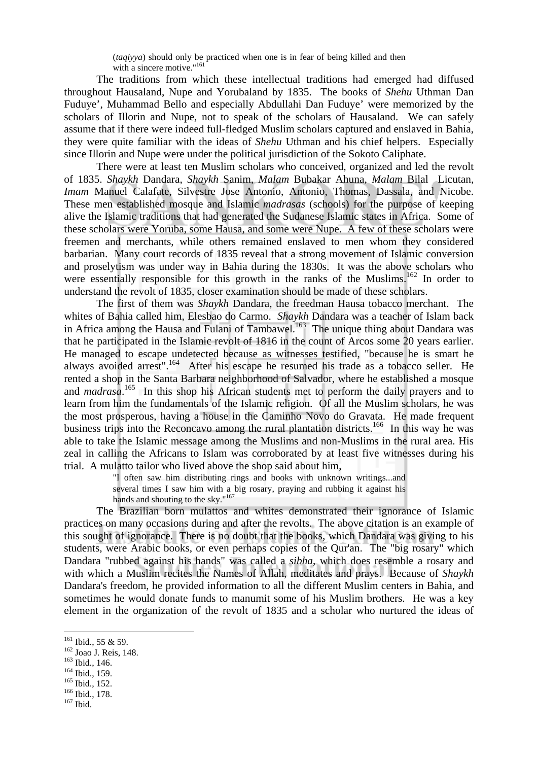> (*taqiyya*) should only be practiced when one is in fear of being killed and then with a sincere motive."[161]

The traditions from which these intellectual traditions had emerged had diffused throughout Hausaland, Nupe and Yorubaland by 1835. The books of *Shehu* Uthman Dan Fuduye', Muhammad Bello and especially Abdullahi Dan Fuduye' were memorized by the scholars of Illorin and Nupe, not to speak of the scholars of Hausaland. We can safely assume that if there were indeed full-fledged Muslim scholars captured and enslaved in Bahia, they were quite familiar with the ideas of *Shehu* Uthman and his chief helpers. Especially since Illorin and Nupe were under the political jurisdiction of the Sokoto Caliphate.

There were at least ten Muslim scholars who conceived, organized and led the revolt of 1835. *Shaykh* Dandara, *Shaykh* Sanim, *Malam* Bubakar Ahuna, *Malam* Bilal Licutan, *Imam* Manuel Calafate, Silvestre Jose Antonio, Antonio, Thomas, Dassala, and Nicobe. These men established mosque and Islamic *madrasas* (schools) for the purpose of keeping alive the Islamic traditions that had generated the Sudanese Islamic states in Africa. Some of these scholars were Yoruba, some Hausa, and some were Nupe. A few of these scholars were freemen and merchants, while others remained enslaved to men whom they considered barbarian. Many court records of 1835 reveal that a strong movement of Islamic conversion and proselytism was under way in Bahia during the 1830s. It was the above scholars who were essentially responsible for this growth in the ranks of the Muslims.[162] In order to understand the revolt of 1835, closer examination should be made of these scholars.

The first of them was *Shaykh* Dandara, the freedman Hausa tobacco merchant. The whites of Bahia called him, Elesbao do Carmo. *Shaykh* Dandara was a teacher of Islam back in Africa among the Hausa and Fulani of Tambawel.[163] The unique thing about Dandara was that he participated in the Islamic revolt of 1816 in the count of Arcos some 20 years earlier. He managed to escape undetected because as witnesses testified, "because he is smart he always avoided arrest".[164] After his escape he resumed his trade as a tobacco seller. He rented a shop in the Santa Barbara neighborhood of Salvador, where he established a mosque and *madrasa*.[165] In this shop his African students met to perform the daily prayers and to learn from him the fundamentals of the Islamic religion. Of all the Muslim scholars, he was the most prosperous, having a house in the Caminho Novo do Gravata. He made frequent business trips into the Reconcavo among the rural plantation districts.[166] In this way he was able to take the Islamic message among the Muslims and non-Muslims in the rural area. His zeal in calling the Africans to Islam was corroborated by at least five witnesses during his trial. A mulatto tailor who lived above the shop said about him,

> "I often saw him distributing rings and books with unknown writings...and several times I saw him with a big rosary, praying and rubbing it against his hands and shouting to the sky."[167]

The Brazilian born mulattos and whites demonstrated their ignorance of Islamic practices on many occasions during and after the revolts. The above citation is an example of this sought of ignorance. There is no doubt that the books, which Dandara was giving to his students, were Arabic books, or even perhaps copies of the Qur'an. The "big rosary" which Dandara "rubbed against his hands" was called a *sibha*, which does resemble a rosary and with which a Muslim recites the Names of Allah, meditates and prays. Because of *Shaykh* Dandara's freedom, he provided information to all the different Muslim centers in Bahia, and sometimes he would donate funds to manumit some of his Muslim brothers. He was a key element in the organization of the revolt of 1835 and a scholar who nurtured the ideas of

---

[161] Ibid., 55 & 59.
[162] Joao J. Reis, 148.
[163] Ibid., 146.
[164] Ibid., 159.
[165] Ibid., 152.
[166] Ibid., 178.
[167] Ibid.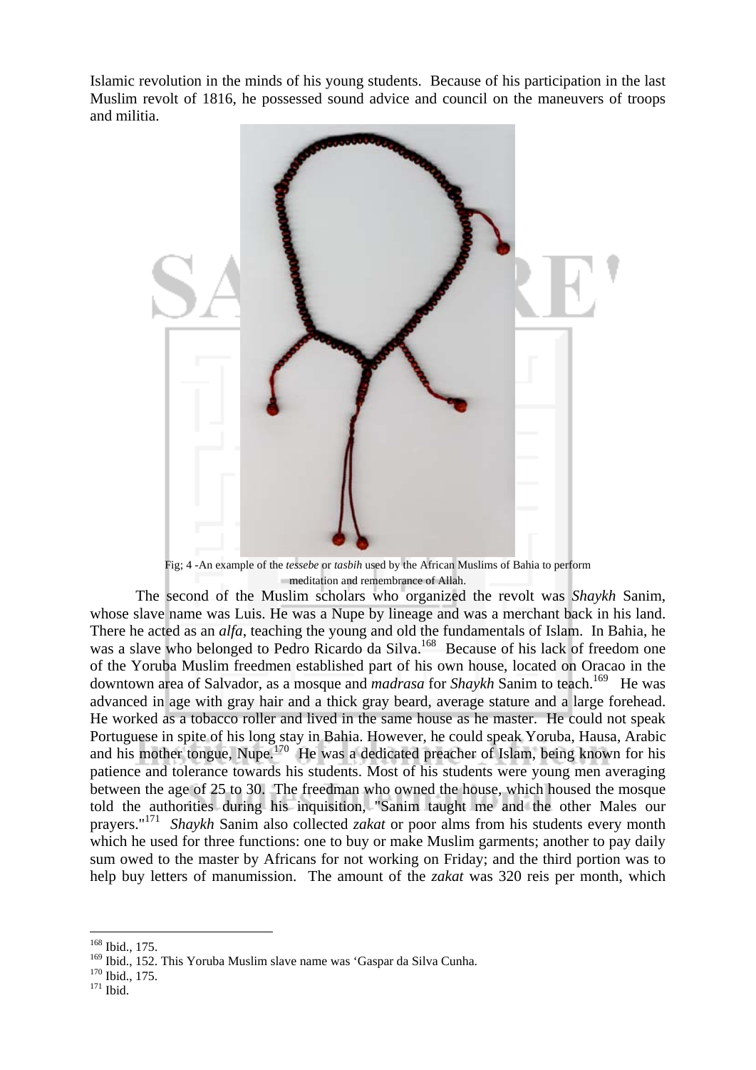Islamic revolution in the minds of his young students. Because of his participation in the last Muslim revolt of 1816, he possessed sound advice and council on the maneuvers of troops and militia.

Fig; 4 -An example of the *tessebe* or *tasbih* used by the African Muslims of Bahia to perform meditation and remembrance of Allah.

The second of the Muslim scholars who organized the revolt was *Shaykh* Sanim, whose slave name was Luis. He was a Nupe by lineage and was a merchant back in his land. There he acted as an *alfa*, teaching the young and old the fundamentals of Islam. In Bahia, he was a slave who belonged to Pedro Ricardo da Silva.[168] Because of his lack of freedom one of the Yoruba Muslim freedmen established part of his own house, located on Oracao in the downtown area of Salvador, as a mosque and *madrasa* for *Shaykh* Sanim to teach.[169] He was advanced in age with gray hair and a thick gray beard, average stature and a large forehead. He worked as a tobacco roller and lived in the same house as he master. He could not speak Portuguese in spite of his long stay in Bahia. However, he could speak Yoruba, Hausa, Arabic and his mother tongue, Nupe.[170] He was a dedicated preacher of Islam, being known for his patience and tolerance towards his students. Most of his students were young men averaging between the age of 25 to 30. The freedman who owned the house, which housed the mosque told the authorities during his inquisition, "Sanim taught me and the other Males our prayers."[171] *Shaykh* Sanim also collected *zakat* or poor alms from his students every month which he used for three functions: one to buy or make Muslim garments; another to pay daily sum owed to the master by Africans for not working on Friday; and the third portion was to help buy letters of manumission. The amount of the *zakat* was 320 reis per month, which

---

[168] Ibid., 175.

[169] Ibid., 152. This Yoruba Muslim slave name was 'Gaspar da Silva Cunha.

[170] Ibid., 175.

[171] Ibid.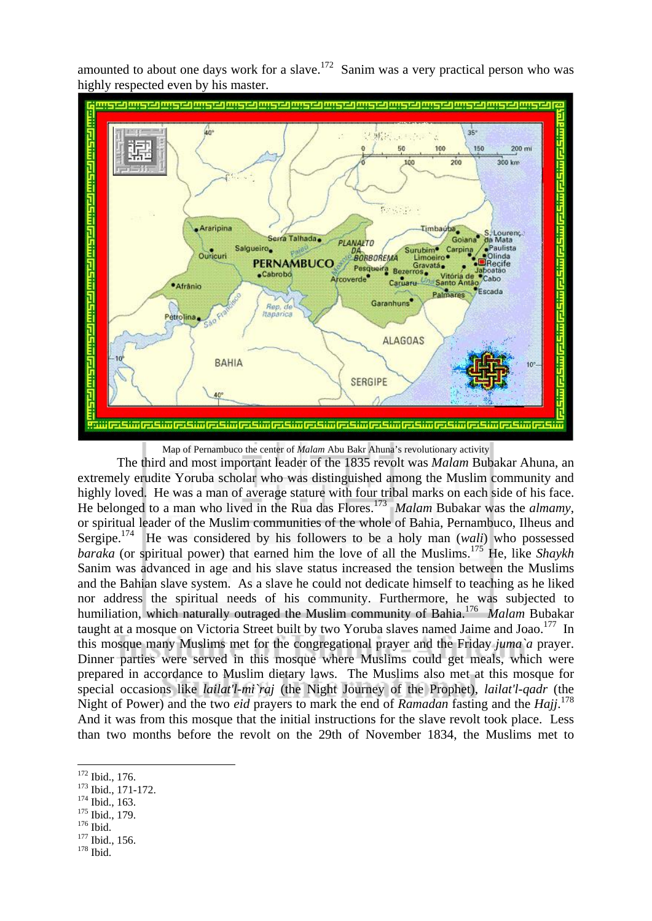amounted to about one days work for a slave.[172] Sanim was a very practical person who was highly respected even by his master.

Map of Pernambuco the center of *Malam* Abu Bakr Ahuna's revolutionary activity

The third and most important leader of the 1835 revolt was *Malam* Bubakar Ahuna, an extremely erudite Yoruba scholar who was distinguished among the Muslim community and highly loved. He was a man of average stature with four tribal marks on each side of his face. He belonged to a man who lived in the Rua das Flores.[173] *Malam* Bubakar was the *almamy*, or spiritual leader of the Muslim communities of the whole of Bahia, Pernambuco, Ilheus and Sergipe.[174] He was considered by his followers to be a holy man (*wali*) who possessed *baraka* (or spiritual power) that earned him the love of all the Muslims.[175] He, like *Shaykh* Sanim was advanced in age and his slave status increased the tension between the Muslims and the Bahian slave system. As a slave he could not dedicate himself to teaching as he liked nor address the spiritual needs of his community. Furthermore, he was subjected to humiliation, which naturally outraged the Muslim community of Bahia.[176] *Malam* Bubakar taught at a mosque on Victoria Street built by two Yoruba slaves named Jaime and Joao.[177] In this mosque many Muslims met for the congregational prayer and the Friday *juma`a* prayer. Dinner parties were served in this mosque where Muslims could get meals, which were prepared in accordance to Muslim dietary laws. The Muslims also met at this mosque for special occasions like *lailat'l-mi`raj* (the Night Journey of the Prophet), *lailat'l-qadr* (the Night of Power) and the two *eid* prayers to mark the end of *Ramadan* fasting and the *Hajj*.[178] And it was from this mosque that the initial instructions for the slave revolt took place. Less than two months before the revolt on the 29th of November 1834, the Muslims met to

---

[172] Ibid., 176.
[173] Ibid., 171-172.
[174] Ibid., 163.
[175] Ibid., 179.
[176] Ibid.
[177] Ibid., 156.
[178] Ibid.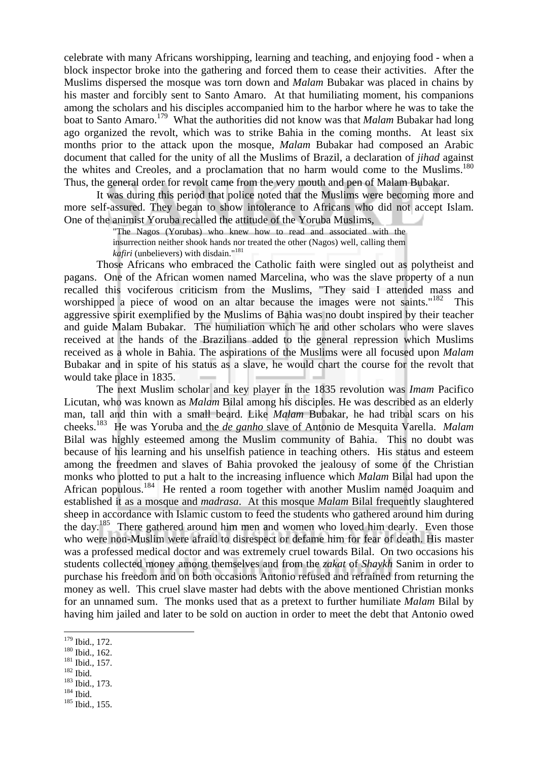celebrate with many Africans worshipping, learning and teaching, and enjoying food - when a block inspector broke into the gathering and forced them to cease their activities. After the Muslims dispersed the mosque was torn down and *Malam* Bubakar was placed in chains by his master and forcibly sent to Santo Amaro. At that humiliating moment, his companions among the scholars and his disciples accompanied him to the harbor where he was to take the boat to Santo Amaro.[179] What the authorities did not know was that *Malam* Bubakar had long ago organized the revolt, which was to strike Bahia in the coming months. At least six months prior to the attack upon the mosque, *Malam* Bubakar had composed an Arabic document that called for the unity of all the Muslims of Brazil, a declaration of *jihad* against the whites and Creoles, and a proclamation that no harm would come to the Muslims.[180] Thus, the general order for revolt came from the very mouth and pen of Malam Bubakar.

It was during this period that police noted that the Muslims were becoming more and more self-assured. They began to show intolerance to Africans who did not accept Islam. One of the animist Yoruba recalled the attitude of the Yoruba Muslims,

> "The Nagos (Yorubas) who knew how to read and associated with the insurrection neither shook hands nor treated the other (Nagos) well, calling them *kafiri* (unbelievers) with disdain."[181]

Those Africans who embraced the Catholic faith were singled out as polytheist and pagans. One of the African women named Marcelina, who was the slave property of a nun recalled this vociferous criticism from the Muslims, "They said I attended mass and worshipped a piece of wood on an altar because the images were not saints."[182] This aggressive spirit exemplified by the Muslims of Bahia was no doubt inspired by their teacher and guide Malam Bubakar. The humiliation which he and other scholars who were slaves received at the hands of the Brazilians added to the general repression which Muslims received as a whole in Bahia. The aspirations of the Muslims were all focused upon *Malam* Bubakar and in spite of his status as a slave, he would chart the course for the revolt that would take place in 1835.

The next Muslim scholar and key player in the 1835 revolution was *Imam* Pacifico Licutan, who was known as *Malam* Bilal among his disciples. He was described as an elderly man, tall and thin with a small beard. Like *Malam* Bubakar, he had tribal scars on his cheeks.[183] He was Yoruba and the *de ganho* slave of Antonio de Mesquita Varella. *Malam* Bilal was highly esteemed among the Muslim community of Bahia. This no doubt was because of his learning and his unselfish patience in teaching others. His status and esteem among the freedmen and slaves of Bahia provoked the jealousy of some of the Christian monks who plotted to put a halt to the increasing influence which *Malam* Bilal had upon the African populous.[184] He rented a room together with another Muslim named Joaquim and established it as a mosque and *madrasa*. At this mosque *Malam* Bilal frequently slaughtered sheep in accordance with Islamic custom to feed the students who gathered around him during the day.[185] There gathered around him men and women who loved him dearly. Even those who were non-Muslim were afraid to disrespect or defame him for fear of death. His master was a professed medical doctor and was extremely cruel towards Bilal. On two occasions his students collected money among themselves and from the *zakat* of *Shaykh* Sanim in order to purchase his freedom and on both occasions Antonio refused and refrained from returning the money as well. This cruel slave master had debts with the above mentioned Christian monks for an unnamed sum. The monks used that as a pretext to further humiliate *Malam* Bilal by having him jailed and later to be sold on auction in order to meet the debt that Antonio owed

---

[179] Ibid., 172.
[180] Ibid., 162.
[181] Ibid., 157.
[182] Ibid.
[183] Ibid., 173.
[184] Ibid.
[185] Ibid., 155.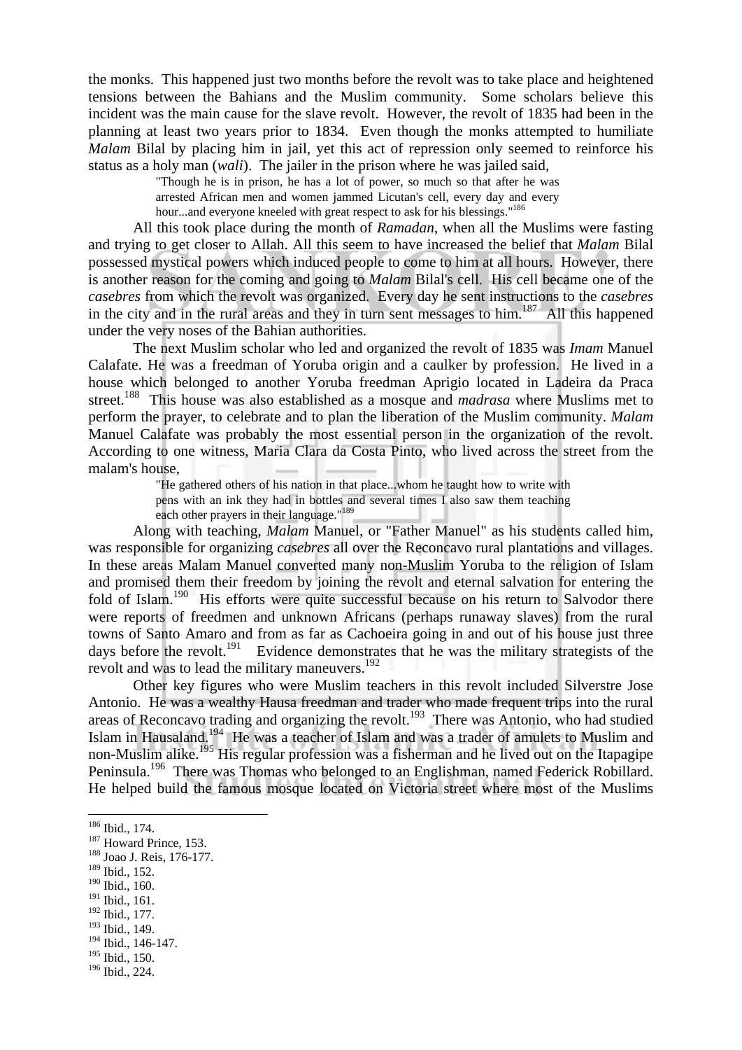the monks. This happened just two months before the revolt was to take place and heightened tensions between the Bahians and the Muslim community. Some scholars believe this incident was the main cause for the slave revolt. However, the revolt of 1835 had been in the planning at least two years prior to 1834. Even though the monks attempted to humiliate *Malam* Bilal by placing him in jail, yet this act of repression only seemed to reinforce his status as a holy man (*wali*). The jailer in the prison where he was jailed said,

> "Though he is in prison, he has a lot of power, so much so that after he was arrested African men and women jammed Licutan's cell, every day and every hour...and everyone kneeled with great respect to ask for his blessings."[186]

All this took place during the month of *Ramadan*, when all the Muslims were fasting and trying to get closer to Allah. All this seem to have increased the belief that *Malam* Bilal possessed mystical powers which induced people to come to him at all hours. However, there is another reason for the coming and going to *Malam* Bilal's cell. His cell became one of the *casebres* from which the revolt was organized. Every day he sent instructions to the *casebres* in the city and in the rural areas and they in turn sent messages to him.[187] All this happened under the very noses of the Bahian authorities.

The next Muslim scholar who led and organized the revolt of 1835 was *Imam* Manuel Calafate. He was a freedman of Yoruba origin and a caulker by profession. He lived in a house which belonged to another Yoruba freedman Aprigio located in Ladeira da Praca street.[188] This house was also established as a mosque and *madrasa* where Muslims met to perform the prayer, to celebrate and to plan the liberation of the Muslim community. *Malam* Manuel Calafate was probably the most essential person in the organization of the revolt. According to one witness, Maria Clara da Costa Pinto, who lived across the street from the malam's house,

> "He gathered others of his nation in that place...whom he taught how to write with pens with an ink they had in bottles and several times I also saw them teaching each other prayers in their language."[189]

Along with teaching, *Malam* Manuel, or "Father Manuel" as his students called him, was responsible for organizing *casebres* all over the Reconcavo rural plantations and villages. In these areas Malam Manuel converted many non-Muslim Yoruba to the religion of Islam and promised them their freedom by joining the revolt and eternal salvation for entering the fold of Islam.[190] His efforts were quite successful because on his return to Salvodor there were reports of freedmen and unknown Africans (perhaps runaway slaves) from the rural towns of Santo Amaro and from as far as Cachoeira going in and out of his house just three days before the revolt.[191] Evidence demonstrates that he was the military strategists of the revolt and was to lead the military maneuvers.[192]

Other key figures who were Muslim teachers in this revolt included Silverstre Jose Antonio. He was a wealthy Hausa freedman and trader who made frequent trips into the rural areas of Reconcavo trading and organizing the revolt.[193] There was Antonio, who had studied Islam in Hausaland.[194] He was a teacher of Islam and was a trader of amulets to Muslim and non-Muslim alike.[195] His regular profession was a fisherman and he lived out on the Itapagipe Peninsula.[196] There was Thomas who belonged to an Englishman, named Federick Robillard. He helped build the famous mosque located on Victoria street where most of the Muslims

---

[186] Ibid., 174.
[187] Howard Prince, 153.
[188] Joao J. Reis, 176-177.
[189] Ibid., 152.
[190] Ibid., 160.
[191] Ibid., 161.
[192] Ibid., 177.
[193] Ibid., 149.
[194] Ibid., 146-147.
[195] Ibid., 150.
[196] Ibid., 224.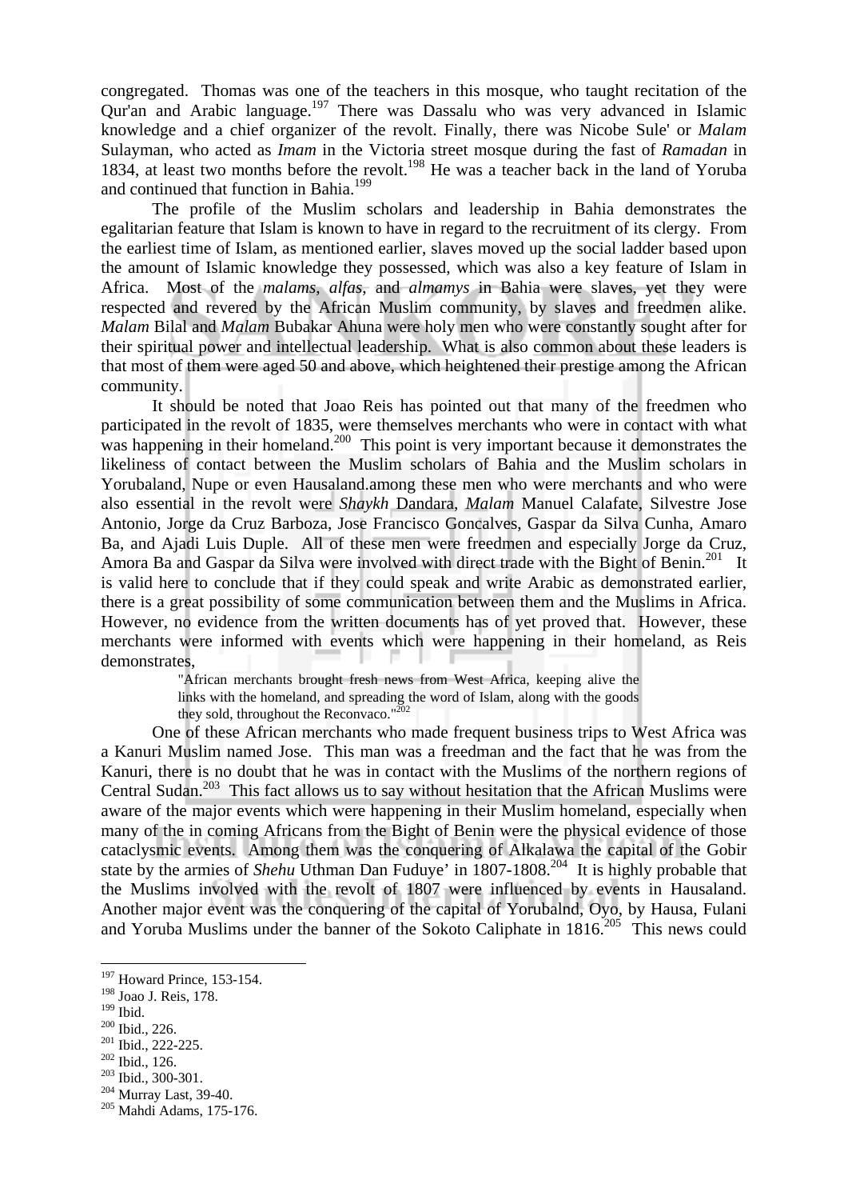congregated. Thomas was one of the teachers in this mosque, who taught recitation of the Qur'an and Arabic language.[197] There was Dassalu who was very advanced in Islamic knowledge and a chief organizer of the revolt. Finally, there was Nicobe Sule' or *Malam* Sulayman, who acted as *Imam* in the Victoria street mosque during the fast of *Ramadan* in 1834, at least two months before the revolt.[198] He was a teacher back in the land of Yoruba and continued that function in Bahia.[199]

The profile of the Muslim scholars and leadership in Bahia demonstrates the egalitarian feature that Islam is known to have in regard to the recruitment of its clergy. From the earliest time of Islam, as mentioned earlier, slaves moved up the social ladder based upon the amount of Islamic knowledge they possessed, which was also a key feature of Islam in Africa. Most of the *malams*, *alfas*, and *almamys* in Bahia were slaves, yet they were respected and revered by the African Muslim community, by slaves and freedmen alike. *Malam* Bilal and *Malam* Bubakar Ahuna were holy men who were constantly sought after for their spiritual power and intellectual leadership. What is also common about these leaders is that most of them were aged 50 and above, which heightened their prestige among the African community.

It should be noted that Joao Reis has pointed out that many of the freedmen who participated in the revolt of 1835, were themselves merchants who were in contact with what was happening in their homeland.[200] This point is very important because it demonstrates the likeliness of contact between the Muslim scholars of Bahia and the Muslim scholars in Yorubaland, Nupe or even Hausaland.among these men who were merchants and who were also essential in the revolt were *Shaykh* Dandara, *Malam* Manuel Calafate, Silvestre Jose Antonio, Jorge da Cruz Barboza, Jose Francisco Goncalves, Gaspar da Silva Cunha, Amaro Ba, and Ajadi Luis Duple. All of these men were freedmen and especially Jorge da Cruz, Amora Ba and Gaspar da Silva were involved with direct trade with the Bight of Benin.[201] It is valid here to conclude that if they could speak and write Arabic as demonstrated earlier, there is a great possibility of some communication between them and the Muslims in Africa. However, no evidence from the written documents has of yet proved that. However, these merchants were informed with events which were happening in their homeland, as Reis demonstrates,

> "African merchants brought fresh news from West Africa, keeping alive the links with the homeland, and spreading the word of Islam, along with the goods they sold, throughout the Reconvaco."[202]

One of these African merchants who made frequent business trips to West Africa was a Kanuri Muslim named Jose. This man was a freedman and the fact that he was from the Kanuri, there is no doubt that he was in contact with the Muslims of the northern regions of Central Sudan.[203] This fact allows us to say without hesitation that the African Muslims were aware of the major events which were happening in their Muslim homeland, especially when many of the in coming Africans from the Bight of Benin were the physical evidence of those cataclysmic events. Among them was the conquering of Alkalawa the capital of the Gobir state by the armies of *Shehu* Uthman Dan Fuduye' in 1807-1808.[204] It is highly probable that the Muslims involved with the revolt of 1807 were influenced by events in Hausaland. Another major event was the conquering of the capital of Yorubalnd, Oyo, by Hausa, Fulani and Yoruba Muslims under the banner of the Sokoto Caliphate in 1816.[205] This news could

---

[197] Howard Prince, 153-154.
[198] Joao J. Reis, 178.
[199] Ibid.
[200] Ibid., 226.
[201] Ibid., 222-225.
[202] Ibid., 126.
[203] Ibid., 300-301.
[204] Murray Last, 39-40.
[205] Mahdi Adams, 175-176.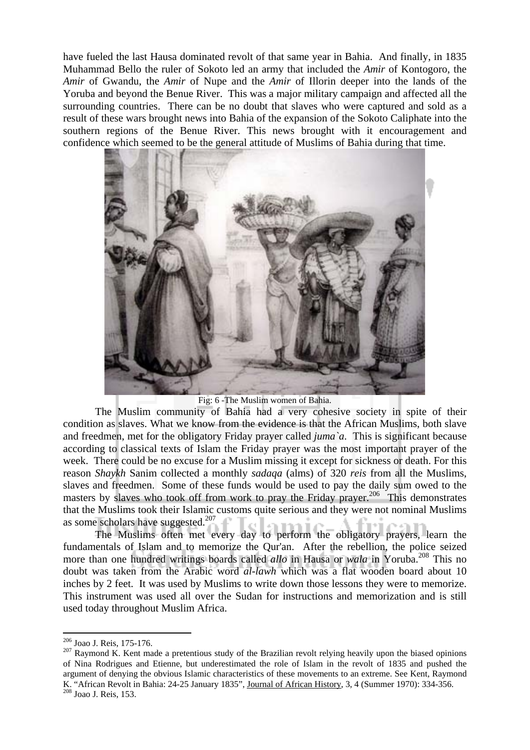have fueled the last Hausa dominated revolt of that same year in Bahia. And finally, in 1835 Muhammad Bello the ruler of Sokoto led an army that included the *Amir* of Kontogoro, the *Amir* of Gwandu, the *Amir* of Nupe and the *Amir* of Illorin deeper into the lands of the Yoruba and beyond the Benue River. This was a major military campaign and affected all the surrounding countries. There can be no doubt that slaves who were captured and sold as a result of these wars brought news into Bahia of the expansion of the Sokoto Caliphate into the southern regions of the Benue River. This news brought with it encouragement and confidence which seemed to be the general attitude of Muslims of Bahia during that time.

Fig: 6 -The Muslim women of Bahia.

The Muslim community of Bahia had a very cohesive society in spite of their condition as slaves. What we know from the evidence is that the African Muslims, both slave and freedmen, met for the obligatory Friday prayer called *juma`a*. This is significant because according to classical texts of Islam the Friday prayer was the most important prayer of the week. There could be no excuse for a Muslim missing it except for sickness or death. For this reason *Shaykh* Sanim collected a monthly *sadaqa* (alms) of 320 *reis* from all the Muslims, slaves and freedmen. Some of these funds would be used to pay the daily sum owed to the masters by slaves who took off from work to pray the Friday prayer.[206] This demonstrates that the Muslims took their Islamic customs quite serious and they were not nominal Muslims as some scholars have suggested.[207]

The Muslims often met every day to perform the obligatory prayers, learn the fundamentals of Islam and to memorize the Qur'an. After the rebellion, the police seized more than one hundred writings boards called *allo* in Hausa or *wala* in Yoruba.[208] This no doubt was taken from the Arabic word *al-lawh* which was a flat wooden board about 10 inches by 2 feet. It was used by Muslims to write down those lessons they were to memorize. This instrument was used all over the Sudan for instructions and memorization and is still used today throughout Muslim Africa.

---

[206] Joao J. Reis, 175-176.

[207] Raymond K. Kent made a pretentious study of the Brazilian revolt relying heavily upon the biased opinions of Nina Rodrigues and Etienne, but underestimated the role of Islam in the revolt of 1835 and pushed the argument of denying the obvious Islamic characteristics of these movements to an extreme. See Kent, Raymond K. "African Revolt in Bahia: 24-25 January 1835", Journal of African History, 3, 4 (Summer 1970): 334-356.

[208] Joao J. Reis, 153.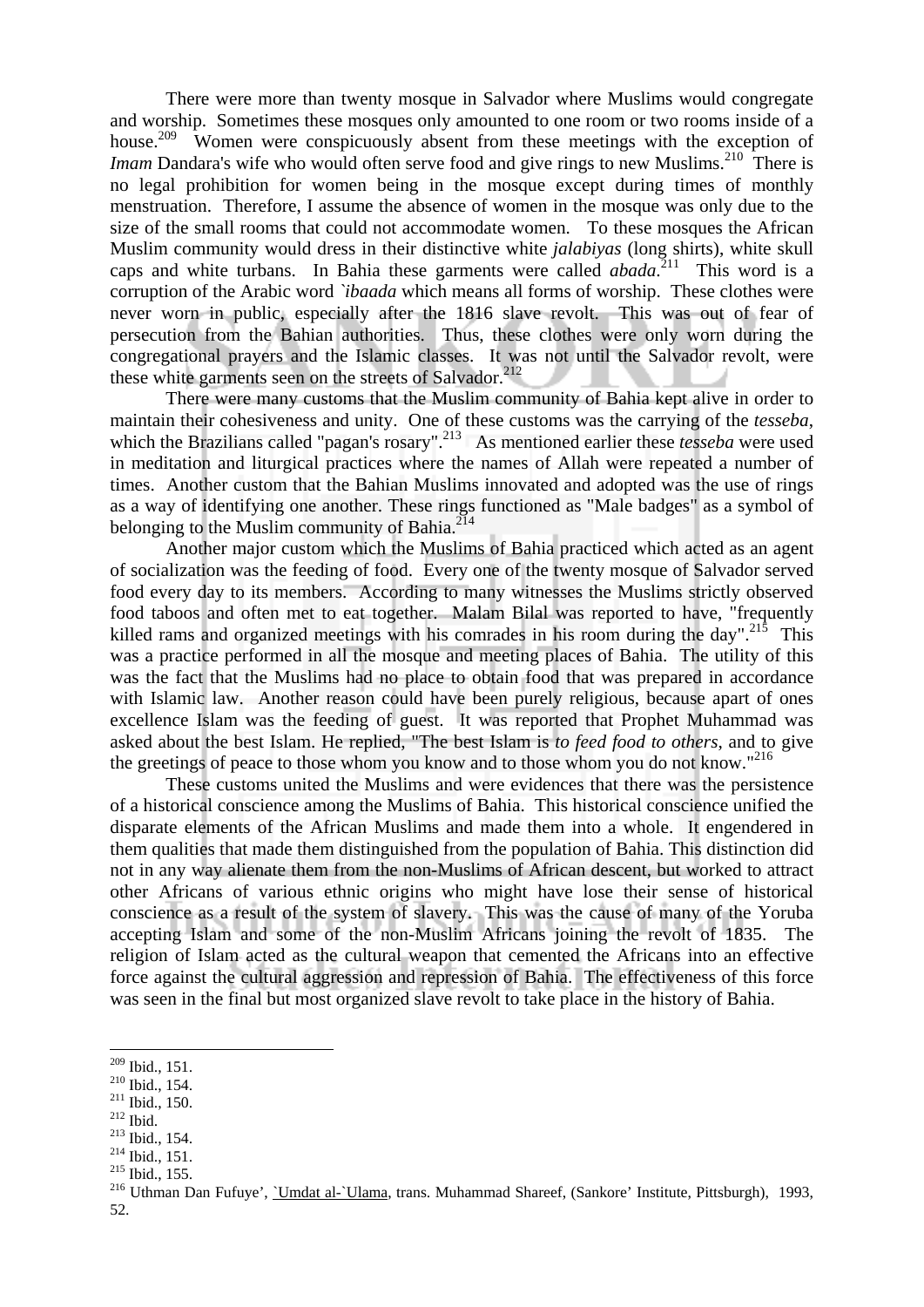There were more than twenty mosque in Salvador where Muslims would congregate and worship. Sometimes these mosques only amounted to one room or two rooms inside of a house.[209] Women were conspicuously absent from these meetings with the exception of *Imam* Dandara's wife who would often serve food and give rings to new Muslims.[210] There is no legal prohibition for women being in the mosque except during times of monthly menstruation. Therefore, I assume the absence of women in the mosque was only due to the size of the small rooms that could not accommodate women. To these mosques the African Muslim community would dress in their distinctive white *jalabiyas* (long shirts), white skull caps and white turbans. In Bahia these garments were called *abada*.[211] This word is a corruption of the Arabic word *`ibaada* which means all forms of worship. These clothes were never worn in public, especially after the 1816 slave revolt. This was out of fear of persecution from the Bahian authorities. Thus, these clothes were only worn during the congregational prayers and the Islamic classes. It was not until the Salvador revolt, were these white garments seen on the streets of Salvador.[212]

There were many customs that the Muslim community of Bahia kept alive in order to maintain their cohesiveness and unity. One of these customs was the carrying of the *tesseba*, which the Brazilians called "pagan's rosary".[213] As mentioned earlier these *tesseba* were used in meditation and liturgical practices where the names of Allah were repeated a number of times. Another custom that the Bahian Muslims innovated and adopted was the use of rings as a way of identifying one another. These rings functioned as "Male badges" as a symbol of belonging to the Muslim community of Bahia.[214]

Another major custom which the Muslims of Bahia practiced which acted as an agent of socialization was the feeding of food. Every one of the twenty mosque of Salvador served food every day to its members. According to many witnesses the Muslims strictly observed food taboos and often met to eat together. Malam Bilal was reported to have, "frequently killed rams and organized meetings with his comrades in his room during the day".[215] This was a practice performed in all the mosque and meeting places of Bahia. The utility of this was the fact that the Muslims had no place to obtain food that was prepared in accordance with Islamic law. Another reason could have been purely religious, because apart of ones excellence Islam was the feeding of guest. It was reported that Prophet Muhammad was asked about the best Islam. He replied, "The best Islam is *to feed food to others*, and to give the greetings of peace to those whom you know and to those whom you do not know."[216]

These customs united the Muslims and were evidences that there was the persistence of a historical conscience among the Muslims of Bahia. This historical conscience unified the disparate elements of the African Muslims and made them into a whole. It engendered in them qualities that made them distinguished from the population of Bahia. This distinction did not in any way alienate them from the non-Muslims of African descent, but worked to attract other Africans of various ethnic origins who might have lose their sense of historical conscience as a result of the system of slavery. This was the cause of many of the Yoruba accepting Islam and some of the non-Muslim Africans joining the revolt of 1835. The religion of Islam acted as the cultural weapon that cemented the Africans into an effective force against the cultural aggression and repression of Bahia. The effectiveness of this force was seen in the final but most organized slave revolt to take place in the history of Bahia.

---

[209] Ibid., 151.
[210] Ibid., 154.
[211] Ibid., 150.
[212] Ibid.
[213] Ibid., 154.
[214] Ibid., 151.
[215] Ibid., 155.
[216] Uthman Dan Fufuye', `Umdat al-`Ulama, trans. Muhammad Shareef, (Sankore' Institute, Pittsburgh), 1993, 52.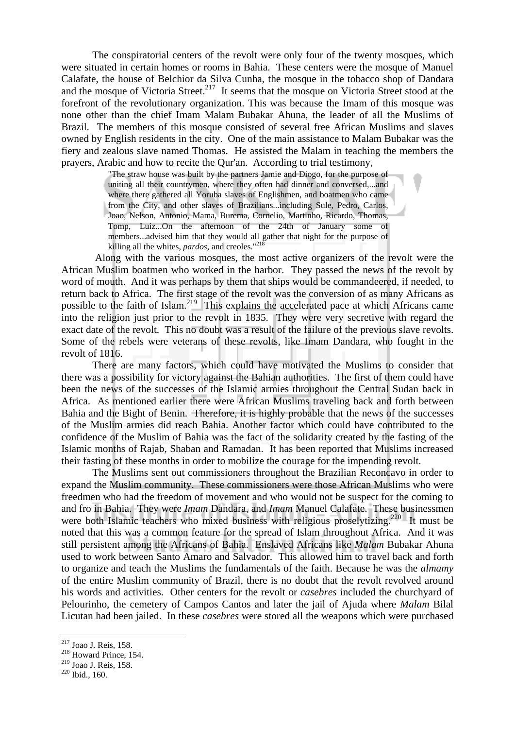The conspiratorial centers of the revolt were only four of the twenty mosques, which were situated in certain homes or rooms in Bahia. These centers were the mosque of Manuel Calafate, the house of Belchior da Silva Cunha, the mosque in the tobacco shop of Dandara and the mosque of Victoria Street.[217] It seems that the mosque on Victoria Street stood at the forefront of the revolutionary organization. This was because the Imam of this mosque was none other than the chief Imam Malam Bubakar Ahuna, the leader of all the Muslims of Brazil. The members of this mosque consisted of several free African Muslims and slaves owned by English residents in the city. One of the main assistance to Malam Bubakar was the fiery and zealous slave named Thomas. He assisted the Malam in teaching the members the prayers, Arabic and how to recite the Qur'an. According to trial testimony,

> "The straw house was built by the partners Jamie and Diogo, for the purpose of uniting all their countrymen, where they often had dinner and conversed,...and where there gathered all Yoruba slaves of Englishmen, and boatmen who came from the City, and other slaves of Brazilians...including Sule, Pedro, Carlos, Joao, Nelson, Antonio, Mama, Burema, Cornelio, Martinho, Ricardo, Thomas, Tomp, Luiz...On the afternoon of the 24th of January some of members...advised him that they would all gather that night for the purpose of killing all the whites, *pardos*, and creoles."[218]

Along with the various mosques, the most active organizers of the revolt were the African Muslim boatmen who worked in the harbor. They passed the news of the revolt by word of mouth. And it was perhaps by them that ships would be commandeered, if needed, to return back to Africa. The first stage of the revolt was the conversion of as many Africans as possible to the faith of Islam.[219] This explains the accelerated pace at which Africans came into the religion just prior to the revolt in 1835. They were very secretive with regard the exact date of the revolt. This no doubt was a result of the failure of the previous slave revolts. Some of the rebels were veterans of these revolts, like Imam Dandara, who fought in the revolt of 1816.

There are many factors, which could have motivated the Muslims to consider that there was a possibility for victory against the Bahian authorities. The first of them could have been the news of the successes of the Islamic armies throughout the Central Sudan back in Africa. As mentioned earlier there were African Muslims traveling back and forth between Bahia and the Bight of Benin. Therefore, it is highly probable that the news of the successes of the Muslim armies did reach Bahia. Another factor which could have contributed to the confidence of the Muslim of Bahia was the fact of the solidarity created by the fasting of the Islamic months of Rajab, Shaban and Ramadan. It has been reported that Muslims increased their fasting of these months in order to mobilize the courage for the impending revolt.

The Muslims sent out commissioners throughout the Brazilian Reconcavo in order to expand the Muslim community. These commissioners were those African Muslims who were freedmen who had the freedom of movement and who would not be suspect for the coming to and fro in Bahia. They were *Imam* Dandara, and *Imam* Manuel Calafate. These businessmen were both Islamic teachers who mixed business with religious proselytizing.[220] It must be noted that this was a common feature for the spread of Islam throughout Africa. And it was still persistent among the Africans of Bahia. Enslaved Africans like *Malam* Bubakar Ahuna used to work between Santo Amaro and Salvador. This allowed him to travel back and forth to organize and teach the Muslims the fundamentals of the faith. Because he was the *almamy* of the entire Muslim community of Brazil, there is no doubt that the revolt revolved around his words and activities. Other centers for the revolt or *casebres* included the churchyard of Pelourinho, the cemetery of Campos Cantos and later the jail of Ajuda where *Malam* Bilal Licutan had been jailed. In these *casebres* were stored all the weapons which were purchased

---

[217] Joao J. Reis, 158.
[218] Howard Prince, 154.
[219] Joao J. Reis, 158.
[220] Ibid., 160.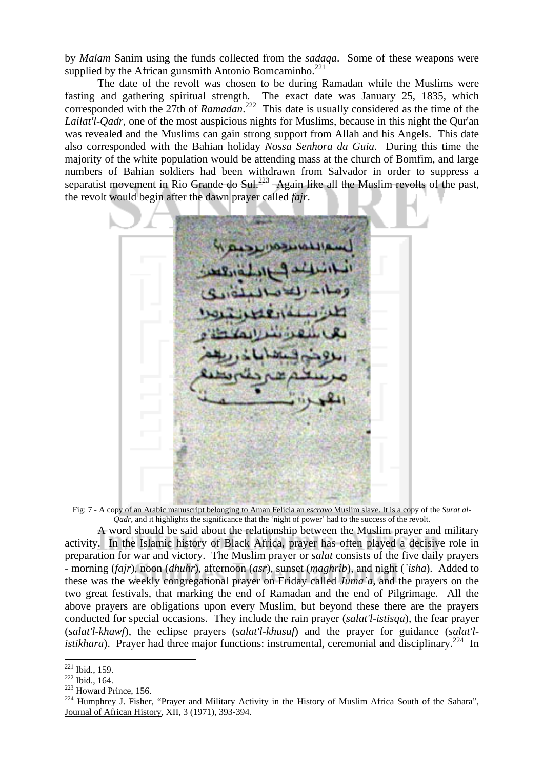by *Malam* Sanim using the funds collected from the *sadaqa*. Some of these weapons were supplied by the African gunsmith Antonio Bomcaminho.[221]

The date of the revolt was chosen to be during Ramadan while the Muslims were fasting and gathering spiritual strength. The exact date was January 25, 1835, which corresponded with the 27th of *Ramadan*.[222] This date is usually considered as the time of the *Lailat'l-Qadr*, one of the most auspicious nights for Muslims, because in this night the Qur'an was revealed and the Muslims can gain strong support from Allah and his Angels. This date also corresponded with the Bahian holiday *Nossa Senhora da Guia*. During this time the majority of the white population would be attending mass at the church of Bomfim, and large numbers of Bahian soldiers had been withdrawn from Salvador in order to suppress a separatist movement in Rio Grande do Sul.[223] Again like all the Muslim revolts of the past, the revolt would begin after the dawn prayer called *fajr*.

Fig: 7 - A copy of an Arabic manuscript belonging to Aman Felicia an *escravo* Muslim slave. It is a copy of the *Surat al-Qadr*, and it highlights the significance that the 'night of power' had to the success of the revolt.

A word should be said about the relationship between the Muslim prayer and military activity. In the Islamic history of Black Africa, prayer has often played a decisive role in preparation for war and victory. The Muslim prayer or *salat* consists of the five daily prayers - morning (*fajr*), noon (*dhuhr*), afternoon (*asr*), sunset (*maghrib*), and night (*`isha*). Added to these was the weekly congregational prayer on Friday called *Juma`a*, and the prayers on the two great festivals, that marking the end of Ramadan and the end of Pilgrimage. All the above prayers are obligations upon every Muslim, but beyond these there are the prayers conducted for special occasions. They include the rain prayer (*salat'l-istisqa*), the fear prayer (*salat'l-khawf*), the eclipse prayers (*salat'l-khusuf*) and the prayer for guidance (*salat'l-istikhara*). Prayer had three major functions: instrumental, ceremonial and disciplinary.[224] In

[221] Ibid., 159.

[222] Ibid., 164.

[223] Howard Prince, 156.

[224] Humphrey J. Fisher, "Prayer and Military Activity in the History of Muslim Africa South of the Sahara", Journal of African History, XII, 3 (1971), 393-394.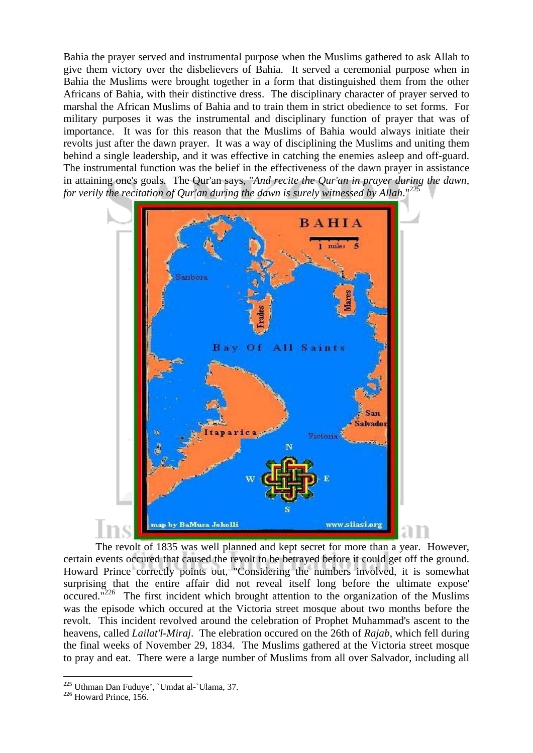Bahia the prayer served and instrumental purpose when the Muslims gathered to ask Allah to give them victory over the disbelievers of Bahia. It served a ceremonial purpose when in Bahia the Muslims were brought together in a form that distinguished them from the other Africans of Bahia, with their distinctive dress. The disciplinary character of prayer served to marshal the African Muslims of Bahia and to train them in strict obedience to set forms. For military purposes it was the instrumental and disciplinary function of prayer that was of importance. It was for this reason that the Muslims of Bahia would always initiate their revolts just after the dawn prayer. It was a way of disciplining the Muslims and uniting them behind a single leadership, and it was effective in catching the enemies asleep and off-guard. The instrumental function was the belief in the effectiveness of the dawn prayer in assistance in attaining one's goals. The Qur'an says, "*And recite the Qur'an in prayer during the dawn, for verily the recitation of Qur'an during the dawn is surely witnessed by Allah.*"[225]

The revolt of 1835 was well planned and kept secret for more than a year. However, certain events occured that caused the revolt to be betrayed before it could get off the ground. Howard Prince correctly points out, "Considering the numbers involved, it is somewhat surprising that the entire affair did not reveal itself long before the ultimate expose' occured."[226] The first incident which brought attention to the organization of the Muslims was the episode which occured at the Victoria street mosque about two months before the revolt. This incident revolved around the celebration of Prophet Muhammad's ascent to the heavens, called *Lailat'l-Miraj*. The elebration occured on the 26th of *Rajab*, which fell during the final weeks of November 29, 1834. The Muslims gathered at the Victoria street mosque to pray and eat. There were a large number of Muslims from all over Salvador, including all

---

[225] Uthman Dan Fuduye', `Umdat al-`Ulama, 37.

[226] Howard Prince, 156.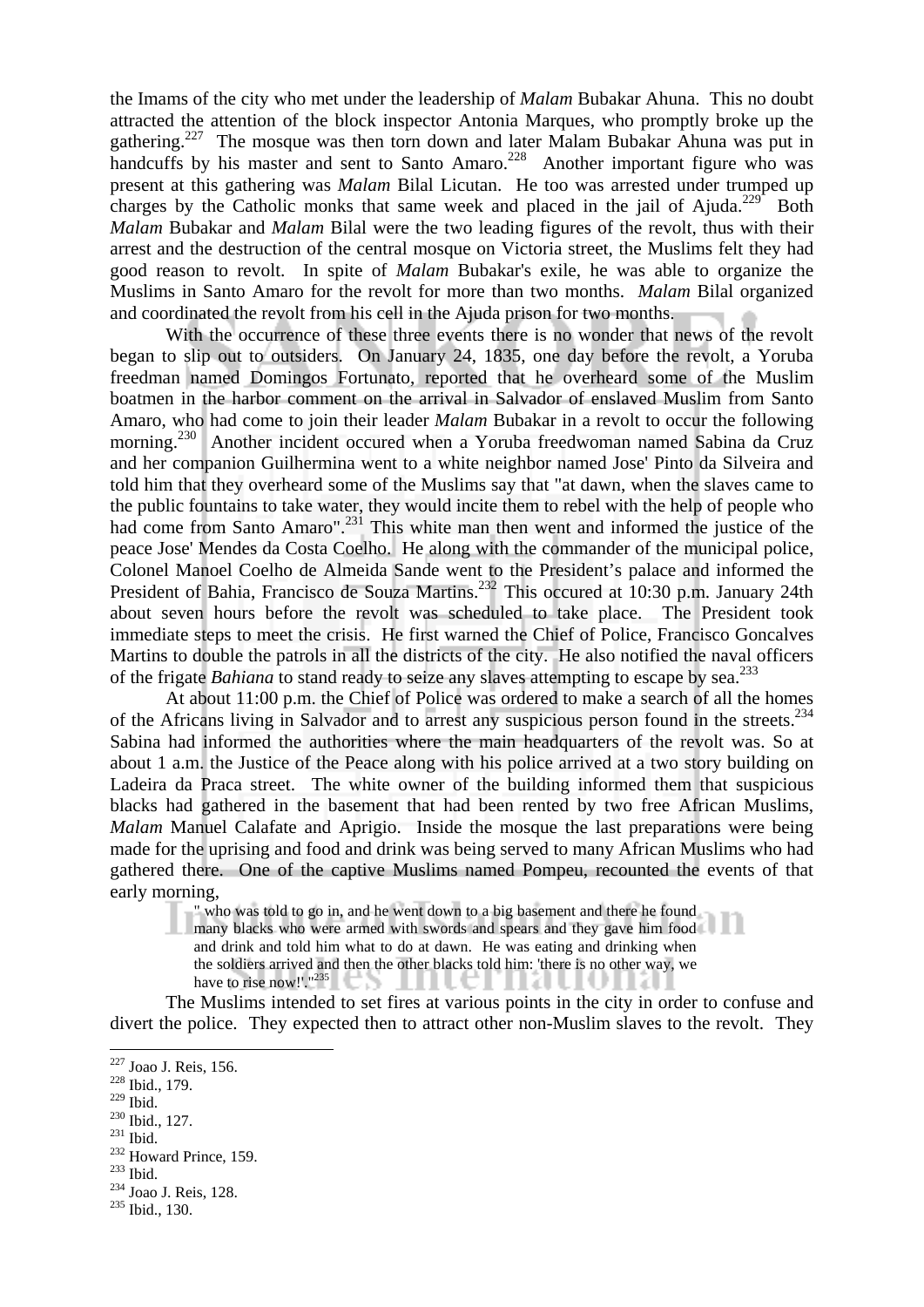the Imams of the city who met under the leadership of *Malam* Bubakar Ahuna. This no doubt attracted the attention of the block inspector Antonia Marques, who promptly broke up the gathering.[227] The mosque was then torn down and later Malam Bubakar Ahuna was put in handcuffs by his master and sent to Santo Amaro.[228] Another important figure who was present at this gathering was *Malam* Bilal Licutan. He too was arrested under trumped up charges by the Catholic monks that same week and placed in the jail of Ajuda.[229] Both *Malam* Bubakar and *Malam* Bilal were the two leading figures of the revolt, thus with their arrest and the destruction of the central mosque on Victoria street, the Muslims felt they had good reason to revolt. In spite of *Malam* Bubakar's exile, he was able to organize the Muslims in Santo Amaro for the revolt for more than two months. *Malam* Bilal organized and coordinated the revolt from his cell in the Ajuda prison for two months.

With the occurrence of these three events there is no wonder that news of the revolt began to slip out to outsiders. On January 24, 1835, one day before the revolt, a Yoruba freedman named Domingos Fortunato, reported that he overheard some of the Muslim boatmen in the harbor comment on the arrival in Salvador of enslaved Muslim from Santo Amaro, who had come to join their leader *Malam* Bubakar in a revolt to occur the following morning.[230] Another incident occured when a Yoruba freedwoman named Sabina da Cruz and her companion Guilhermina went to a white neighbor named Jose' Pinto da Silveira and told him that they overheard some of the Muslims say that "at dawn, when the slaves came to the public fountains to take water, they would incite them to rebel with the help of people who had come from Santo Amaro".[231] This white man then went and informed the justice of the peace Jose' Mendes da Costa Coelho. He along with the commander of the municipal police, Colonel Manoel Coelho de Almeida Sande went to the President's palace and informed the President of Bahia, Francisco de Souza Martins.[232] This occured at 10:30 p.m. January 24th about seven hours before the revolt was scheduled to take place. The President took immediate steps to meet the crisis. He first warned the Chief of Police, Francisco Goncalves Martins to double the patrols in all the districts of the city. He also notified the naval officers of the frigate *Bahiana* to stand ready to seize any slaves attempting to escape by sea.[233]

At about 11:00 p.m. the Chief of Police was ordered to make a search of all the homes of the Africans living in Salvador and to arrest any suspicious person found in the streets.[234] Sabina had informed the authorities where the main headquarters of the revolt was. So at about 1 a.m. the Justice of the Peace along with his police arrived at a two story building on Ladeira da Praca street. The white owner of the building informed them that suspicious blacks had gathered in the basement that had been rented by two free African Muslims, *Malam* Manuel Calafate and Aprigio. Inside the mosque the last preparations were being made for the uprising and food and drink was being served to many African Muslims who had gathered there. One of the captive Muslims named Pompeu, recounted the events of that early morning,

> " who was told to go in, and he went down to a big basement and there he found many blacks who were armed with swords and spears and they gave him food and drink and told him what to do at dawn. He was eating and drinking when the soldiers arrived and then the other blacks told him: 'there is no other way, we have to rise now!'."[235]

The Muslims intended to set fires at various points in the city in order to confuse and divert the police. They expected then to attract other non-Muslim slaves to the revolt. They

---

[227] Joao J. Reis, 156.
[228] Ibid., 179.
[229] Ibid.
[230] Ibid., 127.
[231] Ibid.
[232] Howard Prince, 159.
[233] Ibid.
[234] Joao J. Reis, 128.
[235] Ibid., 130.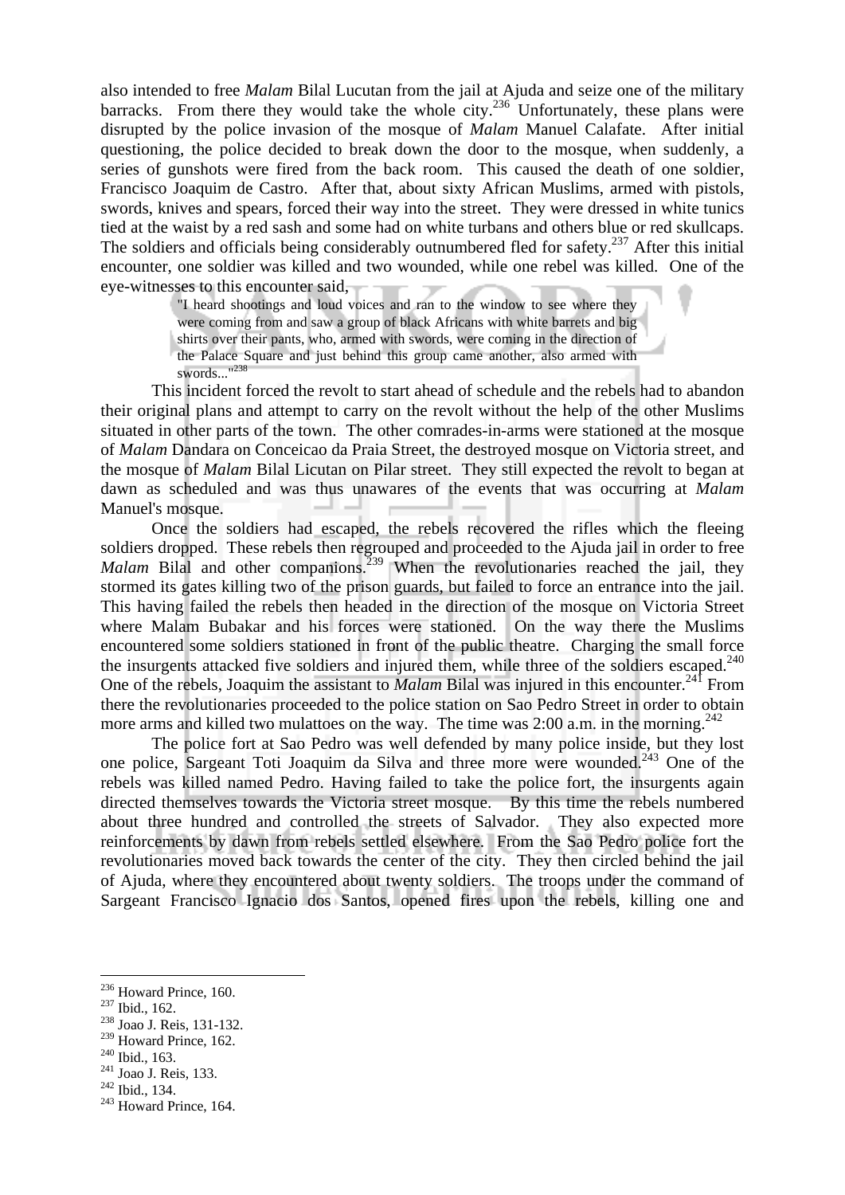also intended to free *Malam* Bilal Lucutan from the jail at Ajuda and seize one of the military barracks. From there they would take the whole city.[236] Unfortunately, these plans were disrupted by the police invasion of the mosque of *Malam* Manuel Calafate. After initial questioning, the police decided to break down the door to the mosque, when suddenly, a series of gunshots were fired from the back room. This caused the death of one soldier, Francisco Joaquim de Castro. After that, about sixty African Muslims, armed with pistols, swords, knives and spears, forced their way into the street. They were dressed in white tunics tied at the waist by a red sash and some had on white turbans and others blue or red skullcaps. The soldiers and officials being considerably outnumbered fled for safety.[237] After this initial encounter, one soldier was killed and two wounded, while one rebel was killed. One of the eye-witnesses to this encounter said,

> "I heard shootings and loud voices and ran to the window to see where they were coming from and saw a group of black Africans with white barrets and big shirts over their pants, who, armed with swords, were coming in the direction of the Palace Square and just behind this group came another, also armed with swords..."[238]

This incident forced the revolt to start ahead of schedule and the rebels had to abandon their original plans and attempt to carry on the revolt without the help of the other Muslims situated in other parts of the town. The other comrades-in-arms were stationed at the mosque of *Malam* Dandara on Conceicao da Praia Street, the destroyed mosque on Victoria street, and the mosque of *Malam* Bilal Licutan on Pilar street. They still expected the revolt to began at dawn as scheduled and was thus unawares of the events that was occurring at *Malam* Manuel's mosque.

Once the soldiers had escaped, the rebels recovered the rifles which the fleeing soldiers dropped. These rebels then regrouped and proceeded to the Ajuda jail in order to free *Malam* Bilal and other companions.[239] When the revolutionaries reached the jail, they stormed its gates killing two of the prison guards, but failed to force an entrance into the jail. This having failed the rebels then headed in the direction of the mosque on Victoria Street where Malam Bubakar and his forces were stationed. On the way there the Muslims encountered some soldiers stationed in front of the public theatre. Charging the small force the insurgents attacked five soldiers and injured them, while three of the soldiers escaped.[240] One of the rebels, Joaquim the assistant to *Malam* Bilal was injured in this encounter.[241] From there the revolutionaries proceeded to the police station on Sao Pedro Street in order to obtain more arms and killed two mulattoes on the way. The time was 2:00 a.m. in the morning.[242]

The police fort at Sao Pedro was well defended by many police inside, but they lost one police, Sargeant Toti Joaquim da Silva and three more were wounded.[243] One of the rebels was killed named Pedro. Having failed to take the police fort, the insurgents again directed themselves towards the Victoria street mosque. By this time the rebels numbered about three hundred and controlled the streets of Salvador. They also expected more reinforcements by dawn from rebels settled elsewhere. From the Sao Pedro police fort the revolutionaries moved back towards the center of the city. They then circled behind the jail of Ajuda, where they encountered about twenty soldiers. The troops under the command of Sargeant Francisco Ignacio dos Santos, opened fires upon the rebels, killing one and

[236] Howard Prince, 160.
[237] Ibid., 162.
[238] Joao J. Reis, 131-132.
[239] Howard Prince, 162.
[240] Ibid., 163.
[241] Joao J. Reis, 133.
[242] Ibid., 134.
[243] Howard Prince, 164.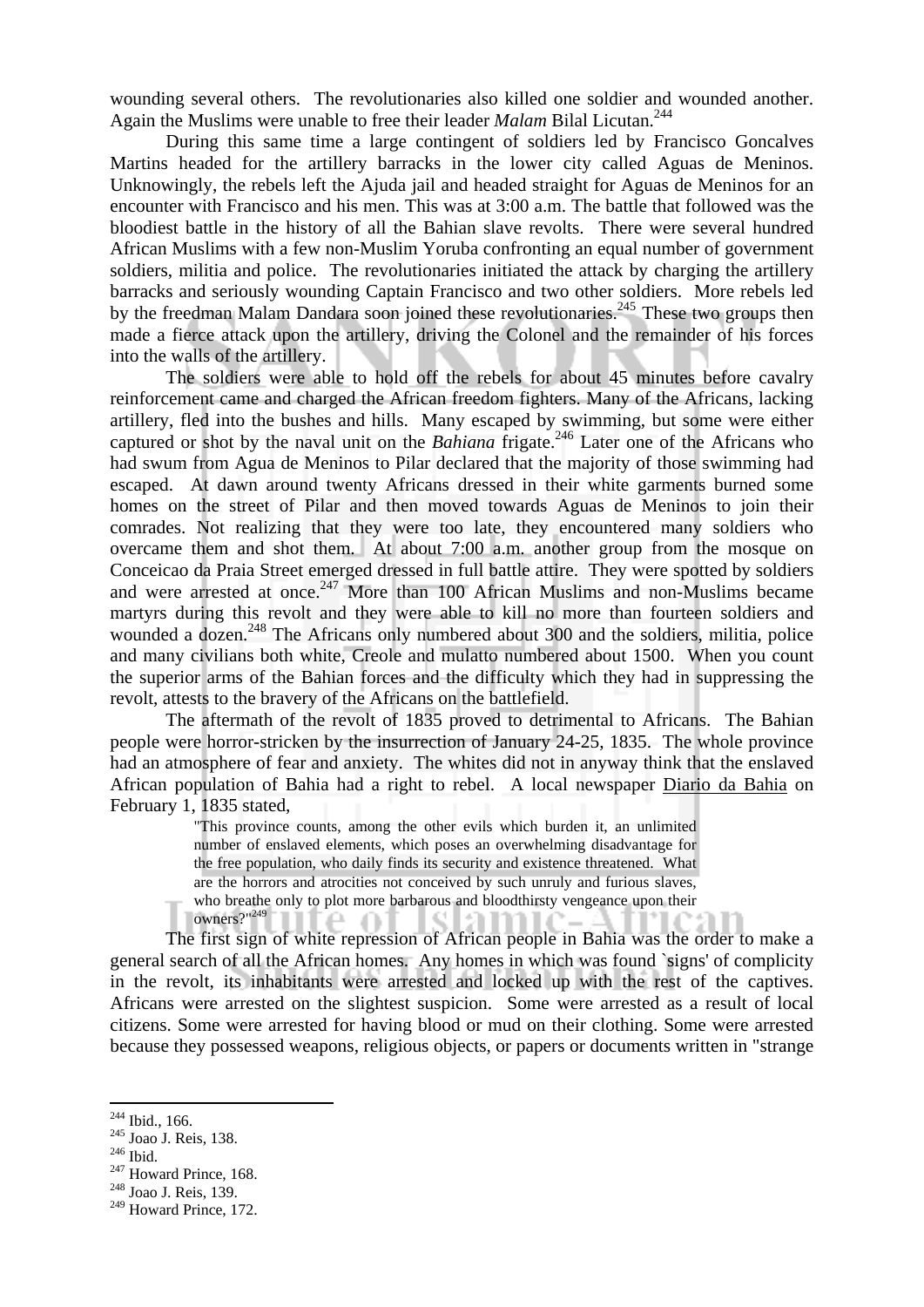wounding several others. The revolutionaries also killed one soldier and wounded another. Again the Muslims were unable to free their leader *Malam* Bilal Licutan.[244]

During this same time a large contingent of soldiers led by Francisco Goncalves Martins headed for the artillery barracks in the lower city called Aguas de Meninos. Unknowingly, the rebels left the Ajuda jail and headed straight for Aguas de Meninos for an encounter with Francisco and his men. This was at 3:00 a.m. The battle that followed was the bloodiest battle in the history of all the Bahian slave revolts. There were several hundred African Muslims with a few non-Muslim Yoruba confronting an equal number of government soldiers, militia and police. The revolutionaries initiated the attack by charging the artillery barracks and seriously wounding Captain Francisco and two other soldiers. More rebels led by the freedman Malam Dandara soon joined these revolutionaries.[245] These two groups then made a fierce attack upon the artillery, driving the Colonel and the remainder of his forces into the walls of the artillery.

The soldiers were able to hold off the rebels for about 45 minutes before cavalry reinforcement came and charged the African freedom fighters. Many of the Africans, lacking artillery, fled into the bushes and hills. Many escaped by swimming, but some were either captured or shot by the naval unit on the *Bahiana* frigate.[246] Later one of the Africans who had swum from Agua de Meninos to Pilar declared that the majority of those swimming had escaped. At dawn around twenty Africans dressed in their white garments burned some homes on the street of Pilar and then moved towards Aguas de Meninos to join their comrades. Not realizing that they were too late, they encountered many soldiers who overcame them and shot them. At about 7:00 a.m. another group from the mosque on Conceicao da Praia Street emerged dressed in full battle attire. They were spotted by soldiers and were arrested at once.[247] More than 100 African Muslims and non-Muslims became martyrs during this revolt and they were able to kill no more than fourteen soldiers and wounded a dozen.[248] The Africans only numbered about 300 and the soldiers, militia, police and many civilians both white, Creole and mulatto numbered about 1500. When you count the superior arms of the Bahian forces and the difficulty which they had in suppressing the revolt, attests to the bravery of the Africans on the battlefield.

The aftermath of the revolt of 1835 proved to detrimental to Africans. The Bahian people were horror-stricken by the insurrection of January 24-25, 1835. The whole province had an atmosphere of fear and anxiety. The whites did not in anyway think that the enslaved African population of Bahia had a right to rebel. A local newspaper Diario da Bahia on February 1, 1835 stated,

> "This province counts, among the other evils which burden it, an unlimited number of enslaved elements, which poses an overwhelming disadvantage for the free population, who daily finds its security and existence threatened. What are the horrors and atrocities not conceived by such unruly and furious slaves, who breathe only to plot more barbarous and bloodthirsty vengeance upon their owners?"[249]

The first sign of white repression of African people in Bahia was the order to make a general search of all the African homes. Any homes in which was found `signs' of complicity in the revolt, its inhabitants were arrested and locked up with the rest of the captives. Africans were arrested on the slightest suspicion. Some were arrested as a result of local citizens. Some were arrested for having blood or mud on their clothing. Some were arrested because they possessed weapons, religious objects, or papers or documents written in "strange

---

[244] Ibid., 166.
[245] Joao J. Reis, 138.
[246] Ibid.
[247] Howard Prince, 168.
[248] Joao J. Reis, 139.
[249] Howard Prince, 172.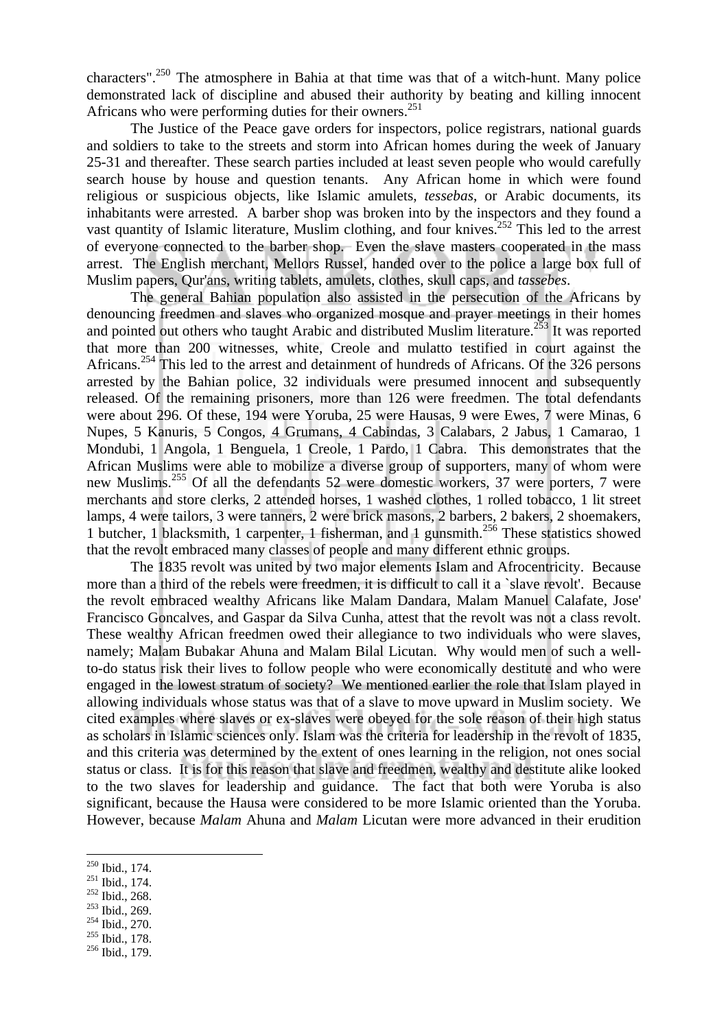characters".[250] The atmosphere in Bahia at that time was that of a witch-hunt. Many police demonstrated lack of discipline and abused their authority by beating and killing innocent Africans who were performing duties for their owners.[251]

The Justice of the Peace gave orders for inspectors, police registrars, national guards and soldiers to take to the streets and storm into African homes during the week of January 25-31 and thereafter. These search parties included at least seven people who would carefully search house by house and question tenants. Any African home in which were found religious or suspicious objects, like Islamic amulets, *tessebas*, or Arabic documents, its inhabitants were arrested. A barber shop was broken into by the inspectors and they found a vast quantity of Islamic literature, Muslim clothing, and four knives.[252] This led to the arrest of everyone connected to the barber shop. Even the slave masters cooperated in the mass arrest. The English merchant, Mellors Russel, handed over to the police a large box full of Muslim papers, Qur'ans, writing tablets, amulets, clothes, skull caps, and *tassebes*.

The general Bahian population also assisted in the persecution of the Africans by denouncing freedmen and slaves who organized mosque and prayer meetings in their homes and pointed out others who taught Arabic and distributed Muslim literature.[253] It was reported that more than 200 witnesses, white, Creole and mulatto testified in court against the Africans.[254] This led to the arrest and detainment of hundreds of Africans. Of the 326 persons arrested by the Bahian police, 32 individuals were presumed innocent and subsequently released. Of the remaining prisoners, more than 126 were freedmen. The total defendants were about 296. Of these, 194 were Yoruba, 25 were Hausas, 9 were Ewes, 7 were Minas, 6 Nupes, 5 Kanuris, 5 Congos, 4 Grumans, 4 Cabindas, 3 Calabars, 2 Jabus, 1 Camarao, 1 Mondubi, 1 Angola, 1 Benguela, 1 Creole, 1 Pardo, 1 Cabra. This demonstrates that the African Muslims were able to mobilize a diverse group of supporters, many of whom were new Muslims.[255] Of all the defendants 52 were domestic workers, 37 were porters, 7 were merchants and store clerks, 2 attended horses, 1 washed clothes, 1 rolled tobacco, 1 lit street lamps, 4 were tailors, 3 were tanners, 2 were brick masons, 2 barbers, 2 bakers, 2 shoemakers, 1 butcher, 1 blacksmith, 1 carpenter, 1 fisherman, and 1 gunsmith.[256] These statistics showed that the revolt embraced many classes of people and many different ethnic groups.

The 1835 revolt was united by two major elements Islam and Afrocentricity. Because more than a third of the rebels were freedmen, it is difficult to call it a `slave revolt'. Because the revolt embraced wealthy Africans like Malam Dandara, Malam Manuel Calafate, Jose' Francisco Goncalves, and Gaspar da Silva Cunha, attest that the revolt was not a class revolt. These wealthy African freedmen owed their allegiance to two individuals who were slaves, namely; Malam Bubakar Ahuna and Malam Bilal Licutan. Why would men of such a well-to-do status risk their lives to follow people who were economically destitute and who were engaged in the lowest stratum of society? We mentioned earlier the role that Islam played in allowing individuals whose status was that of a slave to move upward in Muslim society. We cited examples where slaves or ex-slaves were obeyed for the sole reason of their high status as scholars in Islamic sciences only. Islam was the criteria for leadership in the revolt of 1835, and this criteria was determined by the extent of ones learning in the religion, not ones social status or class. It is for this reason that slave and freedmen, wealthy and destitute alike looked to the two slaves for leadership and guidance. The fact that both were Yoruba is also significant, because the Hausa were considered to be more Islamic oriented than the Yoruba. However, because *Malam* Ahuna and *Malam* Licutan were more advanced in their erudition

---

[250] Ibid., 174.
[251] Ibid., 174.
[252] Ibid., 268.
[253] Ibid., 269.
[254] Ibid., 270.
[255] Ibid., 178.
[256] Ibid., 179.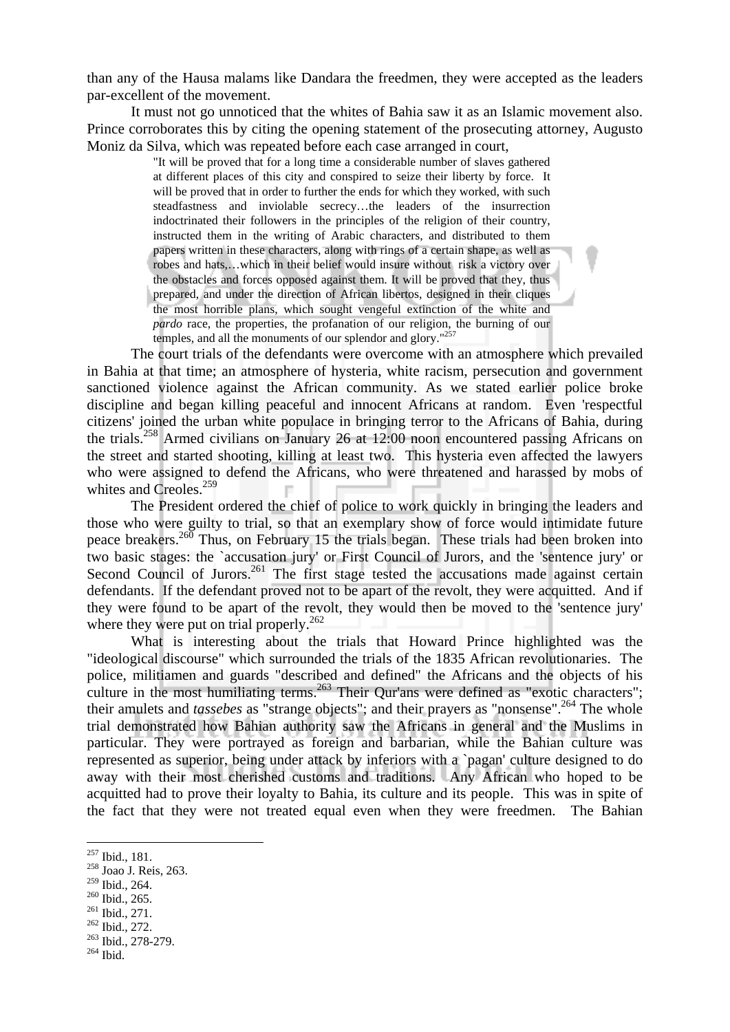than any of the Hausa malams like Dandara the freedmen, they were accepted as the leaders par-excellent of the movement.

It must not go unnoticed that the whites of Bahia saw it as an Islamic movement also. Prince corroborates this by citing the opening statement of the prosecuting attorney, Augusto Moniz da Silva, which was repeated before each case arranged in court,

> "It will be proved that for a long time a considerable number of slaves gathered at different places of this city and conspired to seize their liberty by force. It will be proved that in order to further the ends for which they worked, with such steadfastness and inviolable secrecy…the leaders of the insurrection indoctrinated their followers in the principles of the religion of their country, instructed them in the writing of Arabic characters, and distributed to them papers written in these characters, along with rings of a certain shape, as well as robes and hats,…which in their belief would insure without risk a victory over the obstacles and forces opposed against them. It will be proved that they, thus prepared, and under the direction of African libertos, designed in their cliques the most horrible plans, which sought vengeful extinction of the white and *pardo* race, the properties, the profanation of our religion, the burning of our temples, and all the monuments of our splendor and glory."[257]

The court trials of the defendants were overcome with an atmosphere which prevailed in Bahia at that time; an atmosphere of hysteria, white racism, persecution and government sanctioned violence against the African community. As we stated earlier police broke discipline and began killing peaceful and innocent Africans at random. Even 'respectful citizens' joined the urban white populace in bringing terror to the Africans of Bahia, during the trials.[258] Armed civilians on January 26 at 12:00 noon encountered passing Africans on the street and started shooting, killing at least two. This hysteria even affected the lawyers who were assigned to defend the Africans, who were threatened and harassed by mobs of whites and Creoles.[259]

The President ordered the chief of police to work quickly in bringing the leaders and those who were guilty to trial, so that an exemplary show of force would intimidate future peace breakers.[260] Thus, on February 15 the trials began. These trials had been broken into two basic stages: the `accusation jury' or First Council of Jurors, and the 'sentence jury' or Second Council of Jurors.[261] The first stage tested the accusations made against certain defendants. If the defendant proved not to be apart of the revolt, they were acquitted. And if they were found to be apart of the revolt, they would then be moved to the 'sentence jury' where they were put on trial properly.[262]

What is interesting about the trials that Howard Prince highlighted was the "ideological discourse" which surrounded the trials of the 1835 African revolutionaries. The police, militiamen and guards "described and defined" the Africans and the objects of his culture in the most humiliating terms.[263] Their Qur'ans were defined as "exotic characters"; their amulets and *tassebes* as "strange objects"; and their prayers as "nonsense".[264] The whole trial demonstrated how Bahian authority saw the Africans in general and the Muslims in particular. They were portrayed as foreign and barbarian, while the Bahian culture was represented as superior, being under attack by inferiors with a `pagan' culture designed to do away with their most cherished customs and traditions. Any African who hoped to be acquitted had to prove their loyalty to Bahia, its culture and its people. This was in spite of the fact that they were not treated equal even when they were freedmen. The Bahian

---

[257] Ibid., 181.
[258] Joao J. Reis, 263.
[259] Ibid., 264.
[260] Ibid., 265.
[261] Ibid., 271.
[262] Ibid., 272.
[263] Ibid., 278-279.
[264] Ibid.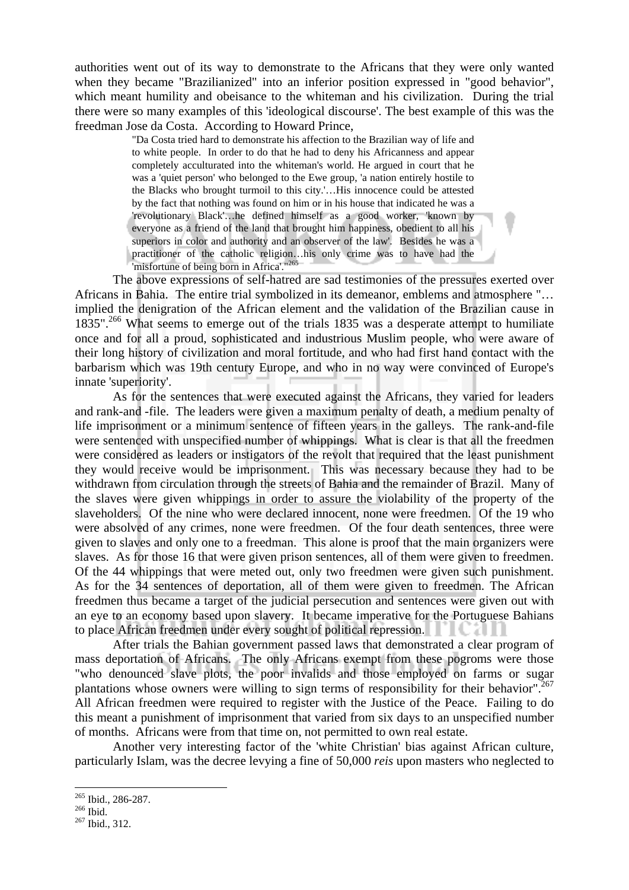authorities went out of its way to demonstrate to the Africans that they were only wanted when they became "Brazilianized" into an inferior position expressed in "good behavior", which meant humility and obeisance to the whiteman and his civilization. During the trial there were so many examples of this 'ideological discourse'. The best example of this was the freedman Jose da Costa. According to Howard Prince,

> "Da Costa tried hard to demonstrate his affection to the Brazilian way of life and to white people. In order to do that he had to deny his Africanness and appear completely acculturated into the whiteman's world. He argued in court that he was a 'quiet person' who belonged to the Ewe group, 'a nation entirely hostile to the Blacks who brought turmoil to this city.'…His innocence could be attested by the fact that nothing was found on him or in his house that indicated he was a 'revolutionary Black'…he defined himself as a good worker, 'known by everyone as a friend of the land that brought him happiness, obedient to all his superiors in color and authority and an observer of the law'. Besides he was a practitioner of the catholic religion…his only crime was to have had the 'misfortune of being born in Africa'."[265]

The above expressions of self-hatred are sad testimonies of the pressures exerted over Africans in Bahia. The entire trial symbolized in its demeanor, emblems and atmosphere "…implied the denigration of the African element and the validation of the Brazilian cause in 1835".[266] What seems to emerge out of the trials 1835 was a desperate attempt to humiliate once and for all a proud, sophisticated and industrious Muslim people, who were aware of their long history of civilization and moral fortitude, and who had first hand contact with the barbarism which was 19th century Europe, and who in no way were convinced of Europe's innate 'superiority'.

As for the sentences that were executed against the Africans, they varied for leaders and rank-and -file. The leaders were given a maximum penalty of death, a medium penalty of life imprisonment or a minimum sentence of fifteen years in the galleys. The rank-and-file were sentenced with unspecified number of whippings. What is clear is that all the freedmen were considered as leaders or instigators of the revolt that required that the least punishment they would receive would be imprisonment. This was necessary because they had to be withdrawn from circulation through the streets of Bahia and the remainder of Brazil. Many of the slaves were given whippings in order to assure the violability of the property of the slaveholders. Of the nine who were declared innocent, none were freedmen. Of the 19 who were absolved of any crimes, none were freedmen. Of the four death sentences, three were given to slaves and only one to a freedman. This alone is proof that the main organizers were slaves. As for those 16 that were given prison sentences, all of them were given to freedmen. Of the 44 whippings that were meted out, only two freedmen were given such punishment. As for the 34 sentences of deportation, all of them were given to freedmen. The African freedmen thus became a target of the judicial persecution and sentences were given out with an eye to an economy based upon slavery. It became imperative for the Portuguese Bahians to place African freedmen under every sought of political repression.

After trials the Bahian government passed laws that demonstrated a clear program of mass deportation of Africans. The only Africans exempt from these pogroms were those "who denounced slave plots, the poor invalids and those employed on farms or sugar plantations whose owners were willing to sign terms of responsibility for their behavior".[267] All African freedmen were required to register with the Justice of the Peace. Failing to do this meant a punishment of imprisonment that varied from six days to an unspecified number of months. Africans were from that time on, not permitted to own real estate.

Another very interesting factor of the 'white Christian' bias against African culture, particularly Islam, was the decree levying a fine of 50,000 *reis* upon masters who neglected to

---

[265] Ibid., 286-287.
[266] Ibid.
[267] Ibid., 312.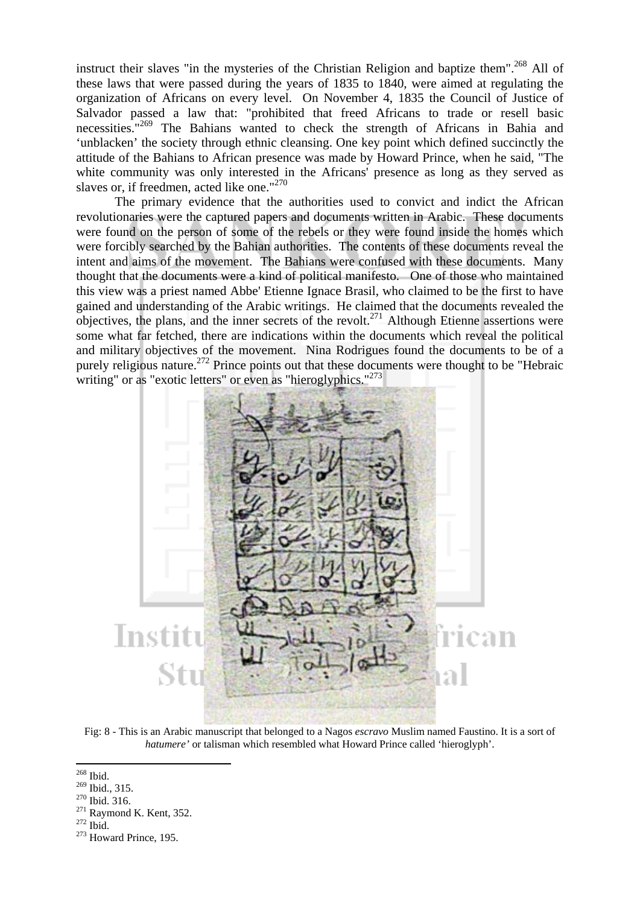instruct their slaves "in the mysteries of the Christian Religion and baptize them".[268] All of these laws that were passed during the years of 1835 to 1840, were aimed at regulating the organization of Africans on every level. On November 4, 1835 the Council of Justice of Salvador passed a law that: "prohibited that freed Africans to trade or resell basic necessities."[269] The Bahians wanted to check the strength of Africans in Bahia and 'unblacken' the society through ethnic cleansing. One key point which defined succinctly the attitude of the Bahians to African presence was made by Howard Prince, when he said, "The white community was only interested in the Africans' presence as long as they served as slaves or, if freedmen, acted like one."[270]

The primary evidence that the authorities used to convict and indict the African revolutionaries were the captured papers and documents written in Arabic. These documents were found on the person of some of the rebels or they were found inside the homes which were forcibly searched by the Bahian authorities. The contents of these documents reveal the intent and aims of the movement. The Bahians were confused with these documents. Many thought that the documents were a kind of political manifesto. One of those who maintained this view was a priest named Abbe' Etienne Ignace Brasil, who claimed to be the first to have gained and understanding of the Arabic writings. He claimed that the documents revealed the objectives, the plans, and the inner secrets of the revolt.[271] Although Etienne assertions were some what far fetched, there are indications within the documents which reveal the political and military objectives of the movement. Nina Rodrigues found the documents to be of a purely religious nature.[272] Prince points out that these documents were thought to be "Hebraic writing" or as "exotic letters" or even as "hieroglyphics."[273]

Fig: 8 - This is an Arabic manuscript that belonged to a Nagos *escravo* Muslim named Faustino. It is a sort of *hatumere'* or talisman which resembled what Howard Prince called 'hieroglyph'.

---

[268] Ibid.
[269] Ibid., 315.
[270] Ibid. 316.
[271] Raymond K. Kent, 352.
[272] Ibid.
[273] Howard Prince, 195.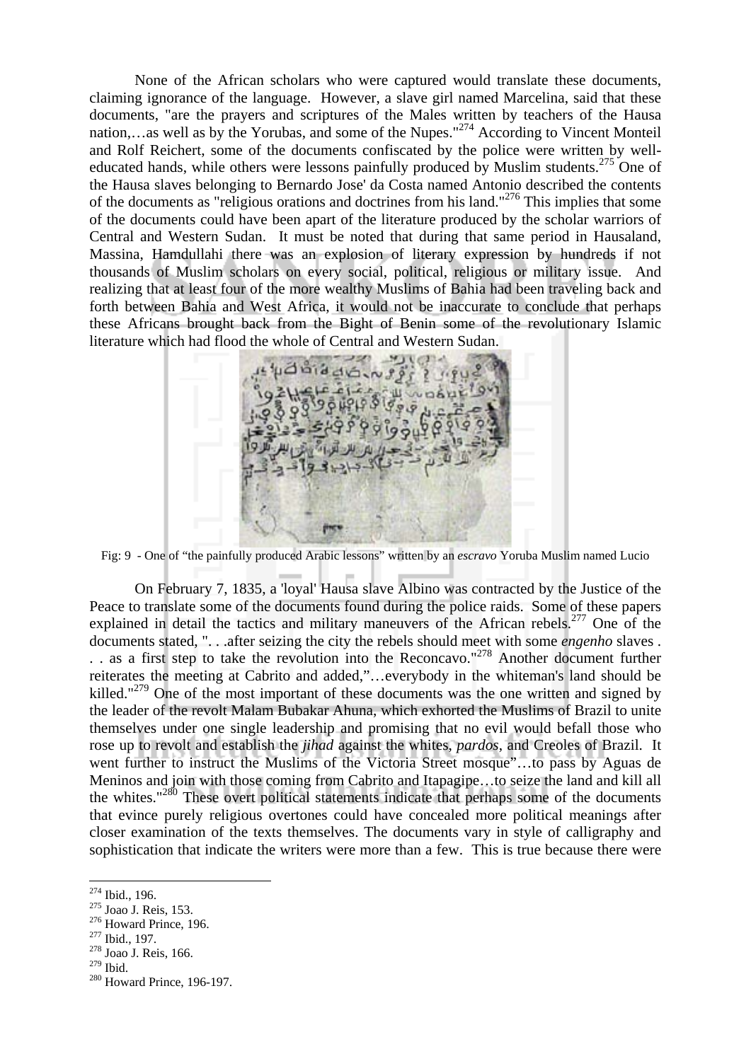None of the African scholars who were captured would translate these documents, claiming ignorance of the language. However, a slave girl named Marcelina, said that these documents, "are the prayers and scriptures of the Males written by teachers of the Hausa nation,…as well as by the Yorubas, and some of the Nupes."[274] According to Vincent Monteil and Rolf Reichert, some of the documents confiscated by the police were written by well-educated hands, while others were lessons painfully produced by Muslim students.[275] One of the Hausa slaves belonging to Bernardo Jose' da Costa named Antonio described the contents of the documents as "religious orations and doctrines from his land."[276] This implies that some of the documents could have been apart of the literature produced by the scholar warriors of Central and Western Sudan. It must be noted that during that same period in Hausaland, Massina, Hamdullahi there was an explosion of literary expression by hundreds if not thousands of Muslim scholars on every social, political, religious or military issue. And realizing that at least four of the more wealthy Muslims of Bahia had been traveling back and forth between Bahia and West Africa, it would not be inaccurate to conclude that perhaps these Africans brought back from the Bight of Benin some of the revolutionary Islamic literature which had flood the whole of Central and Western Sudan.

Fig: 9 - One of "the painfully produced Arabic lessons" written by an *escravo* Yoruba Muslim named Lucio

On February 7, 1835, a 'loyal' Hausa slave Albino was contracted by the Justice of the Peace to translate some of the documents found during the police raids. Some of these papers explained in detail the tactics and military maneuvers of the African rebels.[277] One of the documents stated, ". . .after seizing the city the rebels should meet with some *engenho* slaves . . . as a first step to take the revolution into the Reconcavo."[278] Another document further reiterates the meeting at Cabrito and added,"…everybody in the whiteman's land should be killed."[279] One of the most important of these documents was the one written and signed by the leader of the revolt Malam Bubakar Ahuna, which exhorted the Muslims of Brazil to unite themselves under one single leadership and promising that no evil would befall those who rose up to revolt and establish the *jihad* against the whites, *pardos*, and Creoles of Brazil. It went further to instruct the Muslims of the Victoria Street mosque"…to pass by Aguas de Meninos and join with those coming from Cabrito and Itapagipe…to seize the land and kill all the whites."[280] These overt political statements indicate that perhaps some of the documents that evince purely religious overtones could have concealed more political meanings after closer examination of the texts themselves. The documents vary in style of calligraphy and sophistication that indicate the writers were more than a few. This is true because there were

---

[274] Ibid., 196.
[275] Joao J. Reis, 153.
[276] Howard Prince, 196.
[277] Ibid., 197.
[278] Joao J. Reis, 166.
[279] Ibid.
[280] Howard Prince, 196-197.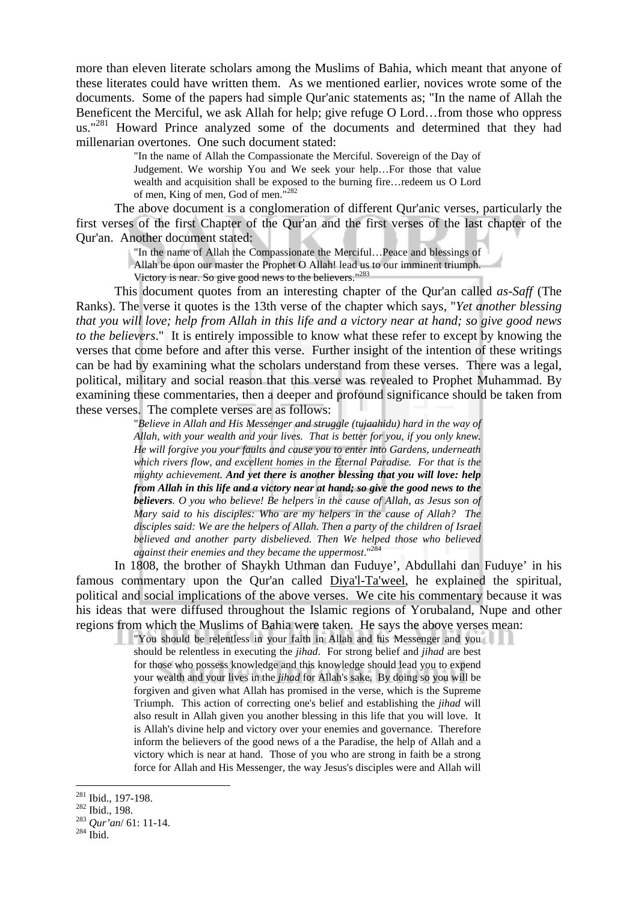more than eleven literate scholars among the Muslims of Bahia, which meant that anyone of these literates could have written them. As we mentioned earlier, novices wrote some of the documents. Some of the papers had simple Qur'anic statements as; "In the name of Allah the Beneficent the Merciful, we ask Allah for help; give refuge O Lord…from those who oppress us."[281] Howard Prince analyzed some of the documents and determined that they had millenarian overtones. One such document stated:

> "In the name of Allah the Compassionate the Merciful. Sovereign of the Day of Judgement. We worship You and We seek your help…For those that value wealth and acquisition shall be exposed to the burning fire…redeem us O Lord of men, King of men, God of men."[282]

The above document is a conglomeration of different Qur'anic verses, particularly the first verses of the first Chapter of the Qur'an and the first verses of the last chapter of the Qur'an. Another document stated:

> "In the name of Allah the Compassionate the Merciful…Peace and blessings of Allah be upon our master the Prophet O Allah! lead us to our imminent triumph. Victory is near. So give good news to the believers."[283]

This document quotes from an interesting chapter of the Qur'an called *as-Saff* (The Ranks). The verse it quotes is the 13th verse of the chapter which says, "*Yet another blessing that you will love; help from Allah in this life and a victory near at hand; so give good news to the believers*." It is entirely impossible to know what these refer to except by knowing the verses that come before and after this verse. Further insight of the intention of these writings can be had by examining what the scholars understand from these verses. There was a legal, political, military and social reason that this verse was revealed to Prophet Muhammad. By examining these commentaries, then a deeper and profound significance should be taken from these verses. The complete verses are as follows:

> "*Believe in Allah and His Messenger and struggle (tujaahidu) hard in the way of Allah, with your wealth and your lives. That is better for you, if you only knew. He will forgive you your faults and cause you to enter into Gardens, underneath which rivers flow, and excellent homes in the Eternal Paradise. For that is the mighty achievement.* ***And yet there is another blessing that you will love: help from Allah in this life and a victory near at hand; so give the good news to the believers****. O you who believe! Be helpers in the cause of Allah, as Jesus son of Mary said to his disciples: Who are my helpers in the cause of Allah? The disciples said: We are the helpers of Allah. Then a party of the children of Israel believed and another party disbelieved. Then We helped those who believed against their enemies and they became the uppermost.*"[284]

In 1808, the brother of Shaykh Uthman dan Fuduye', Abdullahi dan Fuduye' in his famous commentary upon the Qur'an called Diya'l-Ta'weel, he explained the spiritual, political and social implications of the above verses. We cite his commentary because it was his ideas that were diffused throughout the Islamic regions of Yorubaland, Nupe and other regions from which the Muslims of Bahia were taken. He says the above verses mean:

> "You should be relentless in your faith in Allah and his Messenger and you should be relentless in executing the *jihad*. For strong belief and *jihad* are best for those who possess knowledge and this knowledge should lead you to expend your wealth and your lives in the *jihad* for Allah's sake. By doing so you will be forgiven and given what Allah has promised in the verse, which is the Supreme Triumph. This action of correcting one's belief and establishing the *jihad* will also result in Allah given you another blessing in this life that you will love. It is Allah's divine help and victory over your enemies and governance. Therefore inform the believers of the good news of a the Paradise, the help of Allah and a victory which is near at hand. Those of you who are strong in faith be a strong force for Allah and His Messenger, the way Jesus's disciples were and Allah will

---

[281] Ibid., 197-198.
[282] Ibid., 198.
[283] *Qur'an*/ 61: 11-14.
[284] Ibid.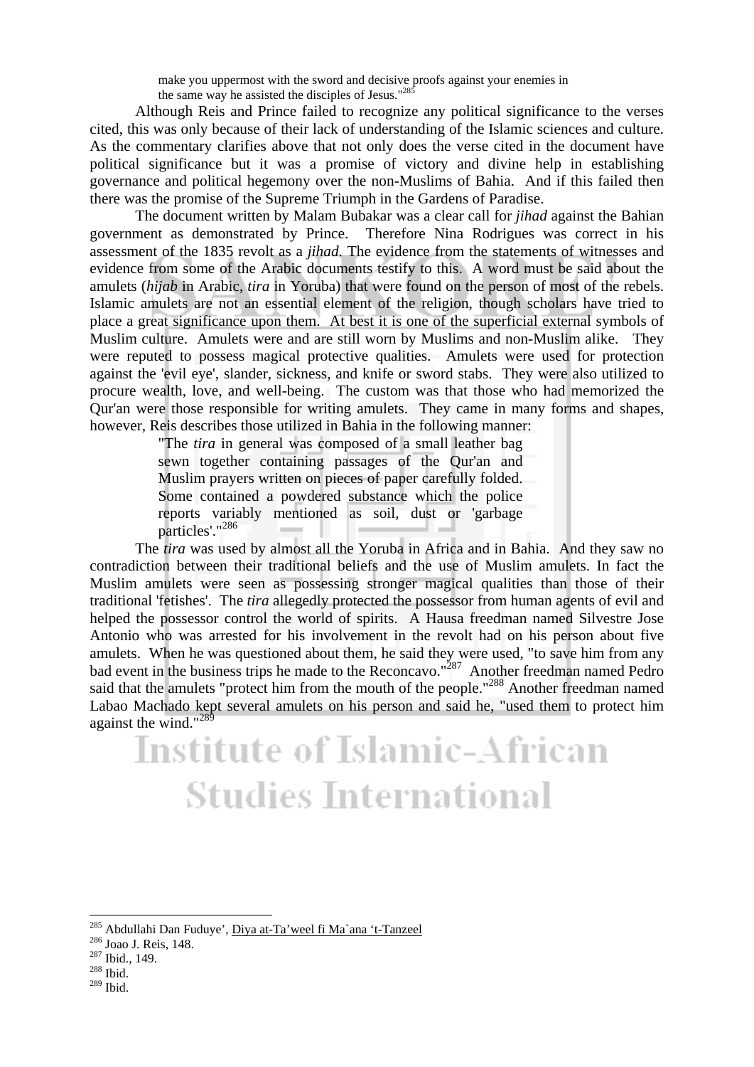> make you uppermost with the sword and decisive proofs against your enemies in the same way he assisted the disciples of Jesus."[285]

Although Reis and Prince failed to recognize any political significance to the verses cited, this was only because of their lack of understanding of the Islamic sciences and culture. As the commentary clarifies above that not only does the verse cited in the document have political significance but it was a promise of victory and divine help in establishing governance and political hegemony over the non-Muslims of Bahia. And if this failed then there was the promise of the Supreme Triumph in the Gardens of Paradise.

The document written by Malam Bubakar was a clear call for *jihad* against the Bahian government as demonstrated by Prince. Therefore Nina Rodrigues was correct in his assessment of the 1835 revolt as a *jihad*. The evidence from the statements of witnesses and evidence from some of the Arabic documents testify to this. A word must be said about the amulets (*hijab* in Arabic, *tira* in Yoruba) that were found on the person of most of the rebels. Islamic amulets are not an essential element of the religion, though scholars have tried to place a great significance upon them. At best it is one of the superficial external symbols of Muslim culture. Amulets were and are still worn by Muslims and non-Muslim alike. They were reputed to possess magical protective qualities. Amulets were used for protection against the 'evil eye', slander, sickness, and knife or sword stabs. They were also utilized to procure wealth, love, and well-being. The custom was that those who had memorized the Qur'an were those responsible for writing amulets. They came in many forms and shapes, however, Reis describes those utilized in Bahia in the following manner:

> "The *tira* in general was composed of a small leather bag sewn together containing passages of the Qur'an and Muslim prayers written on pieces of paper carefully folded. Some contained a powdered substance which the police reports variably mentioned as soil, dust or 'garbage particles'."[286]

The *tira* was used by almost all the Yoruba in Africa and in Bahia. And they saw no contradiction between their traditional beliefs and the use of Muslim amulets. In fact the Muslim amulets were seen as possessing stronger magical qualities than those of their traditional 'fetishes'. The *tira* allegedly protected the possessor from human agents of evil and helped the possessor control the world of spirits. A Hausa freedman named Silvestre Jose Antonio who was arrested for his involvement in the revolt had on his person about five amulets. When he was questioned about them, he said they were used, "to save him from any bad event in the business trips he made to the Reconcavo."[287] Another freedman named Pedro said that the amulets "protect him from the mouth of the people."[288] Another freedman named Labao Machado kept several amulets on his person and said he, "used them to protect him against the wind."[289]

---

[285] Abdullahi Dan Fuduye', Diya at-Ta'weel fi Ma`ana 't-Tanzeel
[286] Joao J. Reis, 148.
[287] Ibid., 149.
[288] Ibid.
[289] Ibid.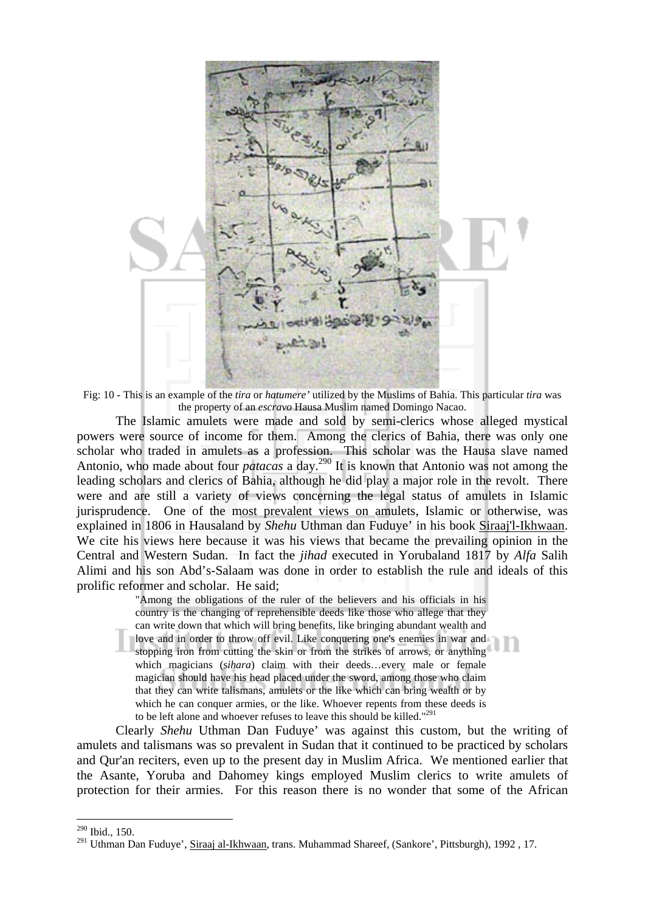Fig: 10 - This is an example of the *tira* or *hatumere'* utilized by the Muslims of Bahia. This particular *tira* was the property of an *escravo* Hausa Muslim named Domingo Nacao.

The Islamic amulets were made and sold by semi-clerics whose alleged mystical powers were source of income for them. Among the clerics of Bahia, there was only one scholar who traded in amulets as a profession. This scholar was the Hausa slave named Antonio, who made about four *patacas* a day.[290] It is known that Antonio was not among the leading scholars and clerics of Bahia, although he did play a major role in the revolt. There were and are still a variety of views concerning the legal status of amulets in Islamic jurisprudence. One of the most prevalent views on amulets, Islamic or otherwise, was explained in 1806 in Hausaland by *Shehu* Uthman dan Fuduye' in his book Siraaj'l-Ikhwaan. We cite his views here because it was his views that became the prevailing opinion in the Central and Western Sudan. In fact the *jihad* executed in Yorubaland 1817 by *Alfa* Salih Alimi and his son Abd's-Salaam was done in order to establish the rule and ideals of this prolific reformer and scholar. He said;

> "Among the obligations of the ruler of the believers and his officials in his country is the changing of reprehensible deeds like those who allege that they can write down that which will bring benefits, like bringing abundant wealth and love and in order to throw off evil. Like conquering one's enemies in war and stopping iron from cutting the skin or from the strikes of arrows, or anything which magicians (*sihara*) claim with their deeds…every male or female magician should have his head placed under the sword, among those who claim that they can write talismans, amulets or the like which can bring wealth or by which he can conquer armies, or the like. Whoever repents from these deeds is to be left alone and whoever refuses to leave this should be killed."[291]

Clearly *Shehu* Uthman Dan Fuduye' was against this custom, but the writing of amulets and talismans was so prevalent in Sudan that it continued to be practiced by scholars and Qur'an reciters, even up to the present day in Muslim Africa. We mentioned earlier that the Asante, Yoruba and Dahomey kings employed Muslim clerics to write amulets of protection for their armies. For this reason there is no wonder that some of the African

---

[290] Ibid., 150.

[291] Uthman Dan Fuduye', Siraaj al-Ikhwaan, trans. Muhammad Shareef, (Sankore', Pittsburgh), 1992 , 17.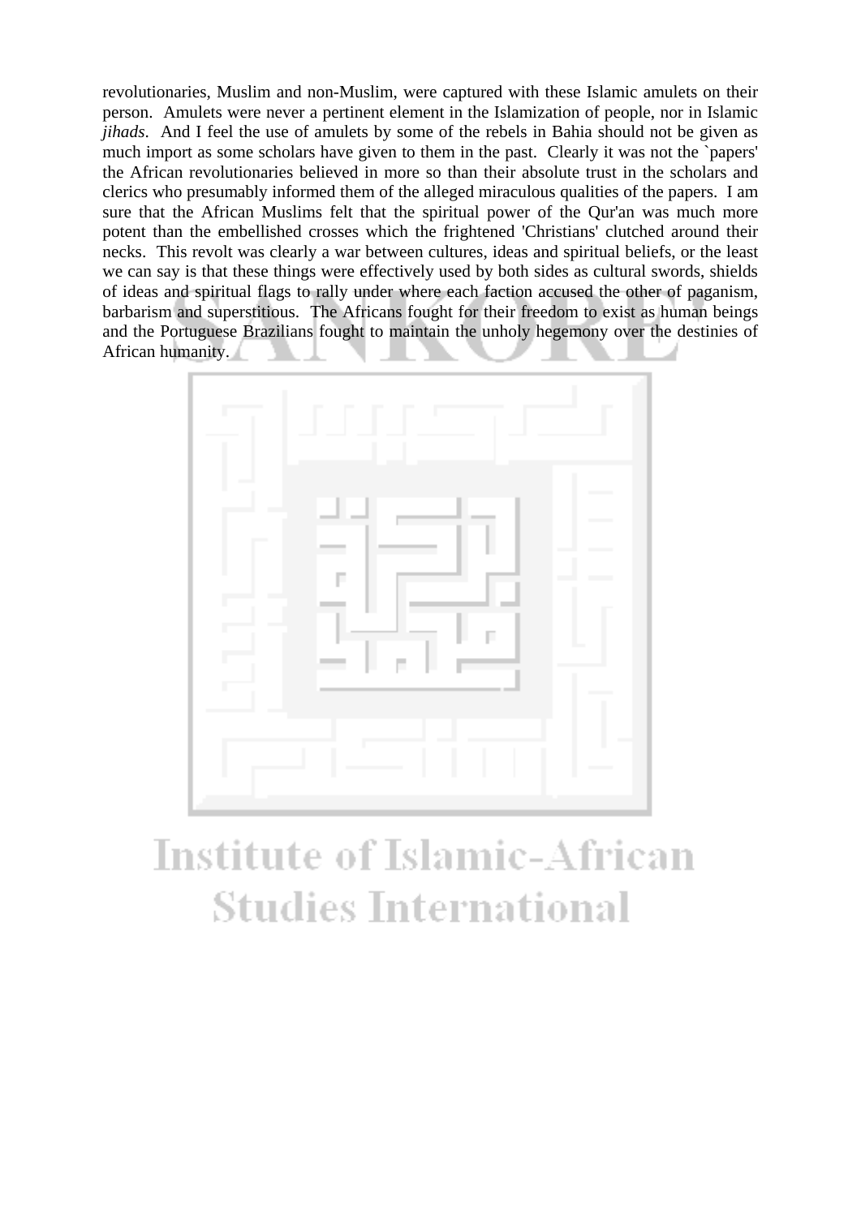revolutionaries, Muslim and non-Muslim, were captured with these Islamic amulets on their person. Amulets were never a pertinent element in the Islamization of people, nor in Islamic *jihads*. And I feel the use of amulets by some of the rebels in Bahia should not be given as much import as some scholars have given to them in the past. Clearly it was not the `papers' the African revolutionaries believed in more so than their absolute trust in the scholars and clerics who presumably informed them of the alleged miraculous qualities of the papers. I am sure that the African Muslims felt that the spiritual power of the Qur'an was much more potent than the embellished crosses which the frightened 'Christians' clutched around their necks. This revolt was clearly a war between cultures, ideas and spiritual beliefs, or the least we can say is that these things were effectively used by both sides as cultural swords, shields of ideas and spiritual flags to rally under where each faction accused the other of paganism, barbarism and superstitious. The Africans fought for their freedom to exist as human beings and the Portuguese Brazilians fought to maintain the unholy hegemony over the destinies of African humanity.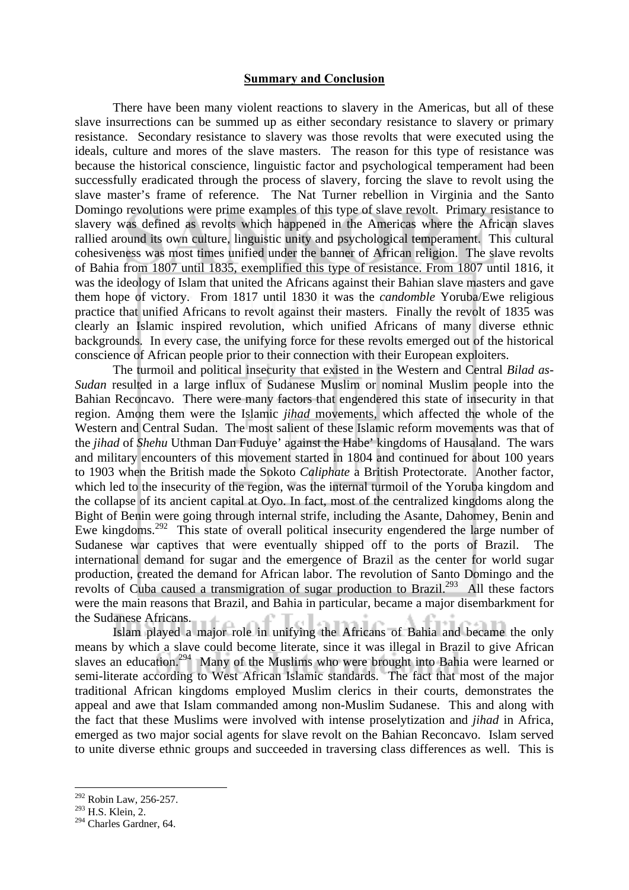## Summary and Conclusion

There have been many violent reactions to slavery in the Americas, but all of these slave insurrections can be summed up as either secondary resistance to slavery or primary resistance. Secondary resistance to slavery was those revolts that were executed using the ideals, culture and mores of the slave masters. The reason for this type of resistance was because the historical conscience, linguistic factor and psychological temperament had been successfully eradicated through the process of slavery, forcing the slave to revolt using the slave master's frame of reference. The Nat Turner rebellion in Virginia and the Santo Domingo revolutions were prime examples of this type of slave revolt. Primary resistance to slavery was defined as revolts which happened in the Americas where the African slaves rallied around its own culture, linguistic unity and psychological temperament. This cultural cohesiveness was most times unified under the banner of African religion. The slave revolts of Bahia from 1807 until 1835, exemplified this type of resistance. From 1807 until 1816, it was the ideology of Islam that united the Africans against their Bahian slave masters and gave them hope of victory. From 1817 until 1830 it was the *candomble* Yoruba/Ewe religious practice that unified Africans to revolt against their masters. Finally the revolt of 1835 was clearly an Islamic inspired revolution, which unified Africans of many diverse ethnic backgrounds. In every case, the unifying force for these revolts emerged out of the historical conscience of African people prior to their connection with their European exploiters.

The turmoil and political insecurity that existed in the Western and Central *Bilad as-Sudan* resulted in a large influx of Sudanese Muslim or nominal Muslim people into the Bahian Reconcavo. There were many factors that engendered this state of insecurity in that region. Among them were the Islamic *jihad* movements, which affected the whole of the Western and Central Sudan. The most salient of these Islamic reform movements was that of the *jihad* of *Shehu* Uthman Dan Fuduye' against the Habe' kingdoms of Hausaland. The wars and military encounters of this movement started in 1804 and continued for about 100 years to 1903 when the British made the Sokoto *Caliphate* a British Protectorate. Another factor, which led to the insecurity of the region, was the internal turmoil of the Yoruba kingdom and the collapse of its ancient capital at Oyo. In fact, most of the centralized kingdoms along the Bight of Benin were going through internal strife, including the Asante, Dahomey, Benin and Ewe kingdoms.[292] This state of overall political insecurity engendered the large number of Sudanese war captives that were eventually shipped off to the ports of Brazil. The international demand for sugar and the emergence of Brazil as the center for world sugar production, created the demand for African labor. The revolution of Santo Domingo and the revolts of Cuba caused a transmigration of sugar production to Brazil.[293] All these factors were the main reasons that Brazil, and Bahia in particular, became a major disembarkment for the Sudanese Africans.

Islam played a major role in unifying the Africans of Bahia and became the only means by which a slave could become literate, since it was illegal in Brazil to give African slaves an education.[294] Many of the Muslims who were brought into Bahia were learned or semi-literate according to West African Islamic standards. The fact that most of the major traditional African kingdoms employed Muslim clerics in their courts, demonstrates the appeal and awe that Islam commanded among non-Muslim Sudanese. This and along with the fact that these Muslims were involved with intense proselytization and *jihad* in Africa, emerged as two major social agents for slave revolt on the Bahian Reconcavo. Islam served to unite diverse ethnic groups and succeeded in traversing class differences as well. This is

---

[292] Robin Law, 256-257.
[293] H.S. Klein, 2.
[294] Charles Gardner, 64.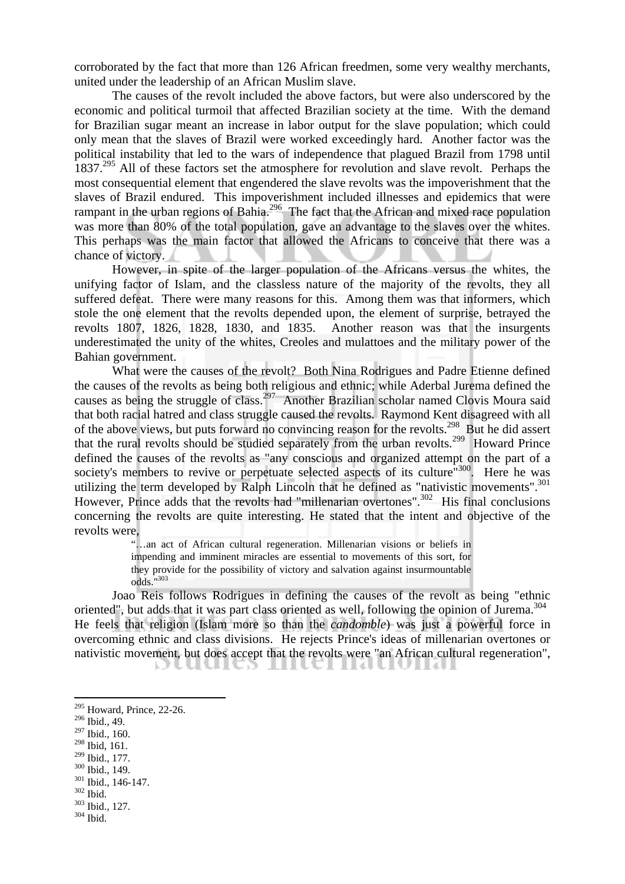corroborated by the fact that more than 126 African freedmen, some very wealthy merchants, united under the leadership of an African Muslim slave.

The causes of the revolt included the above factors, but were also underscored by the economic and political turmoil that affected Brazilian society at the time. With the demand for Brazilian sugar meant an increase in labor output for the slave population; which could only mean that the slaves of Brazil were worked exceedingly hard. Another factor was the political instability that led to the wars of independence that plagued Brazil from 1798 until 1837.[295] All of these factors set the atmosphere for revolution and slave revolt. Perhaps the most consequential element that engendered the slave revolts was the impoverishment that the slaves of Brazil endured. This impoverishment included illnesses and epidemics that were rampant in the urban regions of Bahia.[296] The fact that the African and mixed race population was more than 80% of the total population, gave an advantage to the slaves over the whites. This perhaps was the main factor that allowed the Africans to conceive that there was a chance of victory.

However, in spite of the larger population of the Africans versus the whites, the unifying factor of Islam, and the classless nature of the majority of the revolts, they all suffered defeat. There were many reasons for this. Among them was that informers, which stole the one element that the revolts depended upon, the element of surprise, betrayed the revolts 1807, 1826, 1828, 1830, and 1835. Another reason was that the insurgents underestimated the unity of the whites, Creoles and mulattoes and the military power of the Bahian government.

What were the causes of the revolt? Both Nina Rodrigues and Padre Etienne defined the causes of the revolts as being both religious and ethnic; while Aderbal Jurema defined the causes as being the struggle of class.[297] Another Brazilian scholar named Clovis Moura said that both racial hatred and class struggle caused the revolts. Raymond Kent disagreed with all of the above views, but puts forward no convincing reason for the revolts.[298] But he did assert that the rural revolts should be studied separately from the urban revolts.[299] Howard Prince defined the causes of the revolts as "any conscious and organized attempt on the part of a society's members to revive or perpetuate selected aspects of its culture"[300]. Here he was utilizing the term developed by Ralph Lincoln that he defined as "nativistic movements".[301] However, Prince adds that the revolts had "millenarian overtones".[302] His final conclusions concerning the revolts are quite interesting. He stated that the intent and objective of the revolts were,

> "…an act of African cultural regeneration. Millenarian visions or beliefs in impending and imminent miracles are essential to movements of this sort, for they provide for the possibility of victory and salvation against insurmountable odds."[303]

Joao Reis follows Rodrigues in defining the causes of the revolt as being "ethnic oriented", but adds that it was part class oriented as well, following the opinion of Jurema.[304] He feels that religion (Islam more so than the *candomble*) was just a powerful force in overcoming ethnic and class divisions. He rejects Prince's ideas of millenarian overtones or nativistic movement, but does accept that the revolts were "an African cultural regeneration",

---

[295] Howard, Prince, 22-26.
[296] Ibid., 49.
[297] Ibid., 160.
[298] Ibid, 161.
[299] Ibid., 177.
[300] Ibid., 149.
[301] Ibid., 146-147.
[302] Ibid.
[303] Ibid., 127.
[304] Ibid.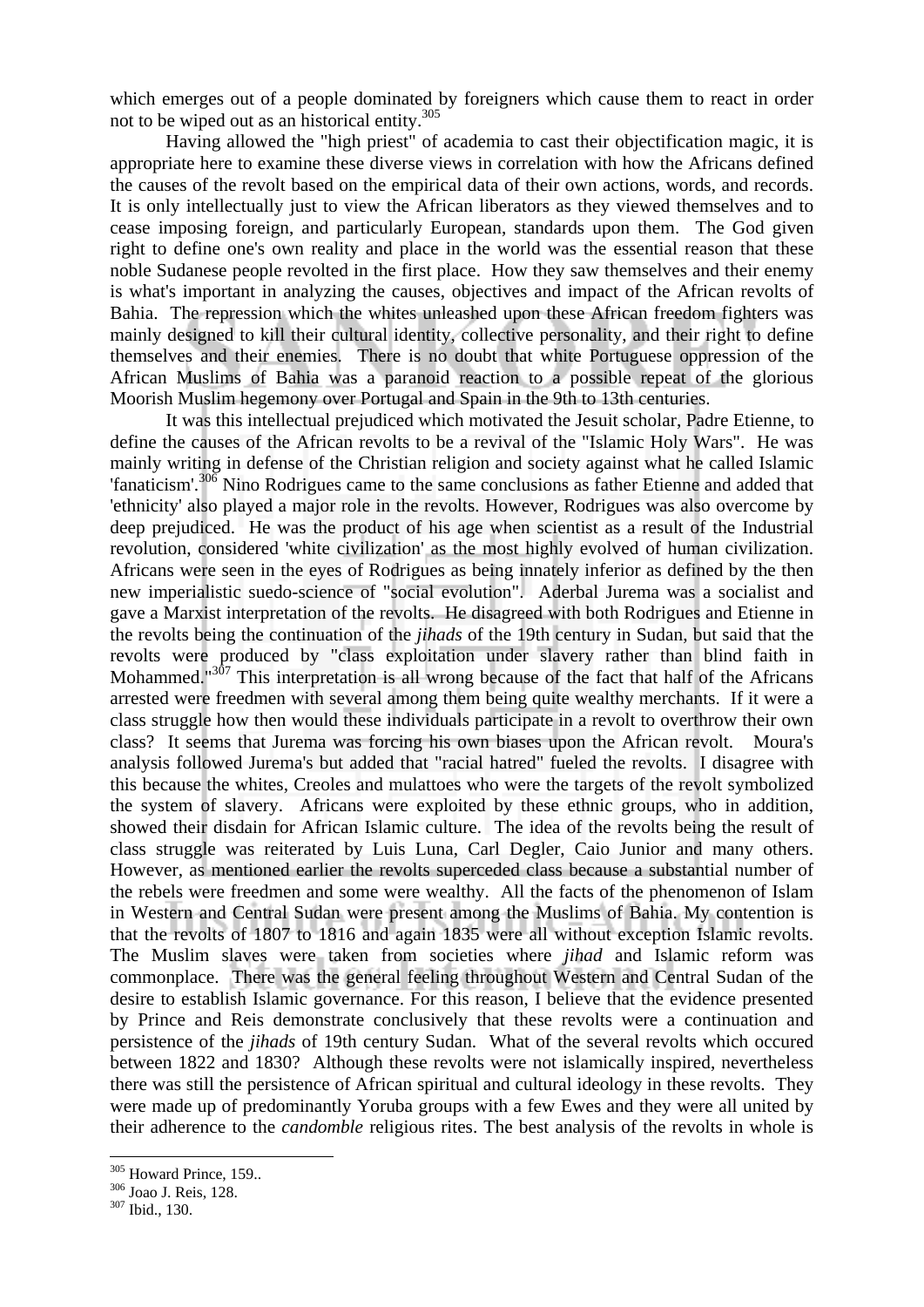which emerges out of a people dominated by foreigners which cause them to react in order not to be wiped out as an historical entity.[305]

Having allowed the "high priest" of academia to cast their objectification magic, it is appropriate here to examine these diverse views in correlation with how the Africans defined the causes of the revolt based on the empirical data of their own actions, words, and records. It is only intellectually just to view the African liberators as they viewed themselves and to cease imposing foreign, and particularly European, standards upon them. The God given right to define one's own reality and place in the world was the essential reason that these noble Sudanese people revolted in the first place. How they saw themselves and their enemy is what's important in analyzing the causes, objectives and impact of the African revolts of Bahia. The repression which the whites unleashed upon these African freedom fighters was mainly designed to kill their cultural identity, collective personality, and their right to define themselves and their enemies. There is no doubt that white Portuguese oppression of the African Muslims of Bahia was a paranoid reaction to a possible repeat of the glorious Moorish Muslim hegemony over Portugal and Spain in the 9th to 13th centuries.

It was this intellectual prejudiced which motivated the Jesuit scholar, Padre Etienne, to define the causes of the African revolts to be a revival of the "Islamic Holy Wars". He was mainly writing in defense of the Christian religion and society against what he called Islamic 'fanaticism'.[306] Nino Rodrigues came to the same conclusions as father Etienne and added that 'ethnicity' also played a major role in the revolts. However, Rodrigues was also overcome by deep prejudiced. He was the product of his age when scientist as a result of the Industrial revolution, considered 'white civilization' as the most highly evolved of human civilization. Africans were seen in the eyes of Rodrigues as being innately inferior as defined by the then new imperialistic suedo-science of "social evolution". Aderbal Jurema was a socialist and gave a Marxist interpretation of the revolts. He disagreed with both Rodrigues and Etienne in the revolts being the continuation of the *jihads* of the 19th century in Sudan, but said that the revolts were produced by "class exploitation under slavery rather than blind faith in Mohammed."[307] This interpretation is all wrong because of the fact that half of the Africans arrested were freedmen with several among them being quite wealthy merchants. If it were a class struggle how then would these individuals participate in a revolt to overthrow their own class? It seems that Jurema was forcing his own biases upon the African revolt. Moura's analysis followed Jurema's but added that "racial hatred" fueled the revolts. I disagree with this because the whites, Creoles and mulattoes who were the targets of the revolt symbolized the system of slavery. Africans were exploited by these ethnic groups, who in addition, showed their disdain for African Islamic culture. The idea of the revolts being the result of class struggle was reiterated by Luis Luna, Carl Degler, Caio Junior and many others. However, as mentioned earlier the revolts superceded class because a substantial number of the rebels were freedmen and some were wealthy. All the facts of the phenomenon of Islam in Western and Central Sudan were present among the Muslims of Bahia. My contention is that the revolts of 1807 to 1816 and again 1835 were all without exception Islamic revolts. The Muslim slaves were taken from societies where *jihad* and Islamic reform was commonplace. There was the general feeling throughout Western and Central Sudan of the desire to establish Islamic governance. For this reason, I believe that the evidence presented by Prince and Reis demonstrate conclusively that these revolts were a continuation and persistence of the *jihads* of 19th century Sudan. What of the several revolts which occured between 1822 and 1830? Although these revolts were not islamically inspired, nevertheless there was still the persistence of African spiritual and cultural ideology in these revolts. They were made up of predominantly Yoruba groups with a few Ewes and they were all united by their adherence to the *candomble* religious rites. The best analysis of the revolts in whole is

[305] Howard Prince, 159..
[306] Joao J. Reis, 128.
[307] Ibid., 130.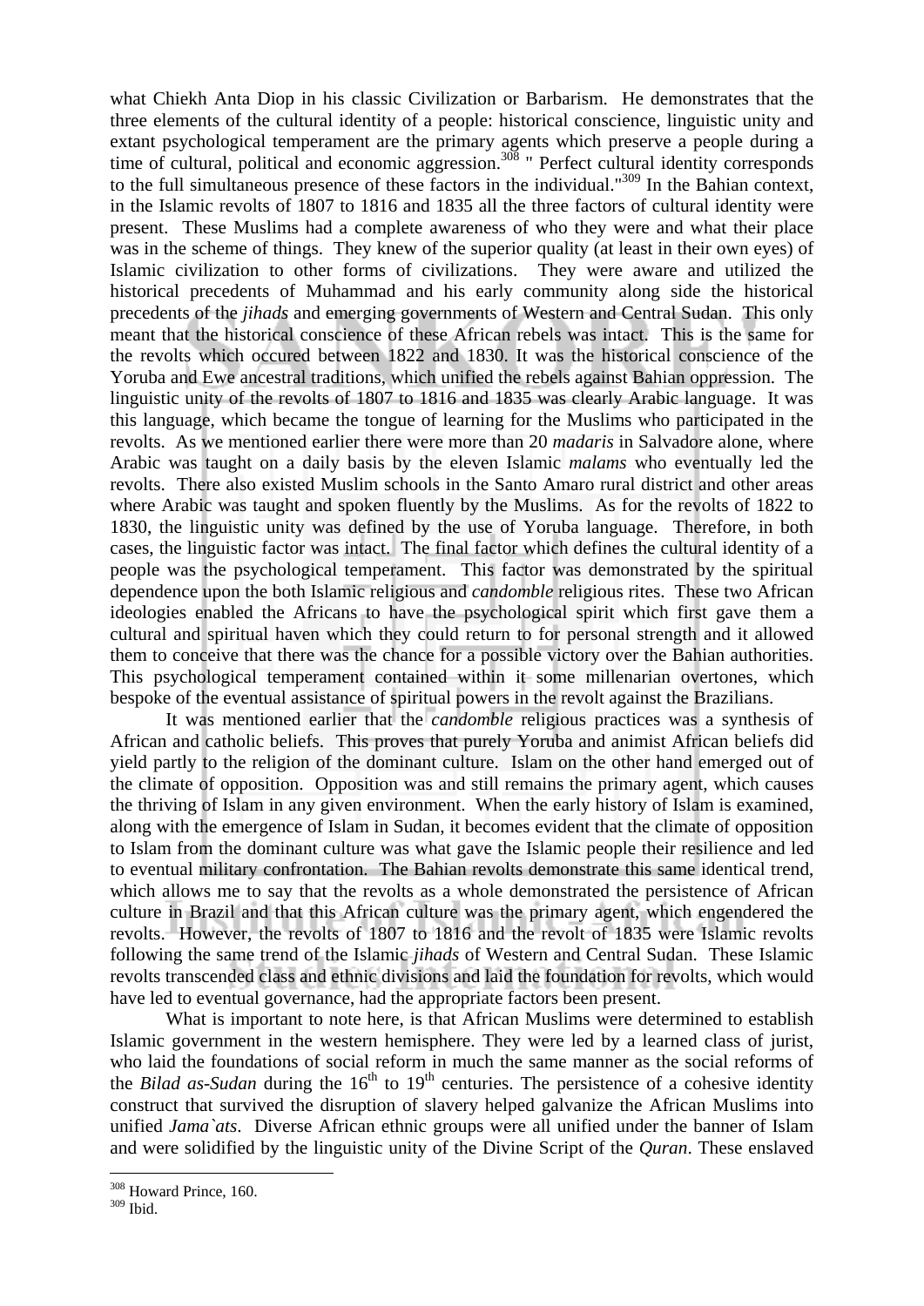what Chiekh Anta Diop in his classic Civilization or Barbarism. He demonstrates that the three elements of the cultural identity of a people: historical conscience, linguistic unity and extant psychological temperament are the primary agents which preserve a people during a time of cultural, political and economic aggression.[308] " Perfect cultural identity corresponds to the full simultaneous presence of these factors in the individual."[309] In the Bahian context, in the Islamic revolts of 1807 to 1816 and 1835 all the three factors of cultural identity were present. These Muslims had a complete awareness of who they were and what their place was in the scheme of things. They knew of the superior quality (at least in their own eyes) of Islamic civilization to other forms of civilizations. They were aware and utilized the historical precedents of Muhammad and his early community along side the historical precedents of the *jihads* and emerging governments of Western and Central Sudan. This only meant that the historical conscience of these African rebels was intact. This is the same for the revolts which occured between 1822 and 1830. It was the historical conscience of the Yoruba and Ewe ancestral traditions, which unified the rebels against Bahian oppression. The linguistic unity of the revolts of 1807 to 1816 and 1835 was clearly Arabic language. It was this language, which became the tongue of learning for the Muslims who participated in the revolts. As we mentioned earlier there were more than 20 *madaris* in Salvadore alone, where Arabic was taught on a daily basis by the eleven Islamic *malams* who eventually led the revolts. There also existed Muslim schools in the Santo Amaro rural district and other areas where Arabic was taught and spoken fluently by the Muslims. As for the revolts of 1822 to 1830, the linguistic unity was defined by the use of Yoruba language. Therefore, in both cases, the linguistic factor was intact. The final factor which defines the cultural identity of a people was the psychological temperament. This factor was demonstrated by the spiritual dependence upon the both Islamic religious and *candomble* religious rites. These two African ideologies enabled the Africans to have the psychological spirit which first gave them a cultural and spiritual haven which they could return to for personal strength and it allowed them to conceive that there was the chance for a possible victory over the Bahian authorities. This psychological temperament contained within it some millenarian overtones, which bespoke of the eventual assistance of spiritual powers in the revolt against the Brazilians.

It was mentioned earlier that the *candomble* religious practices was a synthesis of African and catholic beliefs. This proves that purely Yoruba and animist African beliefs did yield partly to the religion of the dominant culture. Islam on the other hand emerged out of the climate of opposition. Opposition was and still remains the primary agent, which causes the thriving of Islam in any given environment. When the early history of Islam is examined, along with the emergence of Islam in Sudan, it becomes evident that the climate of opposition to Islam from the dominant culture was what gave the Islamic people their resilience and led to eventual military confrontation. The Bahian revolts demonstrate this same identical trend, which allows me to say that the revolts as a whole demonstrated the persistence of African culture in Brazil and that this African culture was the primary agent, which engendered the revolts. However, the revolts of 1807 to 1816 and the revolt of 1835 were Islamic revolts following the same trend of the Islamic *jihads* of Western and Central Sudan. These Islamic revolts transcended class and ethnic divisions and laid the foundation for revolts, which would have led to eventual governance, had the appropriate factors been present.

What is important to note here, is that African Muslims were determined to establish Islamic government in the western hemisphere. They were led by a learned class of jurist, who laid the foundations of social reform in much the same manner as the social reforms of the *Bilad as-Sudan* during the 16th to 19th centuries. The persistence of a cohesive identity construct that survived the disruption of slavery helped galvanize the African Muslims into unified *Jama`ats*. Diverse African ethnic groups were all unified under the banner of Islam and were solidified by the linguistic unity of the Divine Script of the *Quran*. These enslaved

[308] Howard Prince, 160.
[309] Ibid.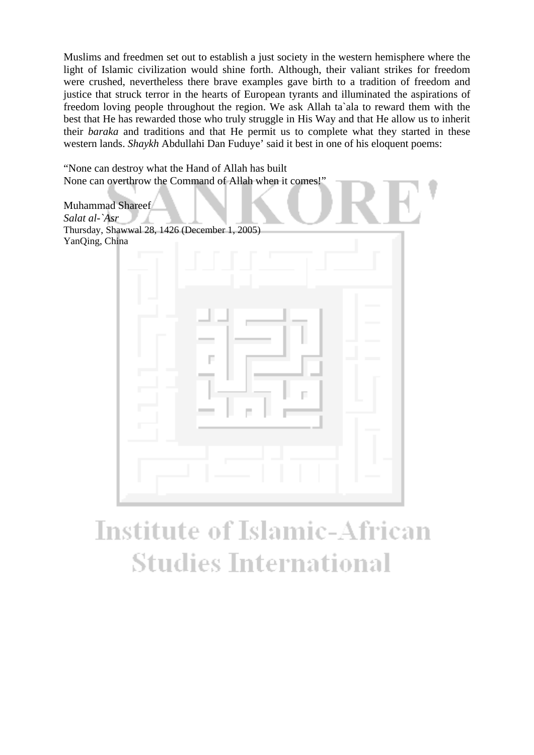Muslims and freedmen set out to establish a just society in the western hemisphere where the light of Islamic civilization would shine forth. Although, their valiant strikes for freedom were crushed, nevertheless there brave examples gave birth to a tradition of freedom and justice that struck terror in the hearts of European tyrants and illuminated the aspirations of freedom loving people throughout the region. We ask Allah ta`ala to reward them with the best that He has rewarded those who truly struggle in His Way and that He allow us to inherit their *baraka* and traditions and that He permit us to complete what they started in these western lands. *Shaykh* Abdullahi Dan Fuduye' said it best in one of his eloquent poems:

"None can destroy what the Hand of Allah has built
None can overthrow the Command of Allah when it comes!"

Muhammad Shareef
*Salat al-`Asr*
Thursday, Shawwal 28, 1426 (December 1, 2005)
YanQing, China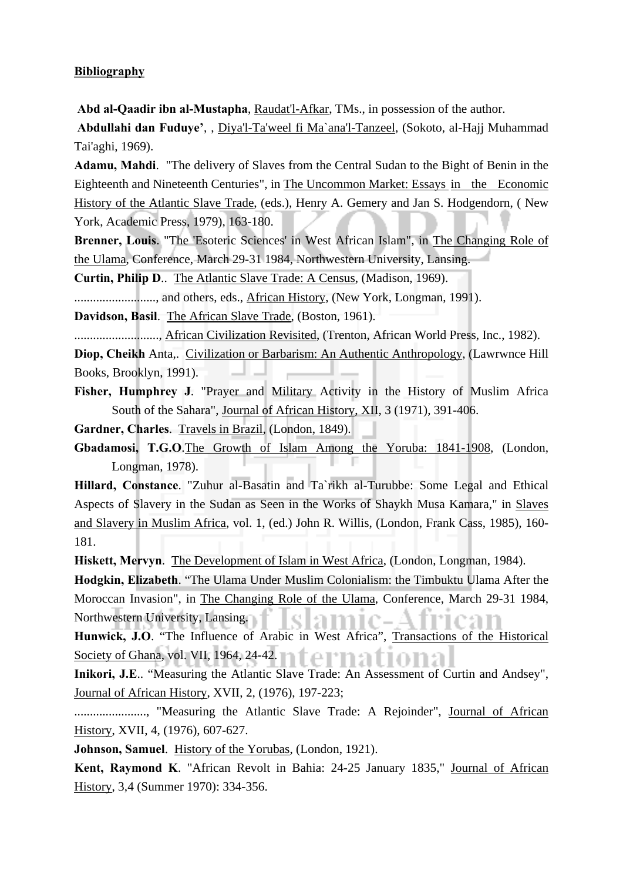**Bibliography**

**Abd al-Qaadir ibn al-Mustapha**, Raudat'l-Afkar, TMs., in possession of the author.

**Abdullahi dan Fuduye'**, , Diya'l-Ta'weel fi Ma`ana'l-Tanzeel, (Sokoto, al-Hajj Muhammad Tai'aghi, 1969).

**Adamu, Mahdi**. "The delivery of Slaves from the Central Sudan to the Bight of Benin in the Eighteenth and Nineteenth Centuries", in The Uncommon Market: Essays in the Economic History of the Atlantic Slave Trade, (eds.), Henry A. Gemery and Jan S. Hodgendorn, ( New York, Academic Press, 1979), 163-180.

**Brenner, Louis**. "The 'Esoteric Sciences' in West African Islam", in The Changing Role of the Ulama, Conference, March 29-31 1984, Northwestern University, Lansing.

**Curtin, Philip D**.. The Atlantic Slave Trade: A Census, (Madison, 1969).

.........................., and others, eds., African History, (New York, Longman, 1991).

**Davidson, Basil**. The African Slave Trade, (Boston, 1961).

..........................., African Civilization Revisited, (Trenton, African World Press, Inc., 1982).

**Diop, Cheikh** Anta,. Civilization or Barbarism: An Authentic Anthropology, (Lawrwnce Hill Books, Brooklyn, 1991).

**Fisher, Humphrey J**. "Prayer and Military Activity in the History of Muslim Africa South of the Sahara", Journal of African History, XII, 3 (1971), 391-406.

**Gardner, Charles**. Travels in Brazil, (London, 1849).

**Gbadamosi, T.G.O**.The Growth of Islam Among the Yoruba: 1841-1908, (London, Longman, 1978).

**Hillard, Constance**. "Zuhur al-Basatin and Ta`rikh al-Turubbe: Some Legal and Ethical Aspects of Slavery in the Sudan as Seen in the Works of Shaykh Musa Kamara," in Slaves and Slavery in Muslim Africa, vol. 1, (ed.) John R. Willis, (London, Frank Cass, 1985), 160-181.

**Hiskett, Mervyn**. The Development of Islam in West Africa, (London, Longman, 1984).

**Hodgkin, Elizabeth**. "The Ulama Under Muslim Colonialism: the Timbuktu Ulama After the Moroccan Invasion", in The Changing Role of the Ulama, Conference, March 29-31 1984, Northwestern University, Lansing.

**Hunwick, J.O**. "The Influence of Arabic in West Africa", Transactions of the Historical Society of Ghana, vol. VII, 1964, 24-42.

**Inikori, J.E**.. "Measuring the Atlantic Slave Trade: An Assessment of Curtin and Andsey", Journal of African History, XVII, 2, (1976), 197-223;

......................., "Measuring the Atlantic Slave Trade: A Rejoinder", Journal of African History, XVII, 4, (1976), 607-627.

**Johnson, Samuel**. History of the Yorubas, (London, 1921).

**Kent, Raymond K**. "African Revolt in Bahia: 24-25 January 1835," Journal of African History, 3,4 (Summer 1970): 334-356.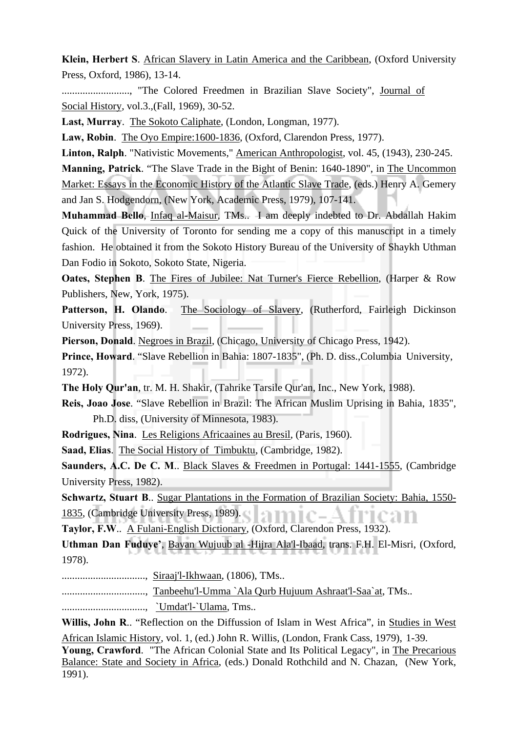**Klein, Herbert S**. African Slavery in Latin America and the Caribbean, (Oxford University Press, Oxford, 1986), 13-14.

.........................., "The Colored Freedmen in Brazilian Slave Society", Journal of Social History, vol.3.,(Fall, 1969), 30-52.

**Last, Murray**. The Sokoto Caliphate, (London, Longman, 1977).

**Law, Robin**. The Oyo Empire:1600-1836, (Oxford, Clarendon Press, 1977).

**Linton, Ralph**. "Nativistic Movements," American Anthropologist, vol. 45, (1943), 230-245.

**Manning, Patrick**. "The Slave Trade in the Bight of Benin: 1640-1890", in The Uncommon Market: Essays in the Economic History of the Atlantic Slave Trade, (eds.) Henry A. Gemery and Jan S. Hodgendorn, (New York, Academic Press, 1979), 107-141.

**Muhammad Bello**, Infaq al-Maisur, TMs.. I am deeply indebted to Dr. Abdallah Hakim Quick of the University of Toronto for sending me a copy of this manuscript in a timely fashion. He obtained it from the Sokoto History Bureau of the University of Shaykh Uthman Dan Fodio in Sokoto, Sokoto State, Nigeria.

**Oates, Stephen B**. The Fires of Jubilee: Nat Turner's Fierce Rebellion, (Harper & Row Publishers, New, York, 1975).

**Patterson, H. Olando**. The Sociology of Slavery, (Rutherford, Fairleigh Dickinson University Press, 1969).

**Pierson, Donald**. Negroes in Brazil, (Chicago, University of Chicago Press, 1942).

**Prince, Howard**. "Slave Rebellion in Bahia: 1807-1835", (Ph. D. diss.,Columbia University, 1972).

**The Holy Qur'an**, tr. M. H. Shakir, (Tahrike Tarsile Qur'an, Inc., New York, 1988).

**Reis, Joao Jose**. "Slave Rebellion in Brazil: The African Muslim Uprising in Bahia, 1835", Ph.D. diss, (University of Minnesota, 1983).

**Rodrigues, Nina**. Les Religions Africaaines au Bresil, (Paris, 1960).

**Saad, Elias**. The Social History of Timbuktu, (Cambridge, 1982).

**Saunders, A.C. De C. M**.. Black Slaves & Freedmen in Portugal: 1441-1555, (Cambridge University Press, 1982).

**Schwartz, Stuart B**.. Sugar Plantations in the Formation of Brazilian Society: Bahia, 1550-1835, (Cambridge University Press, 1989).

**Taylor, F.W**.. A Fulani-English Dictionary, (Oxford, Clarendon Press, 1932).

**Uthman Dan Fuduye'**, Bayan Wujuub al -Hijra Ala'l-Ibaad, trans. F.H. El-Misri, (Oxford, 1978).

................................, Siraaj'l-Ikhwaan, (1806), TMs..

................................, Tanbeehu'l-Umma `Ala Qurb Hujuum Ashraat'l-Saa`at, TMs..

................................, `Umdat'l-`Ulama, Tms..

**Willis, John R**.. "Reflection on the Diffussion of Islam in West Africa", in Studies in West African Islamic History, vol. 1, (ed.) John R. Willis, (London, Frank Cass, 1979), 1-39.

**Young, Crawford**. "The African Colonial State and Its Political Legacy", in The Precarious Balance: State and Society in Africa, (eds.) Donald Rothchild and N. Chazan, (New York, 1991).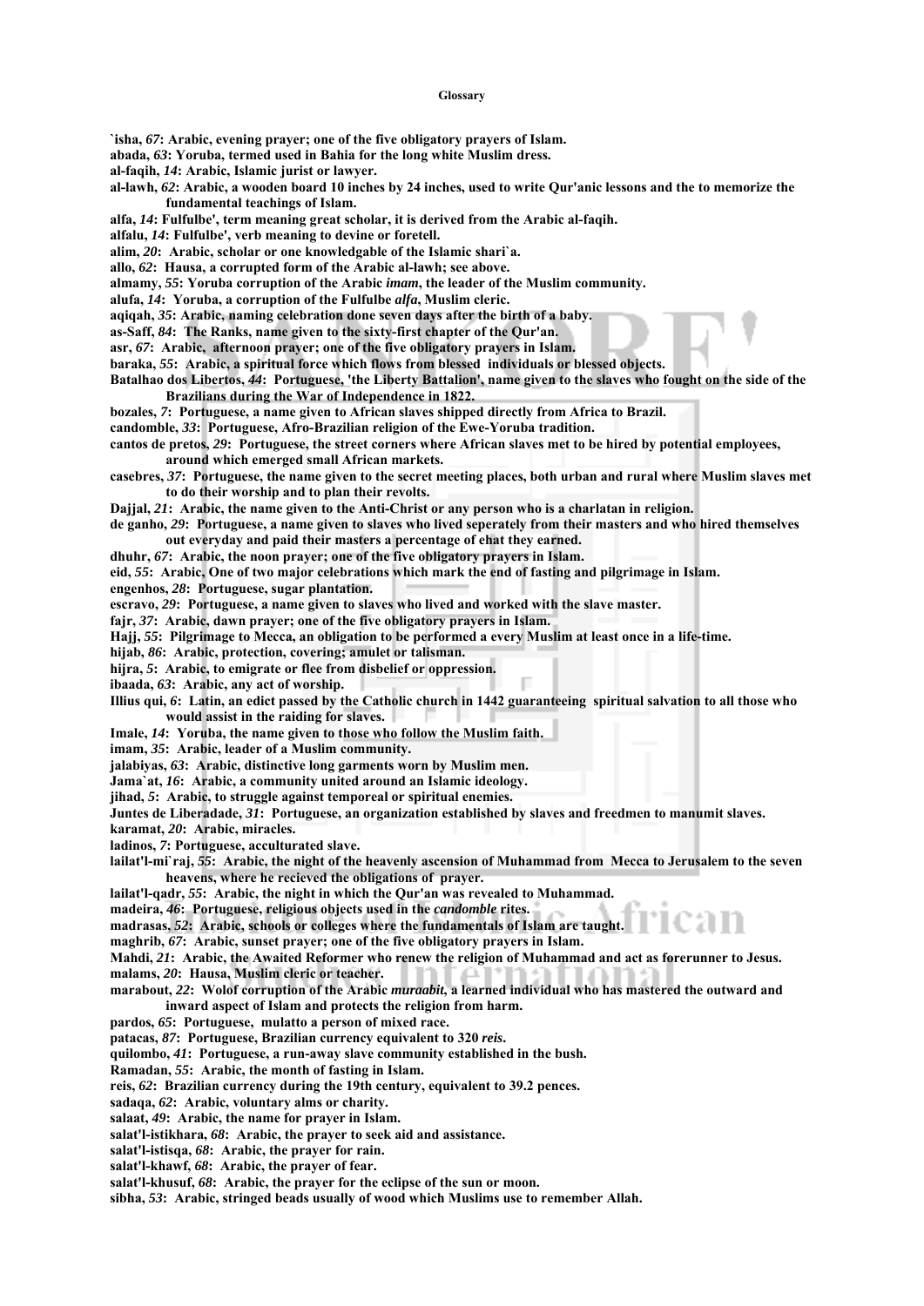# Glossary

**`isha, *67*: Arabic, evening prayer; one of the five obligatory prayers of Islam.**

**abada, *63*: Yoruba, termed used in Bahia for the long white Muslim dress.**

**al-faqih, *14*: Arabic, Islamic jurist or lawyer.**

**al-lawh, *62*: Arabic, a wooden board 10 inches by 24 inches, used to write Qur'anic lessons and the to memorize the fundamental teachings of Islam.**

**alfa, *14*: Fulfulbe', term meaning great scholar, it is derived from the Arabic al-faqih.**

**alfalu, *14*: Fulfulbe', verb meaning to devine or foretell.**

**alim, *20*: Arabic, scholar or one knowledgable of the Islamic shari`a.**

**allo, *62*: Hausa, a corrupted form of the Arabic al-lawh; see above.**

**almamy, *55*: Yoruba corruption of the Arabic *imam*, the leader of the Muslim community.**

**alufa, *14*: Yoruba, a corruption of the Fulfulbe *alfa*, Muslim cleric.**

**aqiqah, *35*: Arabic, naming celebration done seven days after the birth of a baby.**

**as-Saff, *84*: The Ranks, name given to the sixty-first chapter of the Qur'an.**

**asr, *67*: Arabic, afternoon prayer; one of the five obligatory prayers in Islam.**

**baraka, *55*: Arabic, a spiritual force which flows from blessed individuals or blessed objects.**

**Batalhao dos Libertos, *44*: Portuguese, 'the Liberty Battalion', name given to the slaves who fought on the side of the Brazilians during the War of Independence in 1822.**

**bozales, *7*: Portuguese, a name given to African slaves shipped directly from Africa to Brazil.**

**candomble, *33*: Portuguese, Afro-Brazilian religion of the Ewe-Yoruba tradition.**

**cantos de pretos, *29*: Portuguese, the street corners where African slaves met to be hired by potential employees, around which emerged small African markets.**

**casebres, *37*: Portuguese, the name given to the secret meeting places, both urban and rural where Muslim slaves met to do their worship and to plan their revolts.**

**Dajjal, *21*: Arabic, the name given to the Anti-Christ or any person who is a charlatan in religion.**

**de ganho, *29*: Portuguese, a name given to slaves who lived seperately from their masters and who hired themselves out everyday and paid their masters a percentage of ehat they earned.**

**dhuhr, *67*: Arabic, the noon prayer; one of the five obligatory prayers in Islam.**

**eid, *55*: Arabic, One of two major celebrations which mark the end of fasting and pilgrimage in Islam.**

**engenhos, *28*: Portuguese, sugar plantation.**

**escravo, *29*: Portuguese, a name given to slaves who lived and worked with the slave master.**

**fajr, *37*: Arabic, dawn prayer; one of the five obligatory prayers in Islam.**

**Hajj, *55*: Pilgrimage to Mecca, an obligation to be performed a every Muslim at least once in a life-time.**

**hijab, *86*: Arabic, protection, covering; amulet or talisman.**

**hijra, *5*: Arabic, to emigrate or flee from disbelief or oppression.**

**ibaada, *63*: Arabic, any act of worship.**

**Illius qui, *6*: Latin, an edict passed by the Catholic church in 1442 guaranteeing spiritual salvation to all those who would assist in the raiding for slaves.**

**Imale, *14*: Yoruba, the name given to those who follow the Muslim faith.**

**imam, *35*: Arabic, leader of a Muslim community.**

**jalabiyas, *63*: Arabic, distinctive long garments worn by Muslim men.**

**Jama`at, *16*: Arabic, a community united around an Islamic ideology.**

**jihad, *5*: Arabic, to struggle against temporeal or spiritual enemies.**

**Juntes de Liberadade, *31*: Portuguese, an organization established by slaves and freedmen to manumit slaves.**

**karamat, *20*: Arabic, miracles.**

**ladinos, *7*: Portuguese, acculturated slave.**

**lailat'l-mi`raj, *55*: Arabic, the night of the heavenly ascension of Muhammad from Mecca to Jerusalem to the seven heavens, where he recieved the obligations of prayer.**

**lailat'l-qadr, *55*: Arabic, the night in which the Qur'an was revealed to Muhammad.**

**madeira, *46*: Portuguese, religious objects used in the *candomble* rites.**

**madrasas, *52*: Arabic, schools or colleges where the fundamentals of Islam are taught.**

**maghrib, *67*: Arabic, sunset prayer; one of the five obligatory prayers in Islam.**

**Mahdi, *21*: Arabic, the Awaited Reformer who renew the religion of Muhammad and act as forerunner to Jesus.**

**malams, *20*: Hausa, Muslim cleric or teacher.**

**marabout, *22*: Wolof corruption of the Arabic *muraabit*, a learned individual who has mastered the outward and inward aspect of Islam and protects the religion from harm.**

**pardos, *65*: Portuguese, mulatto a person of mixed race.**

**patacas, *87*: Portuguese, Brazilian currency equivalent to 320 *reis*.**

**quilombo, *41*: Portuguese, a run-away slave community established in the bush.**

**Ramadan, *55*: Arabic, the month of fasting in Islam.**

**reis, *62*: Brazilian currency during the 19th century, equivalent to 39.2 pences.**

**sadaqa, *62*: Arabic, voluntary alms or charity.**

**salaat, *49*: Arabic, the name for prayer in Islam.**

**salat'l-istikhara, *68*: Arabic, the prayer to seek aid and assistance.**

**salat'l-istisqa, *68*: Arabic, the prayer for rain.**

**salat'l-khawf, *68*: Arabic, the prayer of fear.**

**salat'l-khusuf, *68*: Arabic, the prayer for the eclipse of the sun or moon.**

**sibha, *53*: Arabic, stringed beads usually of wood which Muslims use to remember Allah.**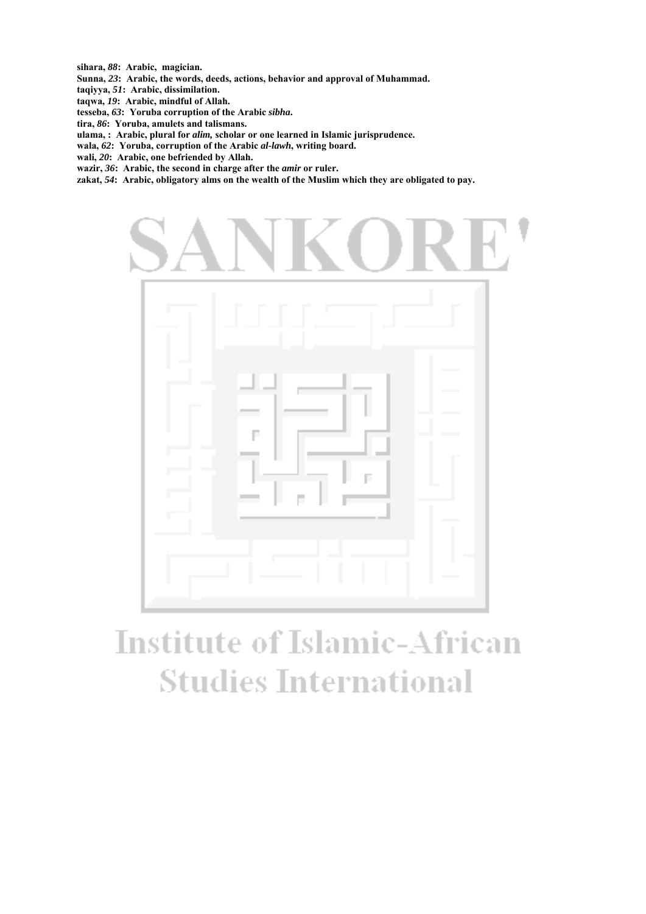**sihara, *88*: Arabic, magician.**
**Sunna, *23*: Arabic, the words, deeds, actions, behavior and approval of Muhammad.**
**taqiyya, *51*: Arabic, dissimilation.**
**taqwa, *19*: Arabic, mindful of Allah.**
**tesseba, *63*: Yoruba corruption of the Arabic *sibha*.**
**tira, *86*: Yoruba, amulets and talismans.**
**ulama, : Arabic, plural for *alim,* scholar or one learned in Islamic jurisprudence.**
**wala, *62*: Yoruba, corruption of the Arabic *al-lawh*, writing board.**
**wali, *20*: Arabic, one befriended by Allah.**
**wazir, *36*: Arabic, the second in charge after the *amir* or ruler.**
**zakat, *54*: Arabic, obligatory alms on the wealth of the Muslim which they are obligated to pay.**

SANKORE'

Institute of Islamic-African Studies International